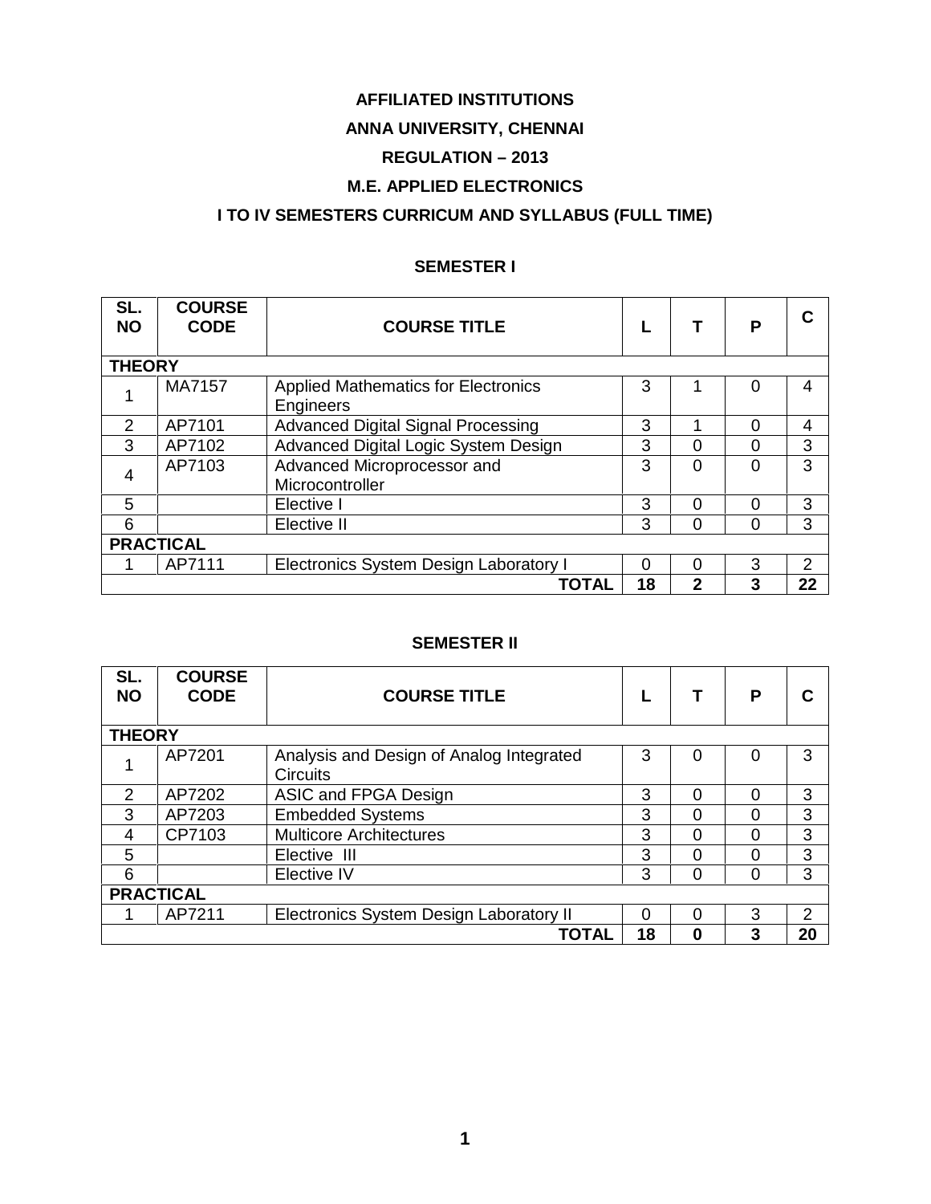# AFFILIATED INSTITUTIONS

# ANNA UNIVERSITY, CHENNAI

# REGULATION – 2013

# M.E. APPLIED ELECTRONICS

# I TO IV SEMESTERS CURRICUM AND SYLLABUS (FULL TIME)

## SEMESTER I

| SL. NO | COURSE CODE | COURSE TITLE | L | T | P | C |
|---|---|---|---|---|---|---|
| **THEORY** | | | | | | |
| 1 | MA7157 | Applied Mathematics for Electronics Engineers | 3 | 1 | 0 | 4 |
| 2 | AP7101 | Advanced Digital Signal Processing | 3 | 1 | 0 | 4 |
| 3 | AP7102 | Advanced Digital Logic System Design | 3 | 0 | 0 | 3 |
| 4 | AP7103 | Advanced Microprocessor and Microcontroller | 3 | 0 | 0 | 3 |
| 5 | | Elective I | 3 | 0 | 0 | 3 |
| 6 | | Elective II | 3 | 0 | 0 | 3 |
| **PRACTICAL** | | | | | | |
| 1 | AP7111 | Electronics System Design Laboratory I | 0 | 0 | 3 | 2 |
| | | **TOTAL** | **18** | **2** | **3** | **22** |

## SEMESTER II

| SL. NO | COURSE CODE | COURSE TITLE | L | T | P | C |
|---|---|---|---|---|---|---|
| **THEORY** | | | | | | |
| 1 | AP7201 | Analysis and Design of Analog Integrated Circuits | 3 | 0 | 0 | 3 |
| 2 | AP7202 | ASIC and FPGA Design | 3 | 0 | 0 | 3 |
| 3 | AP7203 | Embedded Systems | 3 | 0 | 0 | 3 |
| 4 | CP7103 | Multicore Architectures | 3 | 0 | 0 | 3 |
| 5 | | Elective III | 3 | 0 | 0 | 3 |
| 6 | | Elective IV | 3 | 0 | 0 | 3 |
| **PRACTICAL** | | | | | | |
| 1 | AP7211 | Electronics System Design Laboratory II | 0 | 0 | 3 | 2 |
| | | **TOTAL** | **18** | **0** | **3** | **20** |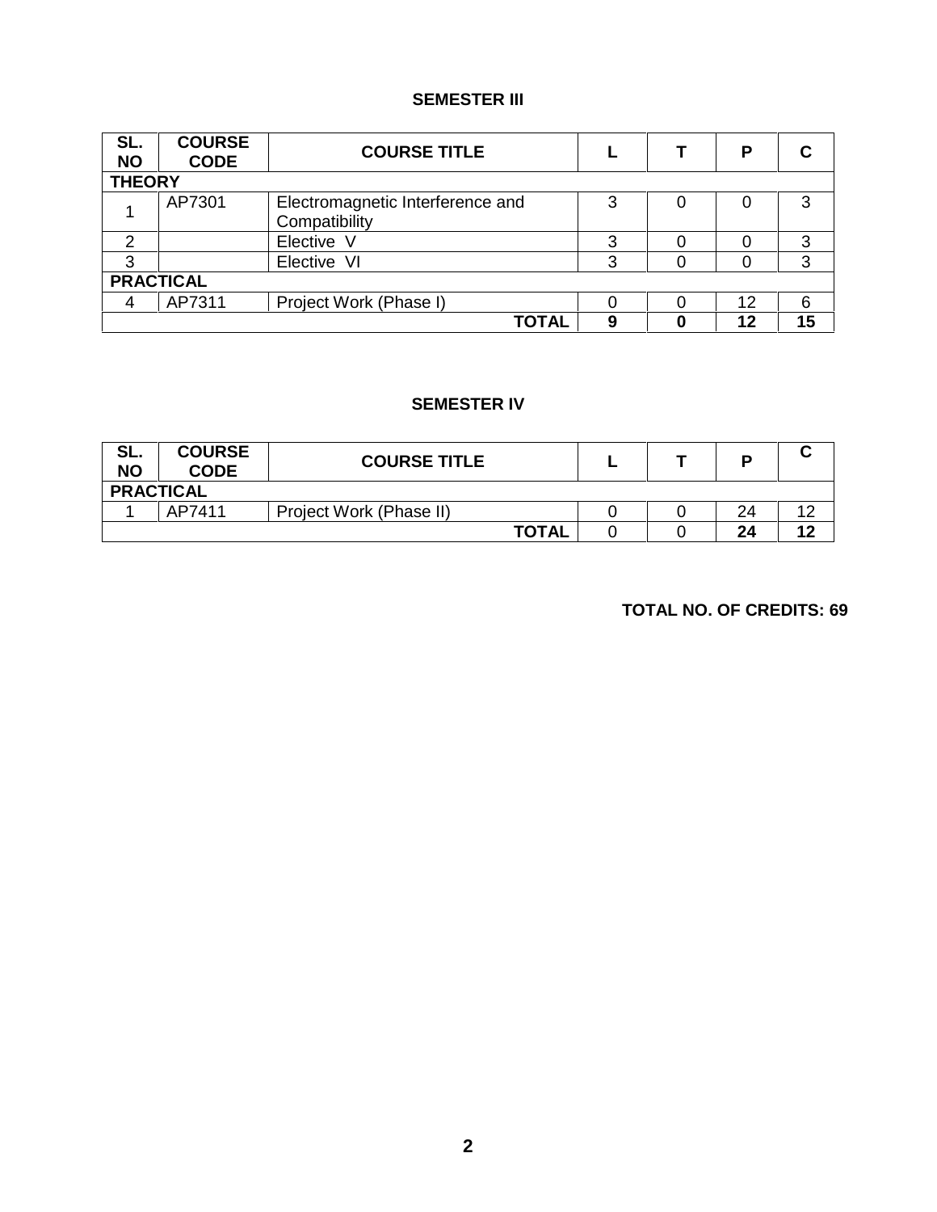## SEMESTER III

| SL. NO | COURSE CODE | COURSE TITLE | L | T | P | C |
|---|---|---|---|---|---|---|
| **THEORY** | | | | | | |
| 1 | AP7301 | Electromagnetic Interference and Compatibility | 3 | 0 | 0 | 3 |
| 2 | | Elective V | 3 | 0 | 0 | 3 |
| 3 | | Elective VI | 3 | 0 | 0 | 3 |
| **PRACTICAL** | | | | | | |
| 4 | AP7311 | Project Work (Phase I) | 0 | 0 | 12 | 6 |
| | | **TOTAL** | **9** | **0** | **12** | **15** |

## SEMESTER IV

| SL. NO | COURSE CODE | COURSE TITLE | L | T | P | C |
|---|---|---|---|---|---|---|
| **PRACTICAL** | | | | | | |
| 1 | AP7411 | Project Work (Phase II) | 0 | 0 | 24 | 12 |
| | | **TOTAL** | 0 | 0 | **24** | **12** |

**TOTAL NO. OF CREDITS: 69**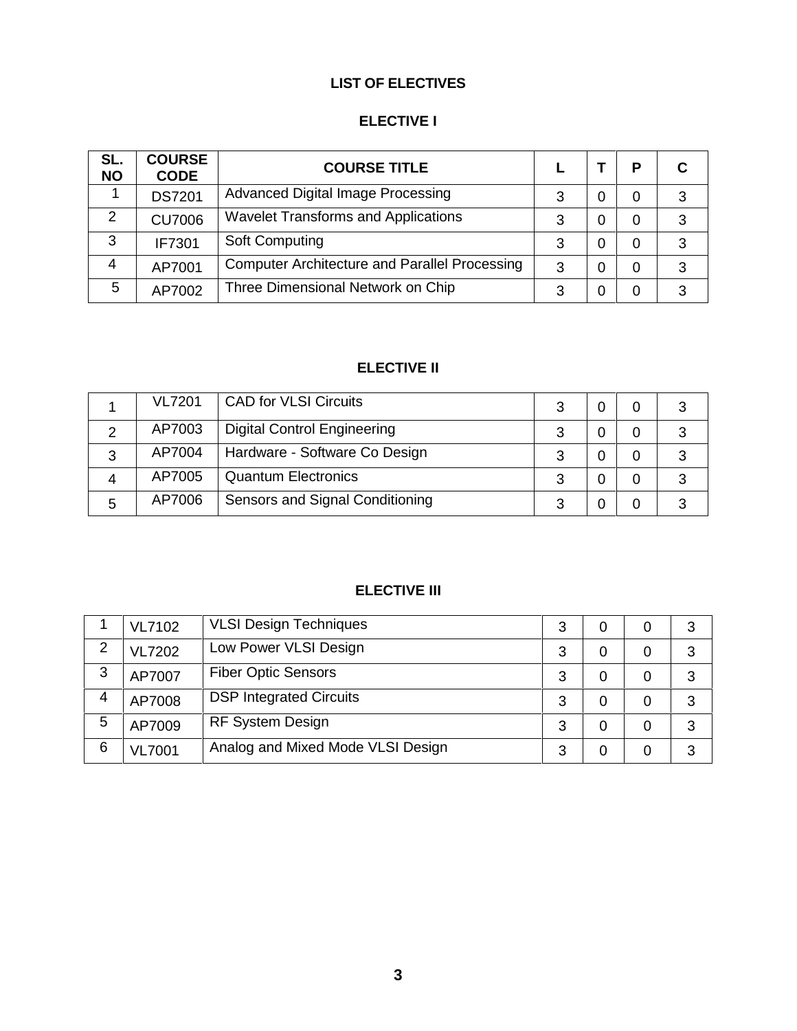# LIST OF ELECTIVES

## ELECTIVE I

| SL. NO | COURSE CODE | COURSE TITLE | L | T | P | C |
|---|---|---|---|---|---|---|
| 1 | DS7201 | Advanced Digital Image Processing | 3 | 0 | 0 | 3 |
| 2 | CU7006 | Wavelet Transforms and Applications | 3 | 0 | 0 | 3 |
| 3 | IF7301 | Soft Computing | 3 | 0 | 0 | 3 |
| 4 | AP7001 | Computer Architecture and Parallel Processing | 3 | 0 | 0 | 3 |
| 5 | AP7002 | Three Dimensional Network on Chip | 3 | 0 | 0 | 3 |

## ELECTIVE II

| SL. NO | COURSE CODE | COURSE TITLE | L | T | P | C |
|---|---|---|---|---|---|---|
| 1 | VL7201 | CAD for VLSI Circuits | 3 | 0 | 0 | 3 |
| 2 | AP7003 | Digital Control Engineering | 3 | 0 | 0 | 3 |
| 3 | AP7004 | Hardware - Software Co Design | 3 | 0 | 0 | 3 |
| 4 | AP7005 | Quantum Electronics | 3 | 0 | 0 | 3 |
| 5 | AP7006 | Sensors and Signal Conditioning | 3 | 0 | 0 | 3 |

## ELECTIVE III

| SL. NO | COURSE CODE | COURSE TITLE | L | T | P | C |
|---|---|---|---|---|---|---|
| 1 | VL7102 | VLSI Design Techniques | 3 | 0 | 0 | 3 |
| 2 | VL7202 | Low Power VLSI Design | 3 | 0 | 0 | 3 |
| 3 | AP7007 | Fiber Optic Sensors | 3 | 0 | 0 | 3 |
| 4 | AP7008 | DSP Integrated Circuits | 3 | 0 | 0 | 3 |
| 5 | AP7009 | RF System Design | 3 | 0 | 0 | 3 |
| 6 | VL7001 | Analog and Mixed Mode VLSI Design | 3 | 0 | 0 | 3 |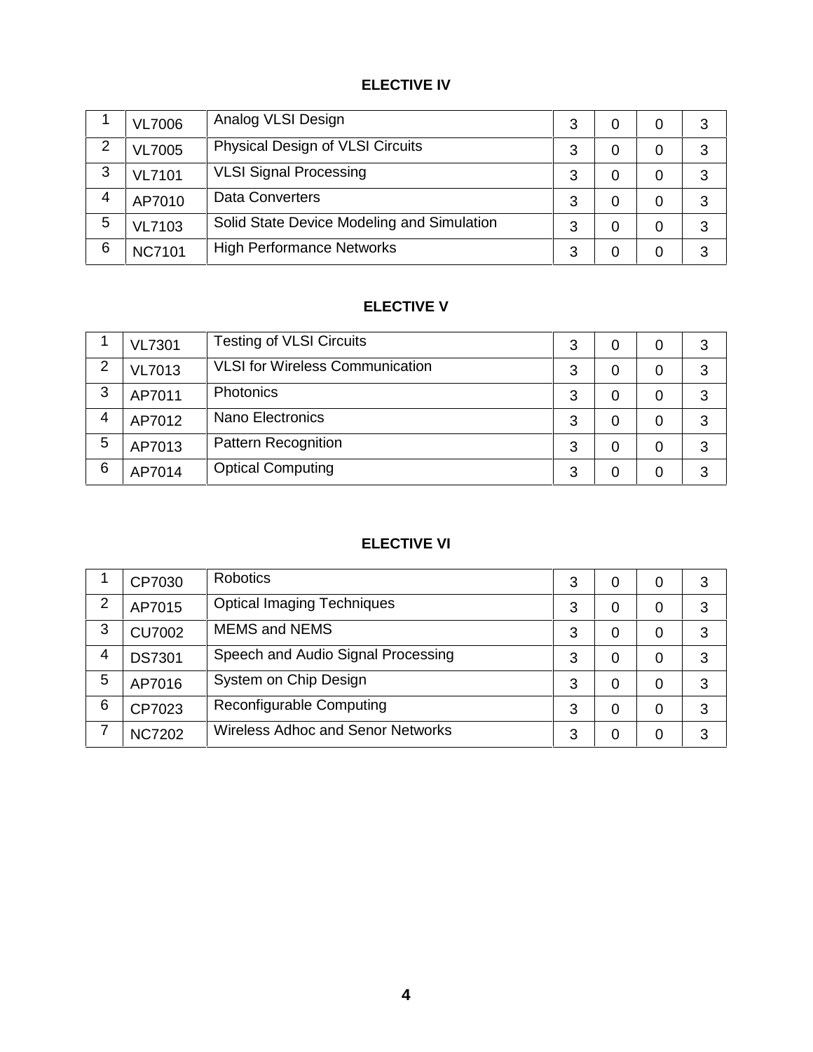## ELECTIVE IV

| | | | | | | |
|---|---|---|---|---|---|---|
| 1 | VL7006 | Analog VLSI Design | 3 | 0 | 0 | 3 |
| 2 | VL7005 | Physical Design of VLSI Circuits | 3 | 0 | 0 | 3 |
| 3 | VL7101 | VLSI Signal Processing | 3 | 0 | 0 | 3 |
| 4 | AP7010 | Data Converters | 3 | 0 | 0 | 3 |
| 5 | VL7103 | Solid State Device Modeling and Simulation | 3 | 0 | 0 | 3 |
| 6 | NC7101 | High Performance Networks | 3 | 0 | 0 | 3 |

## ELECTIVE V

| | | | | | | |
|---|---|---|---|---|---|---|
| 1 | VL7301 | Testing of VLSI Circuits | 3 | 0 | 0 | 3 |
| 2 | VL7013 | VLSI for Wireless Communication | 3 | 0 | 0 | 3 |
| 3 | AP7011 | Photonics | 3 | 0 | 0 | 3 |
| 4 | AP7012 | Nano Electronics | 3 | 0 | 0 | 3 |
| 5 | AP7013 | Pattern Recognition | 3 | 0 | 0 | 3 |
| 6 | AP7014 | Optical Computing | 3 | 0 | 0 | 3 |

## ELECTIVE VI

| | | | | | | |
|---|---|---|---|---|---|---|
| 1 | CP7030 | Robotics | 3 | 0 | 0 | 3 |
| 2 | AP7015 | Optical Imaging Techniques | 3 | 0 | 0 | 3 |
| 3 | CU7002 | MEMS and NEMS | 3 | 0 | 0 | 3 |
| 4 | DS7301 | Speech and Audio Signal Processing | 3 | 0 | 0 | 3 |
| 5 | AP7016 | System on Chip Design | 3 | 0 | 0 | 3 |
| 6 | CP7023 | Reconfigurable Computing | 3 | 0 | 0 | 3 |
| 7 | NC7202 | Wireless Adhoc and Senor Networks | 3 | 0 | 0 | 3 |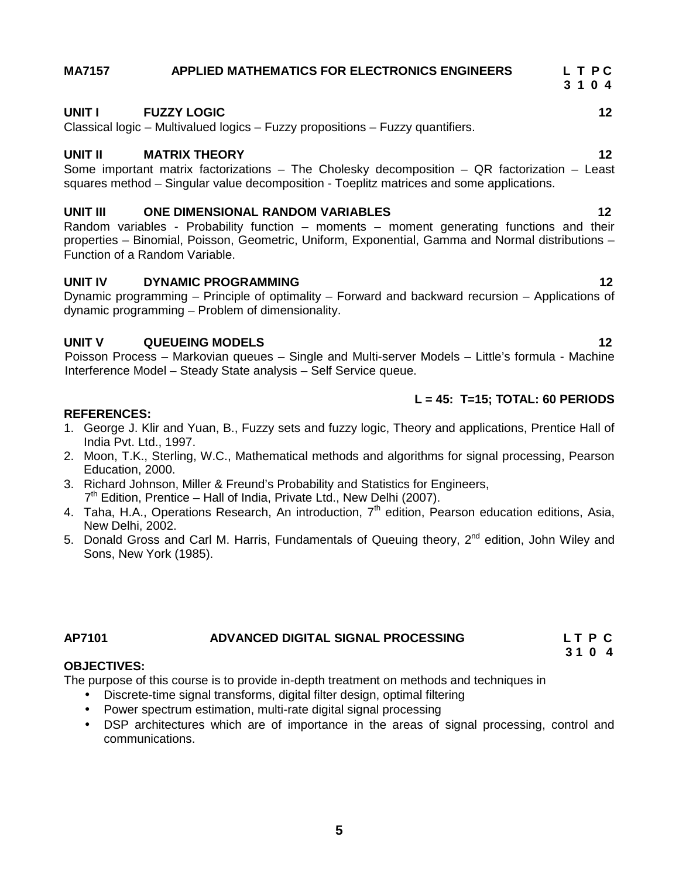## MA7157 APPLIED MATHEMATICS FOR ELECTRONICS ENGINEERS

| L | T | P | C |
|---|---|---|---|
| 3 | 1 | 0 | 4 |

### UNIT I FUZZY LOGIC — 12

Classical logic – Multivalued logics – Fuzzy propositions – Fuzzy quantifiers.

### UNIT II MATRIX THEORY — 12

Some important matrix factorizations – The Cholesky decomposition – QR factorization – Least squares method – Singular value decomposition - Toeplitz matrices and some applications.

### UNIT III ONE DIMENSIONAL RANDOM VARIABLES — 12

Random variables - Probability function – moments – moment generating functions and their properties – Binomial, Poisson, Geometric, Uniform, Exponential, Gamma and Normal distributions – Function of a Random Variable.

### UNIT IV DYNAMIC PROGRAMMING — 12

Dynamic programming – Principle of optimality – Forward and backward recursion – Applications of dynamic programming – Problem of dimensionality.

### UNIT V QUEUEING MODELS — 12

Poisson Process – Markovian queues – Single and Multi-server Models – Little's formula - Machine Interference Model – Steady State analysis – Self Service queue.

**L = 45: T=15; TOTAL: 60 PERIODS**

**REFERENCES:**

1. George J. Klir and Yuan, B., Fuzzy sets and fuzzy logic, Theory and applications, Prentice Hall of India Pvt. Ltd., 1997.
2. Moon, T.K., Sterling, W.C., Mathematical methods and algorithms for signal processing, Pearson Education, 2000.
3. Richard Johnson, Miller & Freund's Probability and Statistics for Engineers, 7th Edition, Prentice – Hall of India, Private Ltd., New Delhi (2007).
4. Taha, H.A., Operations Research, An introduction, 7th edition, Pearson education editions, Asia, New Delhi, 2002.
5. Donald Gross and Carl M. Harris, Fundamentals of Queuing theory, 2nd edition, John Wiley and Sons, New York (1985).

## AP7101 ADVANCED DIGITAL SIGNAL PROCESSING

| L | T | P | C |
|---|---|---|---|
| 3 | 1 | 0 | 4 |

**OBJECTIVES:**

The purpose of this course is to provide in-depth treatment on methods and techniques in

- Discrete-time signal transforms, digital filter design, optimal filtering
- Power spectrum estimation, multi-rate digital signal processing
- DSP architectures which are of importance in the areas of signal processing, control and communications.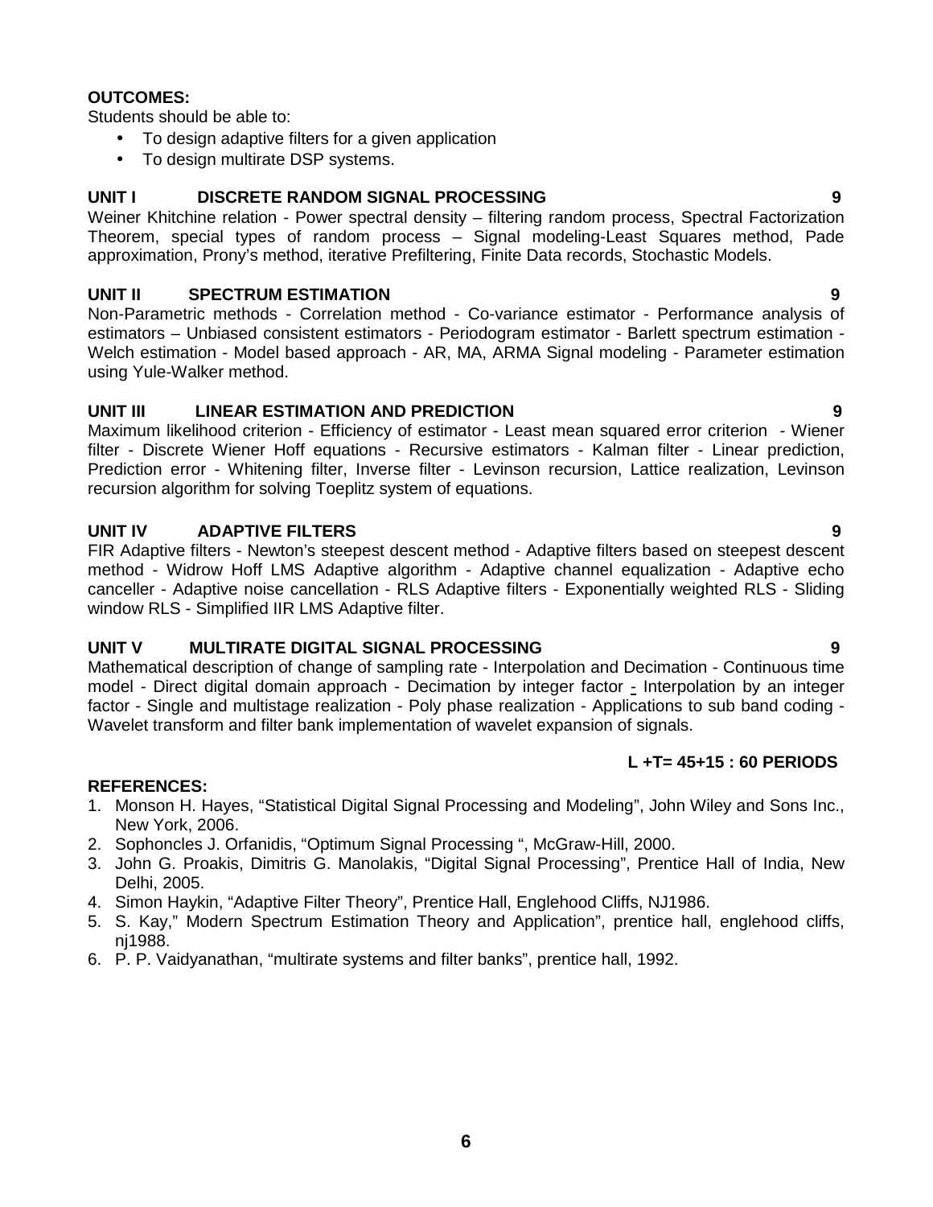**OUTCOMES:**

Students should be able to:

- To design adaptive filters for a given application
- To design multirate DSP systems.

**UNIT I DISCRETE RANDOM SIGNAL PROCESSING 9**

Weiner Khitchine relation - Power spectral density – filtering random process, Spectral Factorization Theorem, special types of random process – Signal modeling-Least Squares method, Pade approximation, Prony's method, iterative Prefiltering, Finite Data records, Stochastic Models.

**UNIT II SPECTRUM ESTIMATION 9**

Non-Parametric methods - Correlation method - Co-variance estimator - Performance analysis of estimators – Unbiased consistent estimators - Periodogram estimator - Barlett spectrum estimation - Welch estimation - Model based approach - AR, MA, ARMA Signal modeling - Parameter estimation using Yule-Walker method.

**UNIT III LINEAR ESTIMATION AND PREDICTION 9**

Maximum likelihood criterion - Efficiency of estimator - Least mean squared error criterion - Wiener filter - Discrete Wiener Hoff equations - Recursive estimators - Kalman filter - Linear prediction, Prediction error - Whitening filter, Inverse filter - Levinson recursion, Lattice realization, Levinson recursion algorithm for solving Toeplitz system of equations.

**UNIT IV ADAPTIVE FILTERS 9**

FIR Adaptive filters - Newton's steepest descent method - Adaptive filters based on steepest descent method - Widrow Hoff LMS Adaptive algorithm - Adaptive channel equalization - Adaptive echo canceller - Adaptive noise cancellation - RLS Adaptive filters - Exponentially weighted RLS - Sliding window RLS - Simplified IIR LMS Adaptive filter.

**UNIT V MULTIRATE DIGITAL SIGNAL PROCESSING 9**

Mathematical description of change of sampling rate - Interpolation and Decimation - Continuous time model - Direct digital domain approach - Decimation by integer factor - Interpolation by an integer factor - Single and multistage realization - Poly phase realization - Applications to sub band coding - Wavelet transform and filter bank implementation of wavelet expansion of signals.

**L +T= 45+15 : 60 PERIODS**

**REFERENCES:**

1. Monson H. Hayes, "Statistical Digital Signal Processing and Modeling", John Wiley and Sons Inc., New York, 2006.
2. Sophoncles J. Orfanidis, "Optimum Signal Processing ", McGraw-Hill, 2000.
3. John G. Proakis, Dimitris G. Manolakis, "Digital Signal Processing", Prentice Hall of India, New Delhi, 2005.
4. Simon Haykin, "Adaptive Filter Theory", Prentice Hall, Englehood Cliffs, NJ1986.
5. S. Kay," Modern Spectrum Estimation Theory and Application", prentice hall, englehood cliffs, nj1988.
6. P. P. Vaidyanathan, "multirate systems and filter banks", prentice hall, 1992.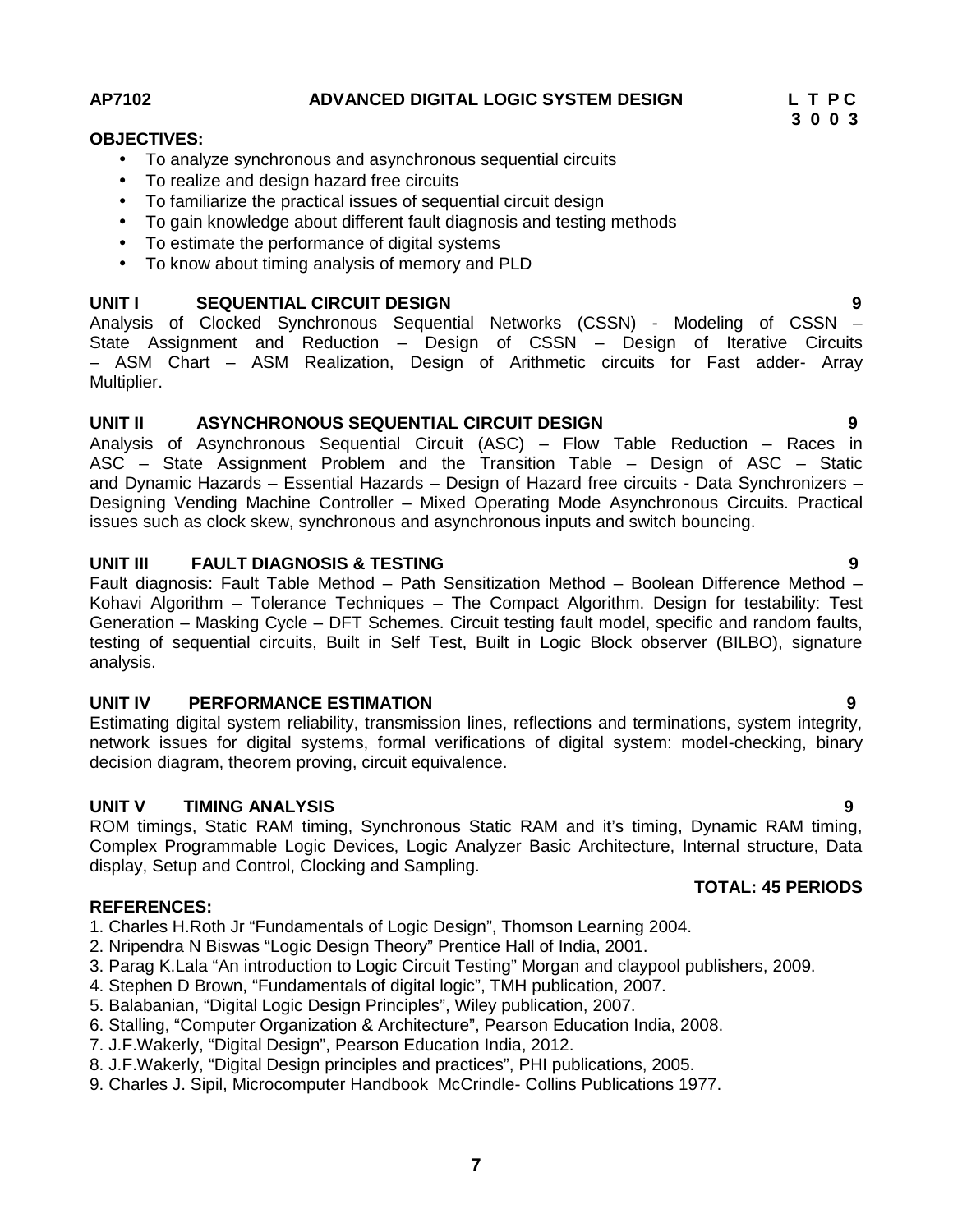**AP7102 ADVANCED DIGITAL LOGIC SYSTEM DESIGN**

| L | T | P | C |
|---|---|---|---|
| 3 | 0 | 0 | 3 |

**OBJECTIVES:**

- To analyze synchronous and asynchronous sequential circuits
- To realize and design hazard free circuits
- To familiarize the practical issues of sequential circuit design
- To gain knowledge about different fault diagnosis and testing methods
- To estimate the performance of digital systems
- To know about timing analysis of memory and PLD

**UNIT I SEQUENTIAL CIRCUIT DESIGN 9**

Analysis of Clocked Synchronous Sequential Networks (CSSN) - Modeling of CSSN – State Assignment and Reduction – Design of CSSN – Design of Iterative Circuits – ASM Chart – ASM Realization, Design of Arithmetic circuits for Fast adder- Array Multiplier.

**UNIT II ASYNCHRONOUS SEQUENTIAL CIRCUIT DESIGN 9**

Analysis of Asynchronous Sequential Circuit (ASC) – Flow Table Reduction – Races in ASC – State Assignment Problem and the Transition Table – Design of ASC – Static and Dynamic Hazards – Essential Hazards – Design of Hazard free circuits - Data Synchronizers – Designing Vending Machine Controller – Mixed Operating Mode Asynchronous Circuits. Practical issues such as clock skew, synchronous and asynchronous inputs and switch bouncing.

**UNIT III FAULT DIAGNOSIS & TESTING 9**

Fault diagnosis: Fault Table Method – Path Sensitization Method – Boolean Difference Method – Kohavi Algorithm – Tolerance Techniques – The Compact Algorithm. Design for testability: Test Generation – Masking Cycle – DFT Schemes. Circuit testing fault model, specific and random faults, testing of sequential circuits, Built in Self Test, Built in Logic Block observer (BILBO), signature analysis.

**UNIT IV PERFORMANCE ESTIMATION 9**

Estimating digital system reliability, transmission lines, reflections and terminations, system integrity, network issues for digital systems, formal verifications of digital system: model-checking, binary decision diagram, theorem proving, circuit equivalence.

**UNIT V TIMING ANALYSIS 9**

ROM timings, Static RAM timing, Synchronous Static RAM and it's timing, Dynamic RAM timing, Complex Programmable Logic Devices, Logic Analyzer Basic Architecture, Internal structure, Data display, Setup and Control, Clocking and Sampling.

**TOTAL: 45 PERIODS**

**REFERENCES:**

1. Charles H.Roth Jr "Fundamentals of Logic Design", Thomson Learning 2004.
2. Nripendra N Biswas "Logic Design Theory" Prentice Hall of India, 2001.
3. Parag K.Lala "An introduction to Logic Circuit Testing" Morgan and claypool publishers, 2009.
4. Stephen D Brown, "Fundamentals of digital logic", TMH publication, 2007.
5. Balabanian, "Digital Logic Design Principles", Wiley publication, 2007.
6. Stalling, "Computer Organization & Architecture", Pearson Education India, 2008.
7. J.F.Wakerly, "Digital Design", Pearson Education India, 2012.
8. J.F.Wakerly, "Digital Design principles and practices", PHI publications, 2005.
9. Charles J. Sipil, Microcomputer Handbook McCrindle- Collins Publications 1977.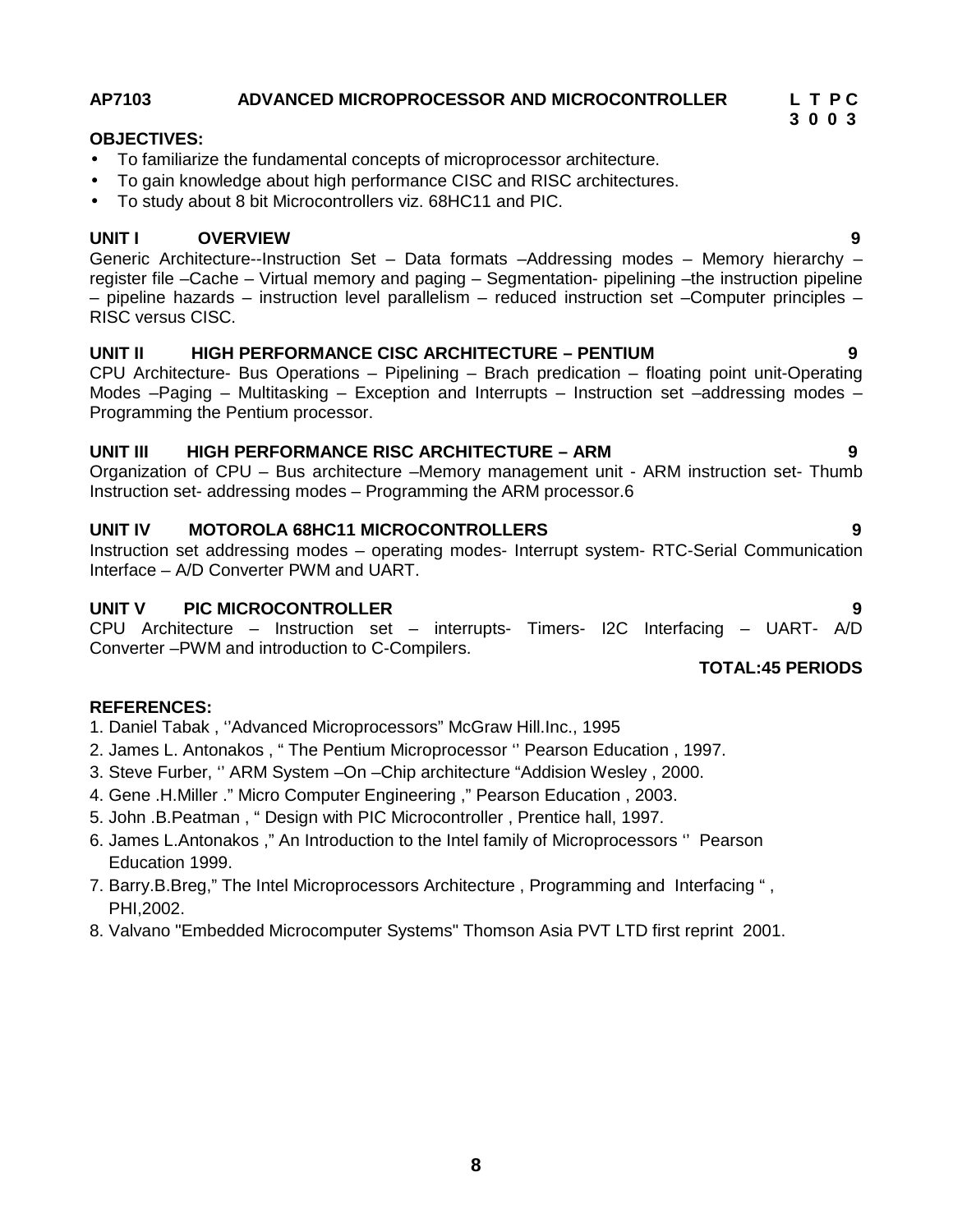## AP7103 ADVANCED MICROPROCESSOR AND MICROCONTROLLER

**L T P C**
**3 0 0 3**

**OBJECTIVES:**

- To familiarize the fundamental concepts of microprocessor architecture.
- To gain knowledge about high performance CISC and RISC architectures.
- To study about 8 bit Microcontrollers viz. 68HC11 and PIC.

### UNIT I OVERVIEW 9

Generic Architecture--Instruction Set – Data formats –Addressing modes – Memory hierarchy – register file –Cache – Virtual memory and paging – Segmentation- pipelining –the instruction pipeline – pipeline hazards – instruction level parallelism – reduced instruction set –Computer principles – RISC versus CISC.

### UNIT II HIGH PERFORMANCE CISC ARCHITECTURE – PENTIUM 9

CPU Architecture- Bus Operations – Pipelining – Brach predication – floating point unit-Operating Modes –Paging – Multitasking – Exception and Interrupts – Instruction set –addressing modes – Programming the Pentium processor.

### UNIT III HIGH PERFORMANCE RISC ARCHITECTURE – ARM 9

Organization of CPU – Bus architecture –Memory management unit - ARM instruction set- Thumb Instruction set- addressing modes – Programming the ARM processor.6

### UNIT IV MOTOROLA 68HC11 MICROCONTROLLERS 9

Instruction set addressing modes – operating modes- Interrupt system- RTC-Serial Communication Interface – A/D Converter PWM and UART.

### UNIT V PIC MICROCONTROLLER 9

CPU Architecture – Instruction set – interrupts- Timers- I2C Interfacing – UART- A/D Converter –PWM and introduction to C-Compilers.

**TOTAL:45 PERIODS**

**REFERENCES:**

1. Daniel Tabak , ''Advanced Microprocessors" McGraw Hill.Inc., 1995
2. James L. Antonakos , " The Pentium Microprocessor '' Pearson Education , 1997.
3. Steve Furber, '' ARM System –On –Chip architecture "Addision Wesley , 2000.
4. Gene .H.Miller ." Micro Computer Engineering ," Pearson Education , 2003.
5. John .B.Peatman , " Design with PIC Microcontroller , Prentice hall, 1997.
6. James L.Antonakos ," An Introduction to the Intel family of Microprocessors '' Pearson Education 1999.
7. Barry.B.Breg," The Intel Microprocessors Architecture , Programming and Interfacing " , PHI,2002.
8. Valvano "Embedded Microcomputer Systems" Thomson Asia PVT LTD first reprint 2001.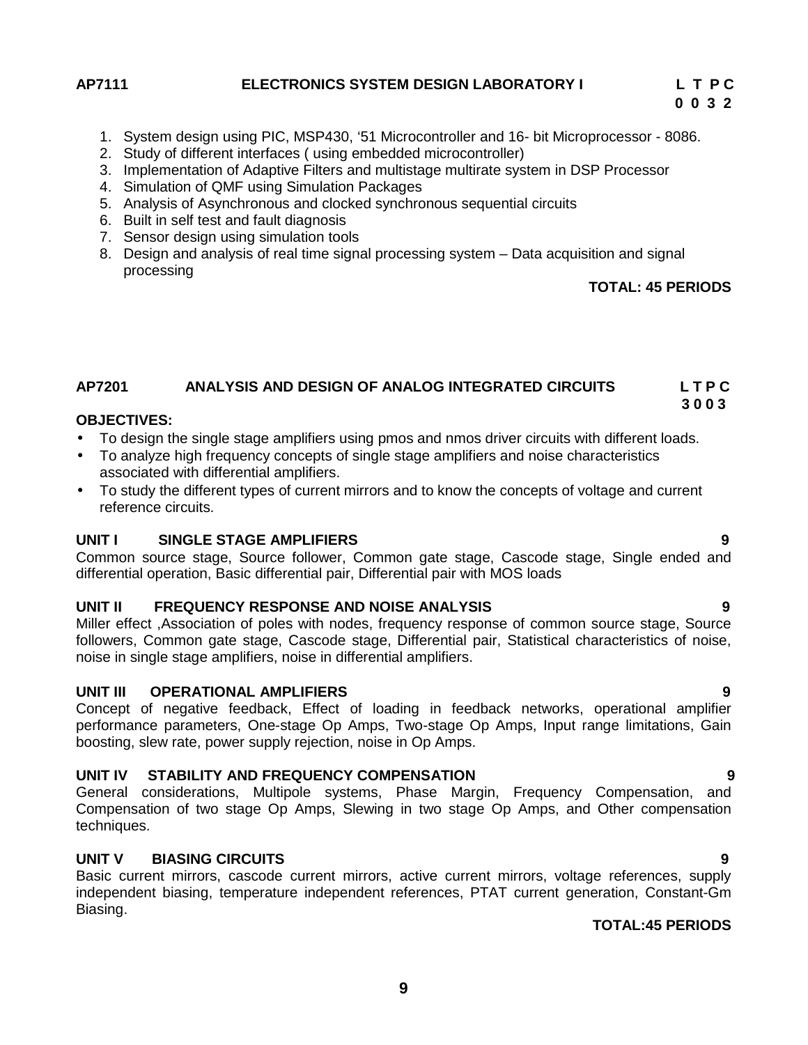**AP7111 ELECTRONICS SYSTEM DESIGN LABORATORY I**

**L T P C**
**0 0 3 2**

1. System design using PIC, MSP430, '51 Microcontroller and 16- bit Microprocessor - 8086.
2. Study of different interfaces ( using embedded microcontroller)
3. Implementation of Adaptive Filters and multistage multirate system in DSP Processor
4. Simulation of QMF using Simulation Packages
5. Analysis of Asynchronous and clocked synchronous sequential circuits
6. Built in self test and fault diagnosis
7. Sensor design using simulation tools
8. Design and analysis of real time signal processing system – Data acquisition and signal processing

**TOTAL: 45 PERIODS**

**AP7201 ANALYSIS AND DESIGN OF ANALOG INTEGRATED CIRCUITS**

**L T P C**
**3 0 0 3**

**OBJECTIVES:**

- To design the single stage amplifiers using pmos and nmos driver circuits with different loads.
- To analyze high frequency concepts of single stage amplifiers and noise characteristics associated with differential amplifiers.
- To study the different types of current mirrors and to know the concepts of voltage and current reference circuits.

**UNIT I SINGLE STAGE AMPLIFIERS 9**

Common source stage, Source follower, Common gate stage, Cascode stage, Single ended and differential operation, Basic differential pair, Differential pair with MOS loads

**UNIT II FREQUENCY RESPONSE AND NOISE ANALYSIS 9**

Miller effect ,Association of poles with nodes, frequency response of common source stage, Source followers, Common gate stage, Cascode stage, Differential pair, Statistical characteristics of noise, noise in single stage amplifiers, noise in differential amplifiers.

**UNIT III OPERATIONAL AMPLIFIERS 9**

Concept of negative feedback, Effect of loading in feedback networks, operational amplifier performance parameters, One-stage Op Amps, Two-stage Op Amps, Input range limitations, Gain boosting, slew rate, power supply rejection, noise in Op Amps.

**UNIT IV STABILITY AND FREQUENCY COMPENSATION 9**

General considerations, Multipole systems, Phase Margin, Frequency Compensation, and Compensation of two stage Op Amps, Slewing in two stage Op Amps, and Other compensation techniques.

**UNIT V BIASING CIRCUITS 9**

Basic current mirrors, cascode current mirrors, active current mirrors, voltage references, supply independent biasing, temperature independent references, PTAT current generation, Constant-Gm Biasing.

**TOTAL:45 PERIODS**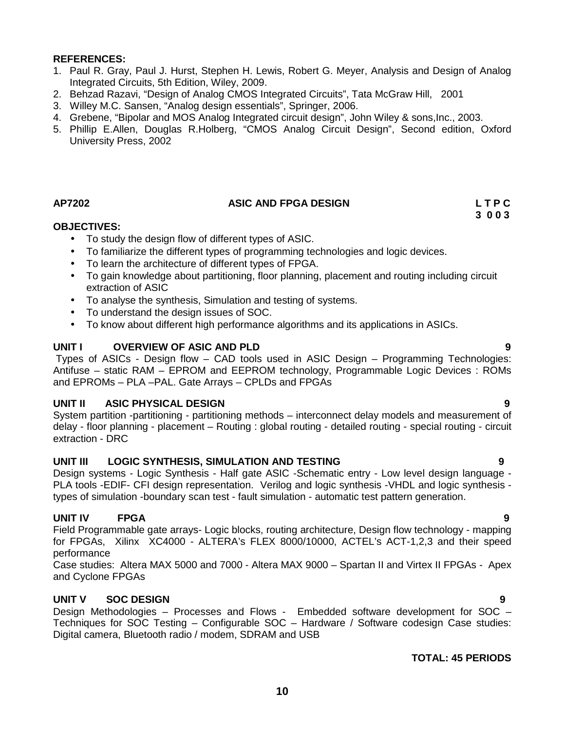**REFERENCES:**

1. Paul R. Gray, Paul J. Hurst, Stephen H. Lewis, Robert G. Meyer, Analysis and Design of Analog Integrated Circuits, 5th Edition, Wiley, 2009.
2. Behzad Razavi, "Design of Analog CMOS Integrated Circuits", Tata McGraw Hill, 2001
3. Willey M.C. Sansen, "Analog design essentials", Springer, 2006.
4. Grebene, "Bipolar and MOS Analog Integrated circuit design", John Wiley & sons,Inc., 2003.
5. Phillip E.Allen, Douglas R.Holberg, "CMOS Analog Circuit Design", Second edition, Oxford University Press, 2002

## AP7202 ASIC AND FPGA DESIGN

**L T P C**
**3 0 0 3**

**OBJECTIVES:**

- To study the design flow of different types of ASIC.
- To familiarize the different types of programming technologies and logic devices.
- To learn the architecture of different types of FPGA.
- To gain knowledge about partitioning, floor planning, placement and routing including circuit extraction of ASIC
- To analyse the synthesis, Simulation and testing of systems.
- To understand the design issues of SOC.
- To know about different high performance algorithms and its applications in ASICs.

### UNIT I OVERVIEW OF ASIC AND PLD — 9

Types of ASICs - Design flow – CAD tools used in ASIC Design – Programming Technologies: Antifuse – static RAM – EPROM and EEPROM technology, Programmable Logic Devices : ROMs and EPROMs – PLA –PAL. Gate Arrays – CPLDs and FPGAs

### UNIT II ASIC PHYSICAL DESIGN — 9

System partition -partitioning - partitioning methods – interconnect delay models and measurement of delay - floor planning - placement – Routing : global routing - detailed routing - special routing - circuit extraction - DRC

### UNIT III LOGIC SYNTHESIS, SIMULATION AND TESTING — 9

Design systems - Logic Synthesis - Half gate ASIC -Schematic entry - Low level design language - PLA tools -EDIF- CFI design representation. Verilog and logic synthesis -VHDL and logic synthesis - types of simulation -boundary scan test - fault simulation - automatic test pattern generation.

### UNIT IV FPGA — 9

Field Programmable gate arrays- Logic blocks, routing architecture, Design flow technology - mapping for FPGAs, Xilinx XC4000 - ALTERA's FLEX 8000/10000, ACTEL's ACT-1,2,3 and their speed performance

Case studies: Altera MAX 5000 and 7000 - Altera MAX 9000 – Spartan II and Virtex II FPGAs - Apex and Cyclone FPGAs

### UNIT V SOC DESIGN — 9

Design Methodologies – Processes and Flows - Embedded software development for SOC – Techniques for SOC Testing – Configurable SOC – Hardware / Software codesign Case studies: Digital camera, Bluetooth radio / modem, SDRAM and USB

**TOTAL: 45 PERIODS**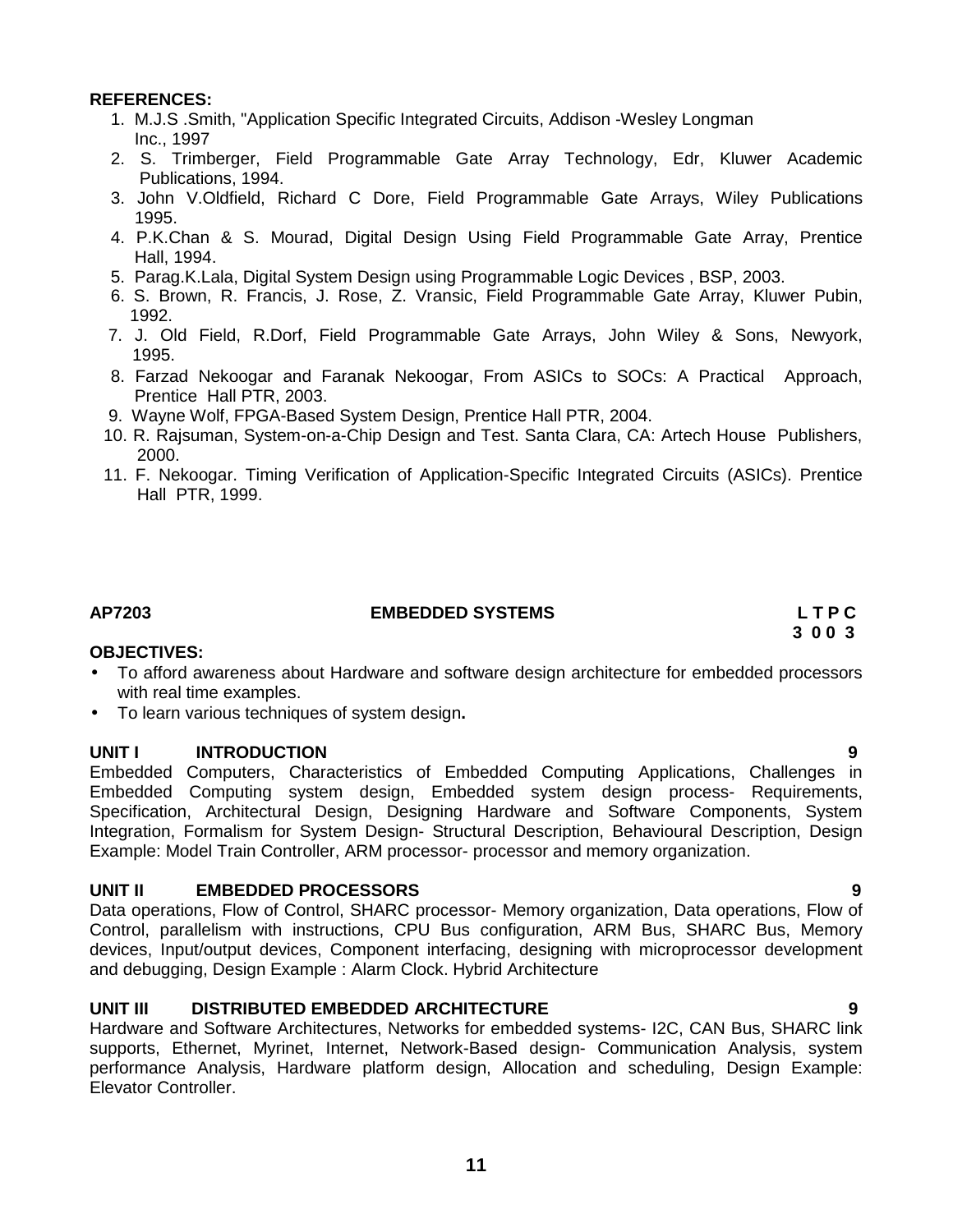**REFERENCES:**

1. M.J.S .Smith, "Application Specific Integrated Circuits, Addison -Wesley Longman Inc., 1997
2. S. Trimberger, Field Programmable Gate Array Technology, Edr, Kluwer Academic Publications, 1994.
3. John V.Oldfield, Richard C Dore, Field Programmable Gate Arrays, Wiley Publications 1995.
4. P.K.Chan & S. Mourad, Digital Design Using Field Programmable Gate Array, Prentice Hall, 1994.
5. Parag.K.Lala, Digital System Design using Programmable Logic Devices , BSP, 2003.
6. S. Brown, R. Francis, J. Rose, Z. Vransic, Field Programmable Gate Array, Kluwer Pubin, 1992.
7. J. Old Field, R.Dorf, Field Programmable Gate Arrays, John Wiley & Sons, Newyork, 1995.
8. Farzad Nekoogar and Faranak Nekoogar, From ASICs to SOCs: A Practical Approach, Prentice Hall PTR, 2003.
9. Wayne Wolf, FPGA-Based System Design, Prentice Hall PTR, 2004.
10. R. Rajsuman, System-on-a-Chip Design and Test. Santa Clara, CA: Artech House Publishers, 2000.
11. F. Nekoogar. Timing Verification of Application-Specific Integrated Circuits (ASICs). Prentice Hall PTR, 1999.

## AP7203 EMBEDDED SYSTEMS

L T P C
3 0 0 3

**OBJECTIVES:**

- To afford awareness about Hardware and software design architecture for embedded processors with real time examples.
- To learn various techniques of system design**.**

**UNIT I INTRODUCTION** **9**

Embedded Computers, Characteristics of Embedded Computing Applications, Challenges in Embedded Computing system design, Embedded system design process- Requirements, Specification, Architectural Design, Designing Hardware and Software Components, System Integration, Formalism for System Design- Structural Description, Behavioural Description, Design Example: Model Train Controller, ARM processor- processor and memory organization.

**UNIT II EMBEDDED PROCESSORS** **9**

Data operations, Flow of Control, SHARC processor- Memory organization, Data operations, Flow of Control, parallelism with instructions, CPU Bus configuration, ARM Bus, SHARC Bus, Memory devices, Input/output devices, Component interfacing, designing with microprocessor development and debugging, Design Example : Alarm Clock. Hybrid Architecture

**UNIT III DISTRIBUTED EMBEDDED ARCHITECTURE** **9**

Hardware and Software Architectures, Networks for embedded systems- I2C, CAN Bus, SHARC link supports, Ethernet, Myrinet, Internet, Network-Based design- Communication Analysis, system performance Analysis, Hardware platform design, Allocation and scheduling, Design Example: Elevator Controller.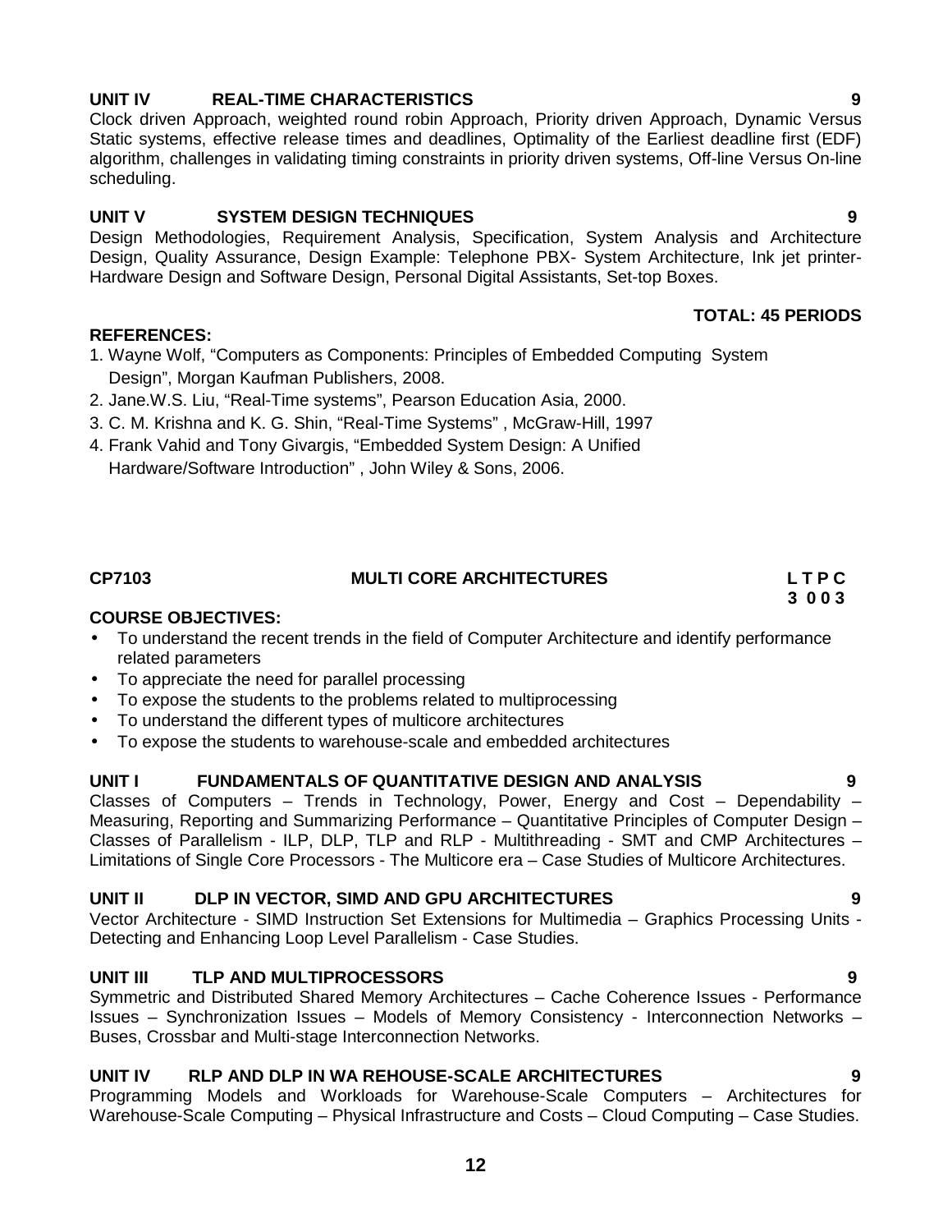**UNIT IV REAL-TIME CHARACTERISTICS 9**

Clock driven Approach, weighted round robin Approach, Priority driven Approach, Dynamic Versus Static systems, effective release times and deadlines, Optimality of the Earliest deadline first (EDF) algorithm, challenges in validating timing constraints in priority driven systems, Off-line Versus On-line scheduling.

**UNIT V SYSTEM DESIGN TECHNIQUES 9**

Design Methodologies, Requirement Analysis, Specification, System Analysis and Architecture Design, Quality Assurance, Design Example: Telephone PBX- System Architecture, Ink jet printer- Hardware Design and Software Design, Personal Digital Assistants, Set-top Boxes.

**TOTAL: 45 PERIODS**

**REFERENCES:**

1. Wayne Wolf, "Computers as Components: Principles of Embedded Computing System Design", Morgan Kaufman Publishers, 2008.
2. Jane.W.S. Liu, "Real-Time systems", Pearson Education Asia, 2000.
3. C. M. Krishna and K. G. Shin, "Real-Time Systems" , McGraw-Hill, 1997
4. Frank Vahid and Tony Givargis, "Embedded System Design: A Unified Hardware/Software Introduction" , John Wiley & Sons, 2006.

**CP7103 MULTI CORE ARCHITECTURES L T P C**
**3 0 0 3**

**COURSE OBJECTIVES:**

- To understand the recent trends in the field of Computer Architecture and identify performance related parameters
- To appreciate the need for parallel processing
- To expose the students to the problems related to multiprocessing
- To understand the different types of multicore architectures
- To expose the students to warehouse-scale and embedded architectures

**UNIT I FUNDAMENTALS OF QUANTITATIVE DESIGN AND ANALYSIS 9**

Classes of Computers – Trends in Technology, Power, Energy and Cost – Dependability – Measuring, Reporting and Summarizing Performance – Quantitative Principles of Computer Design – Classes of Parallelism - ILP, DLP, TLP and RLP - Multithreading - SMT and CMP Architectures – Limitations of Single Core Processors - The Multicore era – Case Studies of Multicore Architectures.

**UNIT II DLP IN VECTOR, SIMD AND GPU ARCHITECTURES 9**

Vector Architecture - SIMD Instruction Set Extensions for Multimedia – Graphics Processing Units - Detecting and Enhancing Loop Level Parallelism - Case Studies.

**UNIT III TLP AND MULTIPROCESSORS 9**

Symmetric and Distributed Shared Memory Architectures – Cache Coherence Issues - Performance Issues – Synchronization Issues – Models of Memory Consistency - Interconnection Networks – Buses, Crossbar and Multi-stage Interconnection Networks.

**UNIT IV RLP AND DLP IN WA REHOUSE-SCALE ARCHITECTURES 9**

Programming Models and Workloads for Warehouse-Scale Computers – Architectures for Warehouse-Scale Computing – Physical Infrastructure and Costs – Cloud Computing – Case Studies.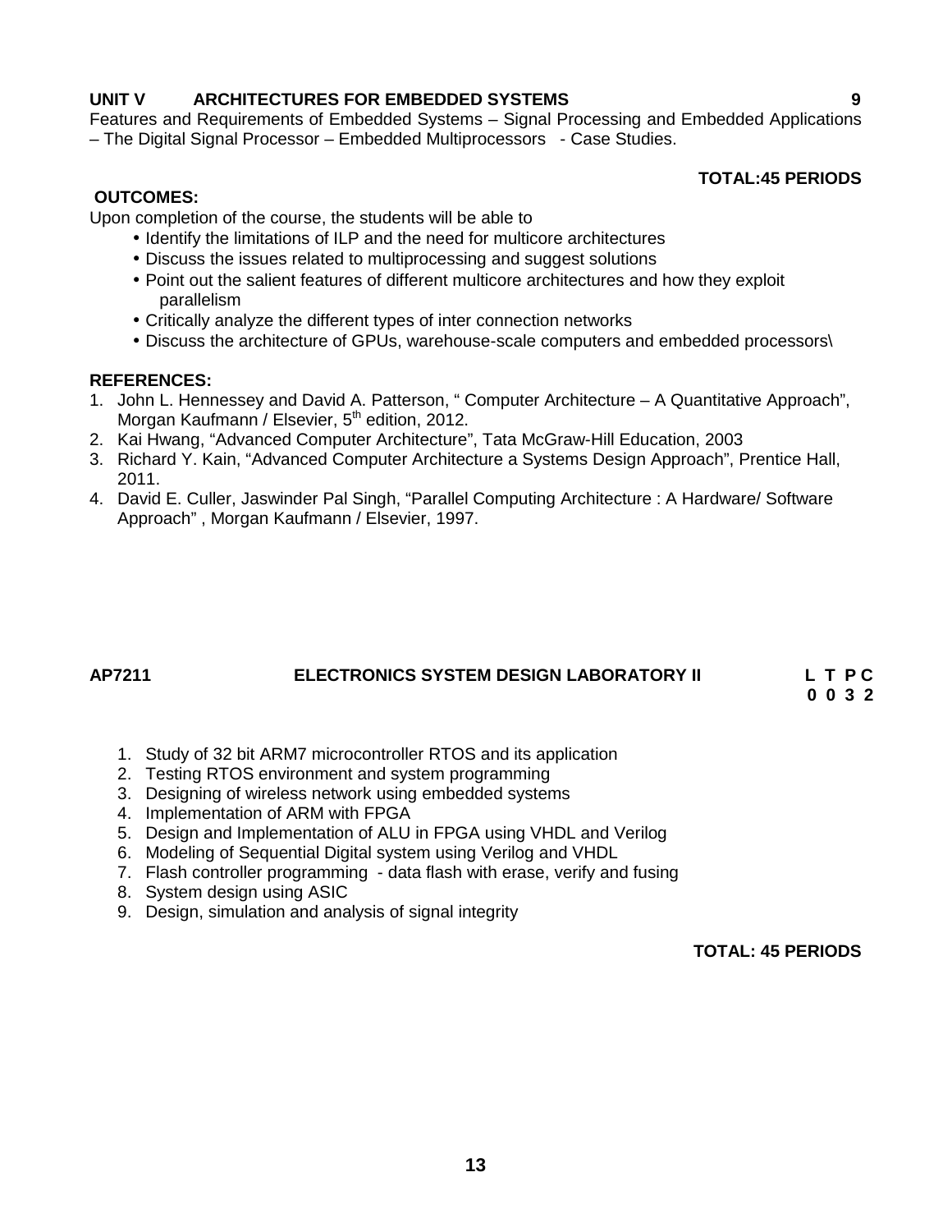**UNIT V ARCHITECTURES FOR EMBEDDED SYSTEMS 9**

Features and Requirements of Embedded Systems – Signal Processing and Embedded Applications – The Digital Signal Processor – Embedded Multiprocessors - Case Studies.

**TOTAL:45 PERIODS**

**OUTCOMES:**

Upon completion of the course, the students will be able to

- Identify the limitations of ILP and the need for multicore architectures
- Discuss the issues related to multiprocessing and suggest solutions
- Point out the salient features of different multicore architectures and how they exploit parallelism
- Critically analyze the different types of inter connection networks
- Discuss the architecture of GPUs, warehouse-scale computers and embedded processors\

**REFERENCES:**

1. John L. Hennessey and David A. Patterson, " Computer Architecture – A Quantitative Approach", Morgan Kaufmann / Elsevier, 5th edition, 2012.
2. Kai Hwang, "Advanced Computer Architecture", Tata McGraw-Hill Education, 2003
3. Richard Y. Kain, "Advanced Computer Architecture a Systems Design Approach", Prentice Hall, 2011.
4. David E. Culler, Jaswinder Pal Singh, "Parallel Computing Architecture : A Hardware/ Software Approach" , Morgan Kaufmann / Elsevier, 1997.

## AP7211 ELECTRONICS SYSTEM DESIGN LABORATORY II

**L T P C**
**0 0 3 2**

1. Study of 32 bit ARM7 microcontroller RTOS and its application
2. Testing RTOS environment and system programming
3. Designing of wireless network using embedded systems
4. Implementation of ARM with FPGA
5. Design and Implementation of ALU in FPGA using VHDL and Verilog
6. Modeling of Sequential Digital system using Verilog and VHDL
7. Flash controller programming - data flash with erase, verify and fusing
8. System design using ASIC
9. Design, simulation and analysis of signal integrity

**TOTAL: 45 PERIODS**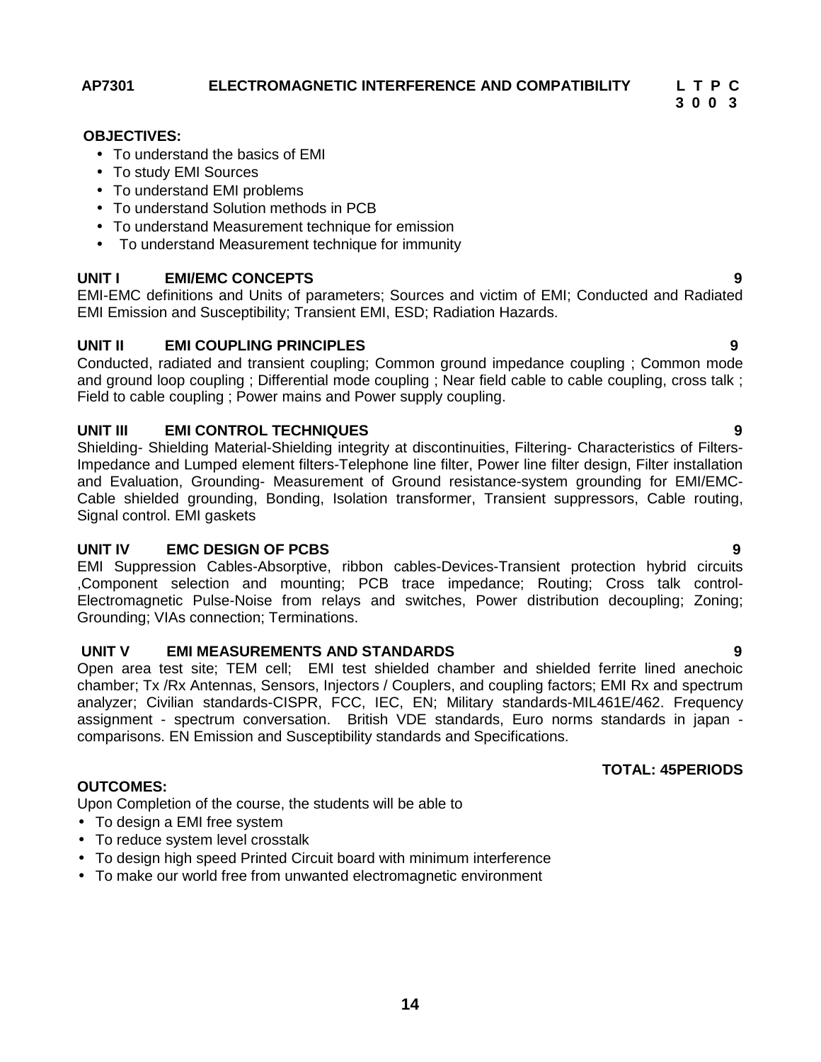**AP7301 ELECTROMAGNETIC INTERFERENCE AND COMPATIBILITY**

| L | T | P | C |
|---|---|---|---|
| 3 | 0 | 0 | 3 |

**OBJECTIVES:**

- To understand the basics of EMI
- To study EMI Sources
- To understand EMI problems
- To understand Solution methods in PCB
- To understand Measurement technique for emission
- To understand Measurement technique for immunity

**UNIT I EMI/EMC CONCEPTS** **9**

EMI-EMC definitions and Units of parameters; Sources and victim of EMI; Conducted and Radiated EMI Emission and Susceptibility; Transient EMI, ESD; Radiation Hazards.

**UNIT II EMI COUPLING PRINCIPLES** **9**

Conducted, radiated and transient coupling; Common ground impedance coupling ; Common mode and ground loop coupling ; Differential mode coupling ; Near field cable to cable coupling, cross talk ; Field to cable coupling ; Power mains and Power supply coupling.

**UNIT III EMI CONTROL TECHNIQUES** **9**

Shielding- Shielding Material-Shielding integrity at discontinuities, Filtering- Characteristics of Filters-Impedance and Lumped element filters-Telephone line filter, Power line filter design, Filter installation and Evaluation, Grounding- Measurement of Ground resistance-system grounding for EMI/EMC-Cable shielded grounding, Bonding, Isolation transformer, Transient suppressors, Cable routing, Signal control. EMI gaskets

**UNIT IV EMC DESIGN OF PCBS** **9**

EMI Suppression Cables-Absorptive, ribbon cables-Devices-Transient protection hybrid circuits ,Component selection and mounting; PCB trace impedance; Routing; Cross talk control-Electromagnetic Pulse-Noise from relays and switches, Power distribution decoupling; Zoning; Grounding; VIAs connection; Terminations.

**UNIT V EMI MEASUREMENTS AND STANDARDS** **9**

Open area test site; TEM cell; EMI test shielded chamber and shielded ferrite lined anechoic chamber; Tx /Rx Antennas, Sensors, Injectors / Couplers, and coupling factors; EMI Rx and spectrum analyzer; Civilian standards-CISPR, FCC, IEC, EN; Military standards-MIL461E/462. Frequency assignment - spectrum conversation. British VDE standards, Euro norms standards in japan - comparisons. EN Emission and Susceptibility standards and Specifications.

**TOTAL: 45PERIODS**

**OUTCOMES:**

Upon Completion of the course, the students will be able to

- To design a EMI free system
- To reduce system level crosstalk
- To design high speed Printed Circuit board with minimum interference
- To make our world free from unwanted electromagnetic environment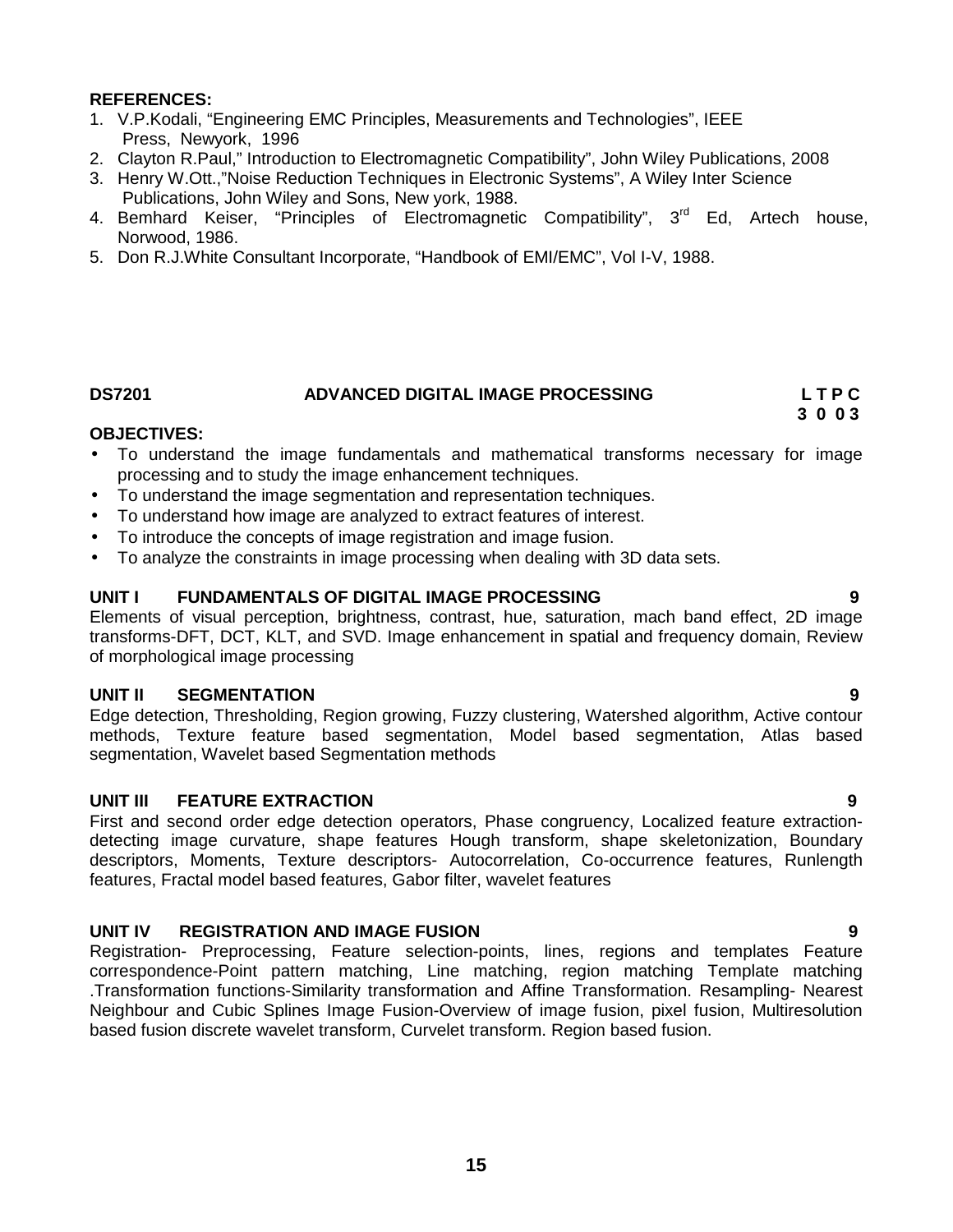**REFERENCES:**

1. V.P.Kodali, "Engineering EMC Principles, Measurements and Technologies", IEEE Press, Newyork, 1996
2. Clayton R.Paul," Introduction to Electromagnetic Compatibility", John Wiley Publications, 2008
3. Henry W.Ott.,"Noise Reduction Techniques in Electronic Systems", A Wiley Inter Science Publications, John Wiley and Sons, New york, 1988.
4. Bemhard Keiser, "Principles of Electromagnetic Compatibility", 3rd Ed, Artech house, Norwood, 1986.
5. Don R.J.White Consultant Incorporate, "Handbook of EMI/EMC", Vol I-V, 1988.

## DS7201 ADVANCED DIGITAL IMAGE PROCESSING

**L T P C**
**3 0 0 3**

**OBJECTIVES:**

- To understand the image fundamentals and mathematical transforms necessary for image processing and to study the image enhancement techniques.
- To understand the image segmentation and representation techniques.
- To understand how image are analyzed to extract features of interest.
- To introduce the concepts of image registration and image fusion.
- To analyze the constraints in image processing when dealing with 3D data sets.

**UNIT I FUNDAMENTALS OF DIGITAL IMAGE PROCESSING 9**

Elements of visual perception, brightness, contrast, hue, saturation, mach band effect, 2D image transforms-DFT, DCT, KLT, and SVD. Image enhancement in spatial and frequency domain, Review of morphological image processing

**UNIT II SEGMENTATION 9**

Edge detection, Thresholding, Region growing, Fuzzy clustering, Watershed algorithm, Active contour methods, Texture feature based segmentation, Model based segmentation, Atlas based segmentation, Wavelet based Segmentation methods

**UNIT III FEATURE EXTRACTION 9**

First and second order edge detection operators, Phase congruency, Localized feature extraction-detecting image curvature, shape features Hough transform, shape skeletonization, Boundary descriptors, Moments, Texture descriptors- Autocorrelation, Co-occurrence features, Runlength features, Fractal model based features, Gabor filter, wavelet features

**UNIT IV REGISTRATION AND IMAGE FUSION 9**

Registration- Preprocessing, Feature selection-points, lines, regions and templates Feature correspondence-Point pattern matching, Line matching, region matching Template matching .Transformation functions-Similarity transformation and Affine Transformation. Resampling- Nearest Neighbour and Cubic Splines Image Fusion-Overview of image fusion, pixel fusion, Multiresolution based fusion discrete wavelet transform, Curvelet transform. Region based fusion.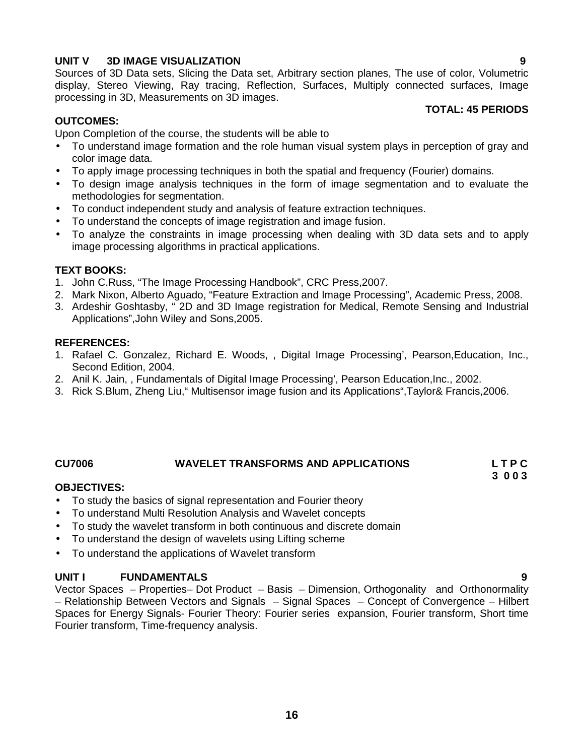**UNIT V 3D IMAGE VISUALIZATION 9**

Sources of 3D Data sets, Slicing the Data set, Arbitrary section planes, The use of color, Volumetric display, Stereo Viewing, Ray tracing, Reflection, Surfaces, Multiply connected surfaces, Image processing in 3D, Measurements on 3D images.

**TOTAL: 45 PERIODS**

**OUTCOMES:**

Upon Completion of the course, the students will be able to

- To understand image formation and the role human visual system plays in perception of gray and color image data.
- To apply image processing techniques in both the spatial and frequency (Fourier) domains.
- To design image analysis techniques in the form of image segmentation and to evaluate the methodologies for segmentation.
- To conduct independent study and analysis of feature extraction techniques.
- To understand the concepts of image registration and image fusion.
- To analyze the constraints in image processing when dealing with 3D data sets and to apply image processing algorithms in practical applications.

**TEXT BOOKS:**

1. John C.Russ, "The Image Processing Handbook", CRC Press,2007.
2. Mark Nixon, Alberto Aguado, "Feature Extraction and Image Processing", Academic Press, 2008.
3. Ardeshir Goshtasby, " 2D and 3D Image registration for Medical, Remote Sensing and Industrial Applications",John Wiley and Sons,2005.

**REFERENCES:**

1. Rafael C. Gonzalez, Richard E. Woods, , Digital Image Processing', Pearson,Education, Inc., Second Edition, 2004.
2. Anil K. Jain, , Fundamentals of Digital Image Processing', Pearson Education,Inc., 2002.
3. Rick S.Blum, Zheng Liu," Multisensor image fusion and its Applications",Taylor& Francis,2006.

## CU7006 WAVELET TRANSFORMS AND APPLICATIONS

**L T P C**
**3 0 0 3**

**OBJECTIVES:**

- To study the basics of signal representation and Fourier theory
- To understand Multi Resolution Analysis and Wavelet concepts
- To study the wavelet transform in both continuous and discrete domain
- To understand the design of wavelets using Lifting scheme
- To understand the applications of Wavelet transform

**UNIT I FUNDAMENTALS 9**

Vector Spaces – Properties– Dot Product – Basis – Dimension, Orthogonality and Orthonormality – Relationship Between Vectors and Signals – Signal Spaces – Concept of Convergence – Hilbert Spaces for Energy Signals- Fourier Theory: Fourier series expansion, Fourier transform, Short time Fourier transform, Time-frequency analysis.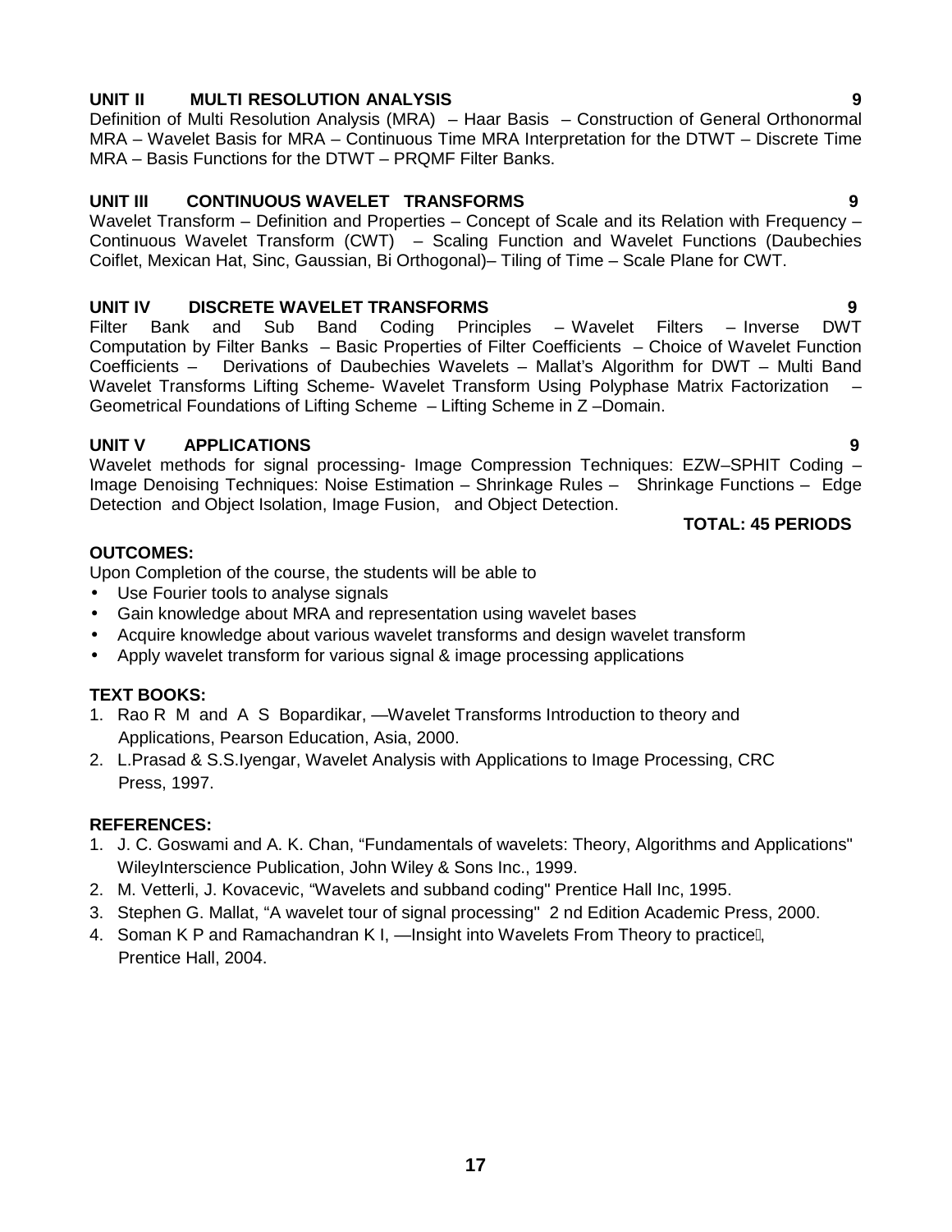**UNIT II MULTI RESOLUTION ANALYSIS** **9**

Definition of Multi Resolution Analysis (MRA) – Haar Basis – Construction of General Orthonormal MRA – Wavelet Basis for MRA – Continuous Time MRA Interpretation for the DTWT – Discrete Time MRA – Basis Functions for the DTWT – PRQMF Filter Banks.

**UNIT III CONTINUOUS WAVELET TRANSFORMS** **9**

Wavelet Transform – Definition and Properties – Concept of Scale and its Relation with Frequency – Continuous Wavelet Transform (CWT) – Scaling Function and Wavelet Functions (Daubechies Coiflet, Mexican Hat, Sinc, Gaussian, Bi Orthogonal)– Tiling of Time – Scale Plane for CWT.

**UNIT IV DISCRETE WAVELET TRANSFORMS** **9**

Filter Bank and Sub Band Coding Principles – Wavelet Filters – Inverse DWT Computation by Filter Banks – Basic Properties of Filter Coefficients – Choice of Wavelet Function Coefficients – Derivations of Daubechies Wavelets – Mallat's Algorithm for DWT – Multi Band Wavelet Transforms Lifting Scheme- Wavelet Transform Using Polyphase Matrix Factorization – Geometrical Foundations of Lifting Scheme – Lifting Scheme in Z –Domain.

**UNIT V APPLICATIONS** **9**

Wavelet methods for signal processing- Image Compression Techniques: EZW–SPHIT Coding – Image Denoising Techniques: Noise Estimation – Shrinkage Rules – Shrinkage Functions – Edge Detection and Object Isolation, Image Fusion, and Object Detection.

**TOTAL: 45 PERIODS**

**OUTCOMES:**

Upon Completion of the course, the students will be able to

- Use Fourier tools to analyse signals
- Gain knowledge about MRA and representation using wavelet bases
- Acquire knowledge about various wavelet transforms and design wavelet transform
- Apply wavelet transform for various signal & image processing applications

**TEXT BOOKS:**

1. Rao R M and A S Bopardikar, ―Wavelet Transforms Introduction to theory and Applications, Pearson Education, Asia, 2000.
2. L.Prasad & S.S.Iyengar, Wavelet Analysis with Applications to Image Processing, CRC Press, 1997.

**REFERENCES:**

1. J. C. Goswami and A. K. Chan, "Fundamentals of wavelets: Theory, Algorithms and Applications" WileyInterscience Publication, John Wiley & Sons Inc., 1999.
2. M. Vetterli, J. Kovacevic, "Wavelets and subband coding" Prentice Hall Inc, 1995.
3. Stephen G. Mallat, "A wavelet tour of signal processing" 2 nd Edition Academic Press, 2000.
4. Soman K P and Ramachandran K I, ―Insight into Wavelets From Theory to practice, Prentice Hall, 2004.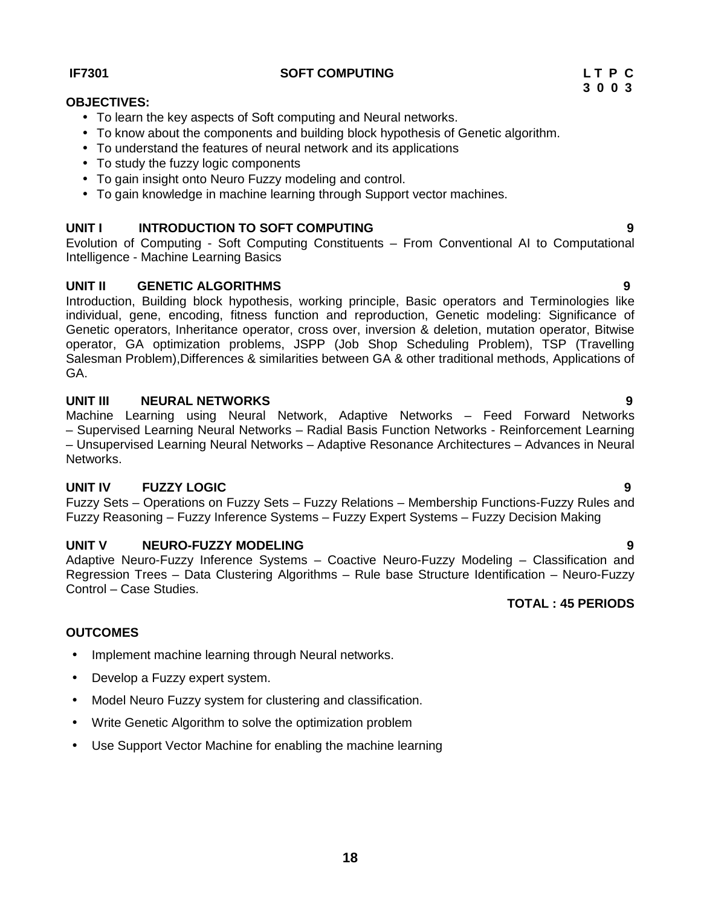**IF7301 SOFT COMPUTING**

| L | T | P | C |
|---|---|---|---|
| 3 | 0 | 0 | 3 |

**OBJECTIVES:**

- To learn the key aspects of Soft computing and Neural networks.
- To know about the components and building block hypothesis of Genetic algorithm.
- To understand the features of neural network and its applications
- To study the fuzzy logic components
- To gain insight onto Neuro Fuzzy modeling and control.
- To gain knowledge in machine learning through Support vector machines.

**UNIT I INTRODUCTION TO SOFT COMPUTING 9**

Evolution of Computing - Soft Computing Constituents – From Conventional AI to Computational Intelligence - Machine Learning Basics

**UNIT II GENETIC ALGORITHMS 9**

Introduction, Building block hypothesis, working principle, Basic operators and Terminologies like individual, gene, encoding, fitness function and reproduction, Genetic modeling: Significance of Genetic operators, Inheritance operator, cross over, inversion & deletion, mutation operator, Bitwise operator, GA optimization problems, JSPP (Job Shop Scheduling Problem), TSP (Travelling Salesman Problem),Differences & similarities between GA & other traditional methods, Applications of GA.

**UNIT III NEURAL NETWORKS 9**

Machine Learning using Neural Network, Adaptive Networks – Feed Forward Networks – Supervised Learning Neural Networks – Radial Basis Function Networks - Reinforcement Learning – Unsupervised Learning Neural Networks – Adaptive Resonance Architectures – Advances in Neural Networks.

**UNIT IV FUZZY LOGIC 9**

Fuzzy Sets – Operations on Fuzzy Sets – Fuzzy Relations – Membership Functions-Fuzzy Rules and Fuzzy Reasoning – Fuzzy Inference Systems – Fuzzy Expert Systems – Fuzzy Decision Making

**UNIT V NEURO-FUZZY MODELING 9**

Adaptive Neuro-Fuzzy Inference Systems – Coactive Neuro-Fuzzy Modeling – Classification and Regression Trees – Data Clustering Algorithms – Rule base Structure Identification – Neuro-Fuzzy Control – Case Studies.

**TOTAL : 45 PERIODS**

**OUTCOMES**

- Implement machine learning through Neural networks.
- Develop a Fuzzy expert system.
- Model Neuro Fuzzy system for clustering and classification.
- Write Genetic Algorithm to solve the optimization problem
- Use Support Vector Machine for enabling the machine learning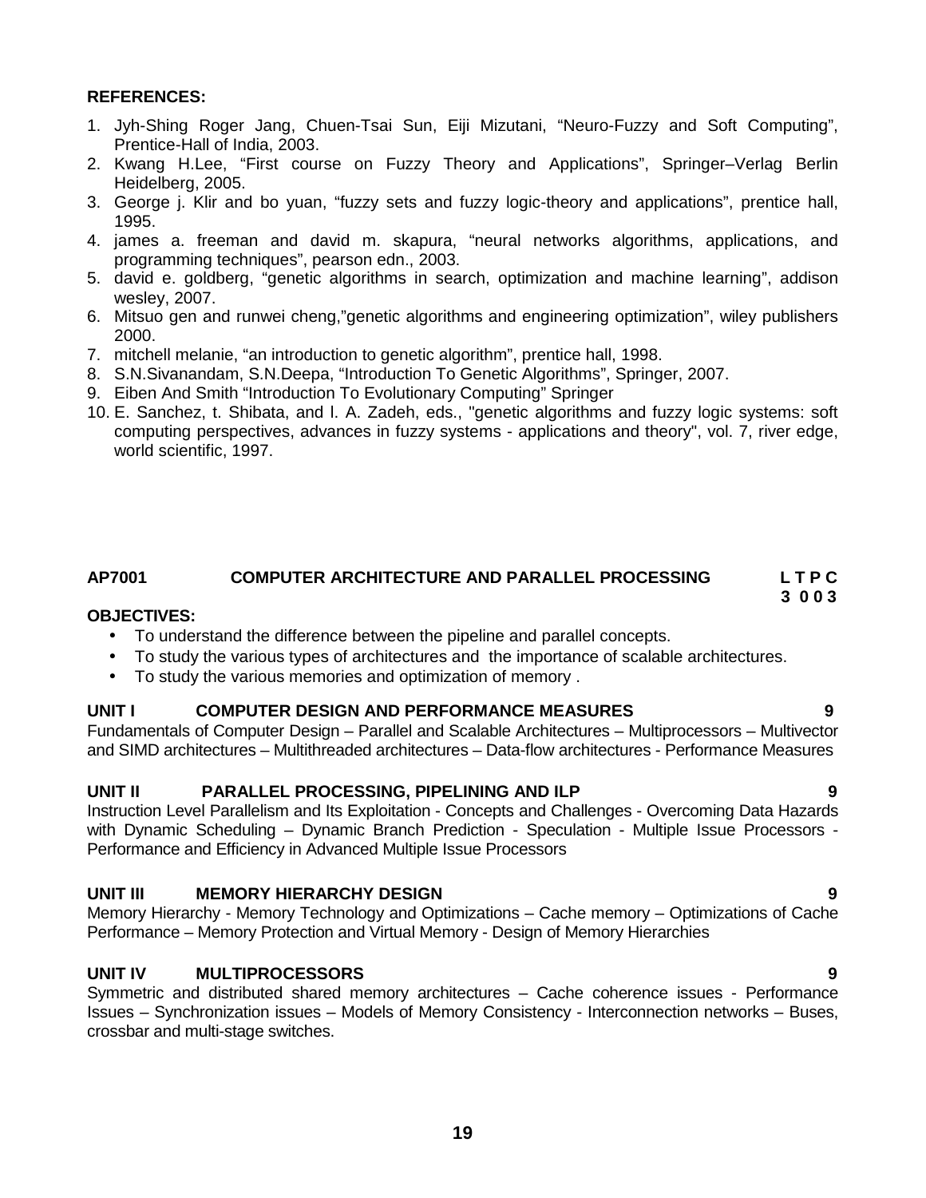**REFERENCES:**

1. Jyh-Shing Roger Jang, Chuen-Tsai Sun, Eiji Mizutani, “Neuro-Fuzzy and Soft Computing”, Prentice-Hall of India, 2003.
2. Kwang H.Lee, “First course on Fuzzy Theory and Applications”, Springer–Verlag Berlin Heidelberg, 2005.
3. George j. Klir and bo yuan, “fuzzy sets and fuzzy logic-theory and applications”, prentice hall, 1995.
4. james a. freeman and david m. skapura, “neural networks algorithms, applications, and programming techniques”, pearson edn., 2003.
5. david e. goldberg, “genetic algorithms in search, optimization and machine learning”, addison wesley, 2007.
6. Mitsuo gen and runwei cheng,”genetic algorithms and engineering optimization”, wiley publishers 2000.
7. mitchell melanie, “an introduction to genetic algorithm”, prentice hall, 1998.
8. S.N.Sivanandam, S.N.Deepa, “Introduction To Genetic Algorithms”, Springer, 2007.
9. Eiben And Smith “Introduction To Evolutionary Computing” Springer
10. E. Sanchez, t. Shibata, and l. A. Zadeh, eds., "genetic algorithms and fuzzy logic systems: soft computing perspectives, advances in fuzzy systems - applications and theory", vol. 7, river edge, world scientific, 1997.

## AP7001 COMPUTER ARCHITECTURE AND PARALLEL PROCESSING

**L T P C**
**3 0 0 3**

**OBJECTIVES:**

- To understand the difference between the pipeline and parallel concepts.
- To study the various types of architectures and the importance of scalable architectures.
- To study the various memories and optimization of memory .

**UNIT I COMPUTER DESIGN AND PERFORMANCE MEASURES 9**

Fundamentals of Computer Design – Parallel and Scalable Architectures – Multiprocessors – Multivector and SIMD architectures – Multithreaded architectures – Data-flow architectures - Performance Measures

**UNIT II PARALLEL PROCESSING, PIPELINING AND ILP 9**

Instruction Level Parallelism and Its Exploitation - Concepts and Challenges - Overcoming Data Hazards with Dynamic Scheduling – Dynamic Branch Prediction - Speculation - Multiple Issue Processors - Performance and Efficiency in Advanced Multiple Issue Processors

**UNIT III MEMORY HIERARCHY DESIGN 9**

Memory Hierarchy - Memory Technology and Optimizations – Cache memory – Optimizations of Cache Performance – Memory Protection and Virtual Memory - Design of Memory Hierarchies

**UNIT IV MULTIPROCESSORS 9**

Symmetric and distributed shared memory architectures – Cache coherence issues - Performance Issues – Synchronization issues – Models of Memory Consistency - Interconnection networks – Buses, crossbar and multi-stage switches.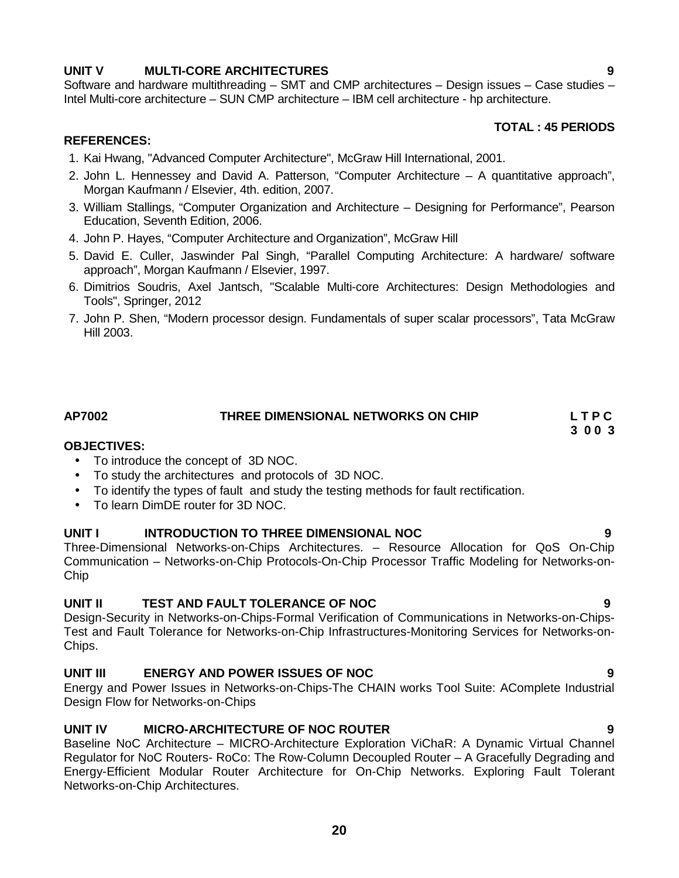**UNIT V MULTI-CORE ARCHITECTURES 9**

Software and hardware multithreading – SMT and CMP architectures – Design issues – Case studies – Intel Multi-core architecture – SUN CMP architecture – IBM cell architecture - hp architecture.

**TOTAL : 45 PERIODS**

**REFERENCES:**

1. Kai Hwang, "Advanced Computer Architecture", McGraw Hill International, 2001.
2. John L. Hennessey and David A. Patterson, "Computer Architecture – A quantitative approach", Morgan Kaufmann / Elsevier, 4th. edition, 2007.
3. William Stallings, "Computer Organization and Architecture – Designing for Performance", Pearson Education, Seventh Edition, 2006.
4. John P. Hayes, "Computer Architecture and Organization", McGraw Hill
5. David E. Culler, Jaswinder Pal Singh, "Parallel Computing Architecture: A hardware/ software approach", Morgan Kaufmann / Elsevier, 1997.
6. Dimitrios Soudris, Axel Jantsch, "Scalable Multi-core Architectures: Design Methodologies and Tools", Springer, 2012
7. John P. Shen, "Modern processor design. Fundamentals of super scalar processors", Tata McGraw Hill 2003.

## AP7002 THREE DIMENSIONAL NETWORKS ON CHIP

**L T P C**
**3 0 0 3**

**OBJECTIVES:**

- To introduce the concept of 3D NOC.
- To study the architectures and protocols of 3D NOC.
- To identify the types of fault and study the testing methods for fault rectification.
- To learn DimDE router for 3D NOC.

**UNIT I INTRODUCTION TO THREE DIMENSIONAL NOC 9**

Three-Dimensional Networks-on-Chips Architectures. – Resource Allocation for QoS On-Chip Communication – Networks-on-Chip Protocols-On-Chip Processor Traffic Modeling for Networks-on-Chip

**UNIT II TEST AND FAULT TOLERANCE OF NOC 9**

Design-Security in Networks-on-Chips-Formal Verification of Communications in Networks-on-Chips-Test and Fault Tolerance for Networks-on-Chip Infrastructures-Monitoring Services for Networks-on-Chips.

**UNIT III ENERGY AND POWER ISSUES OF NOC 9**

Energy and Power Issues in Networks-on-Chips-The CHAIN works Tool Suite: AComplete Industrial Design Flow for Networks-on-Chips

**UNIT IV MICRO-ARCHITECTURE OF NOC ROUTER 9**

Baseline NoC Architecture – MICRO-Architecture Exploration ViChaR: A Dynamic Virtual Channel Regulator for NoC Routers- RoCo: The Row-Column Decoupled Router – A Gracefully Degrading and Energy-Efficient Modular Router Architecture for On-Chip Networks. Exploring Fault Tolerant Networks-on-Chip Architectures.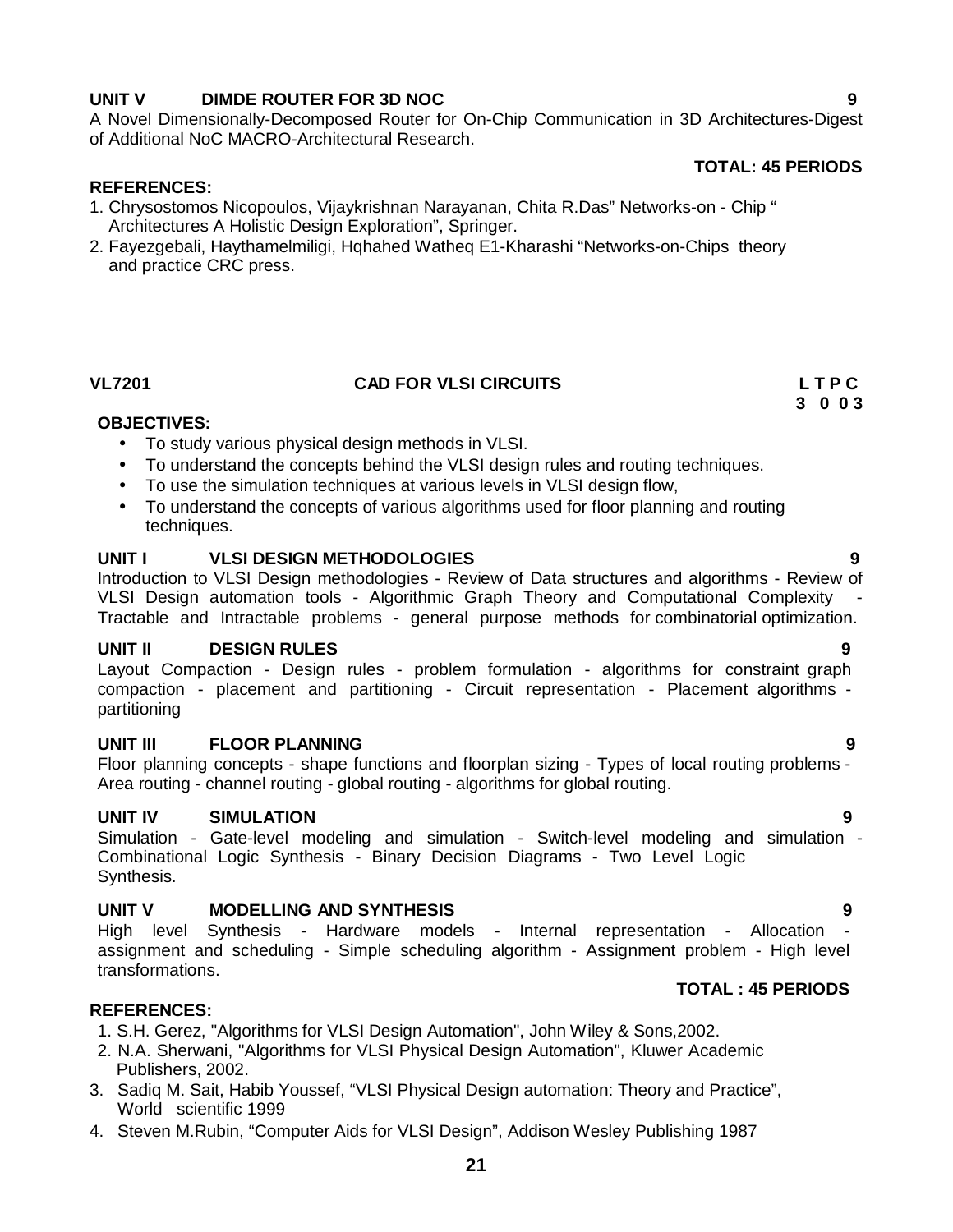**UNIT V DIMDE ROUTER FOR 3D NOC 9**

A Novel Dimensionally-Decomposed Router for On-Chip Communication in 3D Architectures-Digest of Additional NoC MACRO-Architectural Research.

**TOTAL: 45 PERIODS**

**REFERENCES:**

1. Chrysostomos Nicopoulos, Vijaykrishnan Narayanan, Chita R.Das" Networks-on - Chip " Architectures A Holistic Design Exploration", Springer.
2. Fayezgebali, Haythamelmiligi, Hqhahed Watheq E1-Kharashi "Networks-on-Chips theory and practice CRC press.

## VL7201 CAD FOR VLSI CIRCUITS

**L T P C**
**3 0 0 3**

**OBJECTIVES:**

- To study various physical design methods in VLSI.
- To understand the concepts behind the VLSI design rules and routing techniques.
- To use the simulation techniques at various levels in VLSI design flow,
- To understand the concepts of various algorithms used for floor planning and routing techniques.

**UNIT I VLSI DESIGN METHODOLOGIES 9**

Introduction to VLSI Design methodologies - Review of Data structures and algorithms - Review of VLSI Design automation tools - Algorithmic Graph Theory and Computational Complexity - Tractable and Intractable problems - general purpose methods for combinatorial optimization.

**UNIT II DESIGN RULES 9**

Layout Compaction - Design rules - problem formulation - algorithms for constraint graph compaction - placement and partitioning - Circuit representation - Placement algorithms - partitioning

**UNIT III FLOOR PLANNING 9**

Floor planning concepts - shape functions and floorplan sizing - Types of local routing problems - Area routing - channel routing - global routing - algorithms for global routing.

**UNIT IV SIMULATION 9**

Simulation - Gate-level modeling and simulation - Switch-level modeling and simulation - Combinational Logic Synthesis - Binary Decision Diagrams - Two Level Logic Synthesis.

**UNIT V MODELLING AND SYNTHESIS 9**

High level Synthesis - Hardware models - Internal representation - Allocation - assignment and scheduling - Simple scheduling algorithm - Assignment problem - High level transformations.

**TOTAL : 45 PERIODS**

**REFERENCES:**

1. S.H. Gerez, "Algorithms for VLSI Design Automation", John Wiley & Sons,2002.
2. N.A. Sherwani, "Algorithms for VLSI Physical Design Automation", Kluwer Academic Publishers, 2002.
3. Sadiq M. Sait, Habib Youssef, "VLSI Physical Design automation: Theory and Practice", World scientific 1999
4. Steven M.Rubin, "Computer Aids for VLSI Design", Addison Wesley Publishing 1987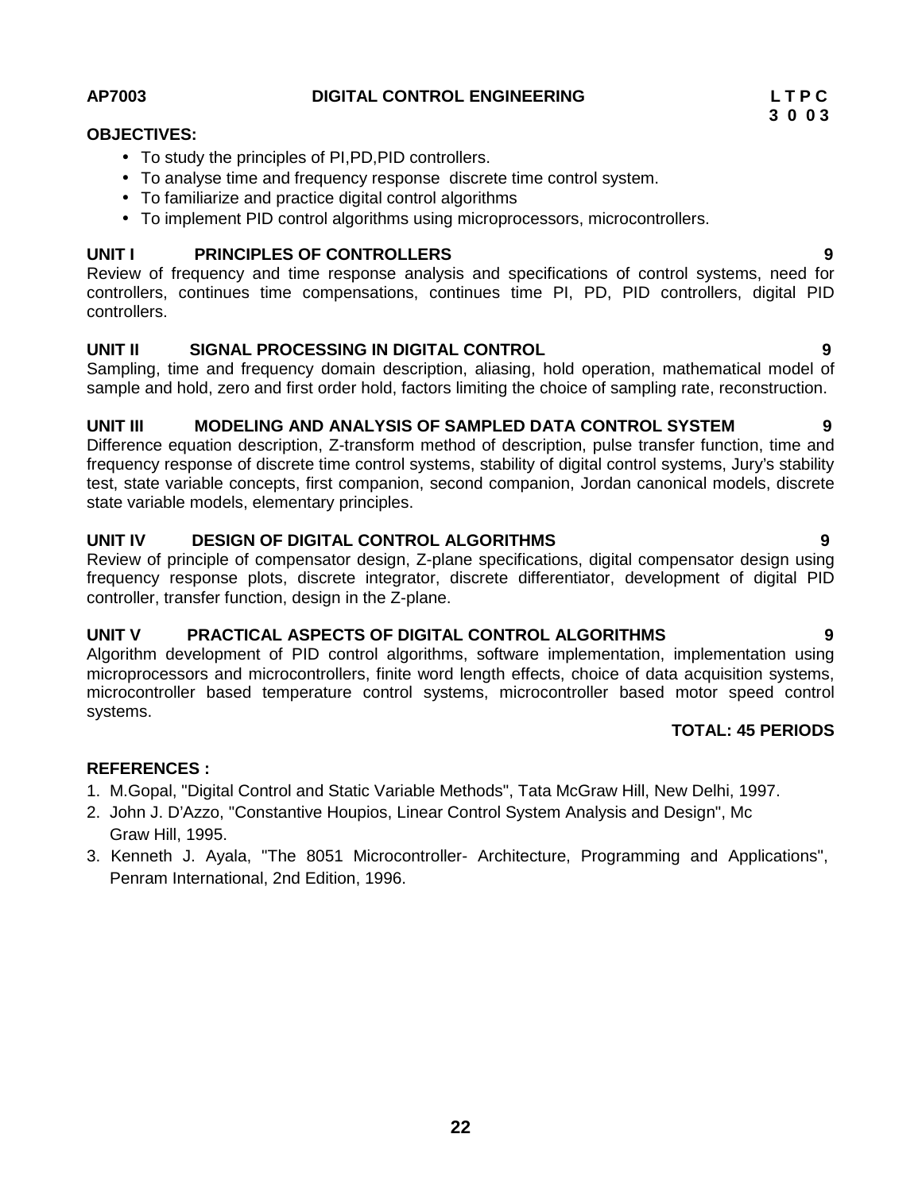**AP7003 DIGITAL CONTROL ENGINEERING**

| L | T | P | C |
|---|---|---|---|
| 3 | 0 | 0 | 3 |

**OBJECTIVES:**

- To study the principles of PI,PD,PID controllers.
- To analyse time and frequency response discrete time control system.
- To familiarize and practice digital control algorithms
- To implement PID control algorithms using microprocessors, microcontrollers.

**UNIT I PRINCIPLES OF CONTROLLERS 9**

Review of frequency and time response analysis and specifications of control systems, need for controllers, continues time compensations, continues time PI, PD, PID controllers, digital PID controllers.

**UNIT II SIGNAL PROCESSING IN DIGITAL CONTROL 9**

Sampling, time and frequency domain description, aliasing, hold operation, mathematical model of sample and hold, zero and first order hold, factors limiting the choice of sampling rate, reconstruction.

**UNIT III MODELING AND ANALYSIS OF SAMPLED DATA CONTROL SYSTEM 9**

Difference equation description, Z-transform method of description, pulse transfer function, time and frequency response of discrete time control systems, stability of digital control systems, Jury's stability test, state variable concepts, first companion, second companion, Jordan canonical models, discrete state variable models, elementary principles.

**UNIT IV DESIGN OF DIGITAL CONTROL ALGORITHMS 9**

Review of principle of compensator design, Z-plane specifications, digital compensator design using frequency response plots, discrete integrator, discrete differentiator, development of digital PID controller, transfer function, design in the Z-plane.

**UNIT V PRACTICAL ASPECTS OF DIGITAL CONTROL ALGORITHMS 9**

Algorithm development of PID control algorithms, software implementation, implementation using microprocessors and microcontrollers, finite word length effects, choice of data acquisition systems, microcontroller based temperature control systems, microcontroller based motor speed control systems.

**TOTAL: 45 PERIODS**

**REFERENCES :**

1. M.Gopal, "Digital Control and Static Variable Methods", Tata McGraw Hill, New Delhi, 1997.
2. John J. D'Azzo, "Constantive Houpios, Linear Control System Analysis and Design", Mc Graw Hill, 1995.
3. Kenneth J. Ayala, "The 8051 Microcontroller- Architecture, Programming and Applications", Penram International, 2nd Edition, 1996.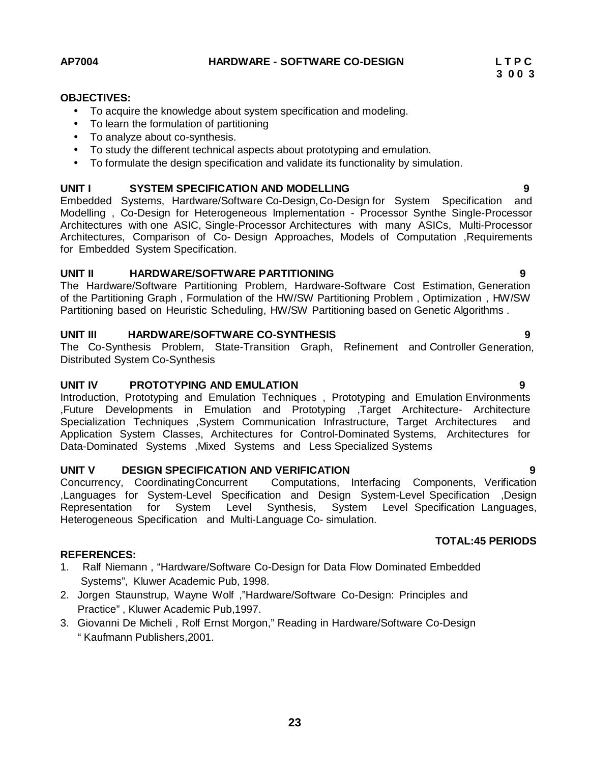**AP7004 HARDWARE - SOFTWARE CO-DESIGN**

**L T P C**
**3 0 0 3**

**OBJECTIVES:**

- To acquire the knowledge about system specification and modeling.
- To learn the formulation of partitioning
- To analyze about co-synthesis.
- To study the different technical aspects about prototyping and emulation.
- To formulate the design specification and validate its functionality by simulation.

**UNIT I SYSTEM SPECIFICATION AND MODELLING 9**

Embedded Systems, Hardware/Software Co-Design, Co-Design for System Specification and Modelling , Co-Design for Heterogeneous Implementation - Processor Synthe Single-Processor Architectures with one ASIC, Single-Processor Architectures with many ASICs, Multi-Processor Architectures, Comparison of Co- Design Approaches, Models of Computation ,Requirements for Embedded System Specification.

**UNIT II HARDWARE/SOFTWARE PARTITIONING 9**

The Hardware/Software Partitioning Problem, Hardware-Software Cost Estimation, Generation of the Partitioning Graph , Formulation of the HW/SW Partitioning Problem , Optimization , HW/SW Partitioning based on Heuristic Scheduling, HW/SW Partitioning based on Genetic Algorithms .

**UNIT III HARDWARE/SOFTWARE CO-SYNTHESIS 9**

The Co-Synthesis Problem, State-Transition Graph, Refinement and Controller Generation, Distributed System Co-Synthesis

**UNIT IV PROTOTYPING AND EMULATION 9**

Introduction, Prototyping and Emulation Techniques , Prototyping and Emulation Environments ,Future Developments in Emulation and Prototyping ,Target Architecture- Architecture Specialization Techniques ,System Communication Infrastructure, Target Architectures and Application System Classes, Architectures for Control-Dominated Systems, Architectures for Data-Dominated Systems ,Mixed Systems and Less Specialized Systems

**UNIT V DESIGN SPECIFICATION AND VERIFICATION 9**

Concurrency, CoordinatingConcurrent Computations, Interfacing Components, Verification ,Languages for System-Level Specification and Design System-Level Specification ,Design Representation for System Level Synthesis, System Level Specification Languages, Heterogeneous Specification and Multi-Language Co- simulation.

**TOTAL:45 PERIODS**

**REFERENCES:**

1. Ralf Niemann , "Hardware/Software Co-Design for Data Flow Dominated Embedded Systems", Kluwer Academic Pub, 1998.
2. Jorgen Staunstrup, Wayne Wolf ,"Hardware/Software Co-Design: Principles and Practice" , Kluwer Academic Pub,1997.
3. Giovanni De Micheli , Rolf Ernst Morgon," Reading in Hardware/Software Co-Design " Kaufmann Publishers,2001.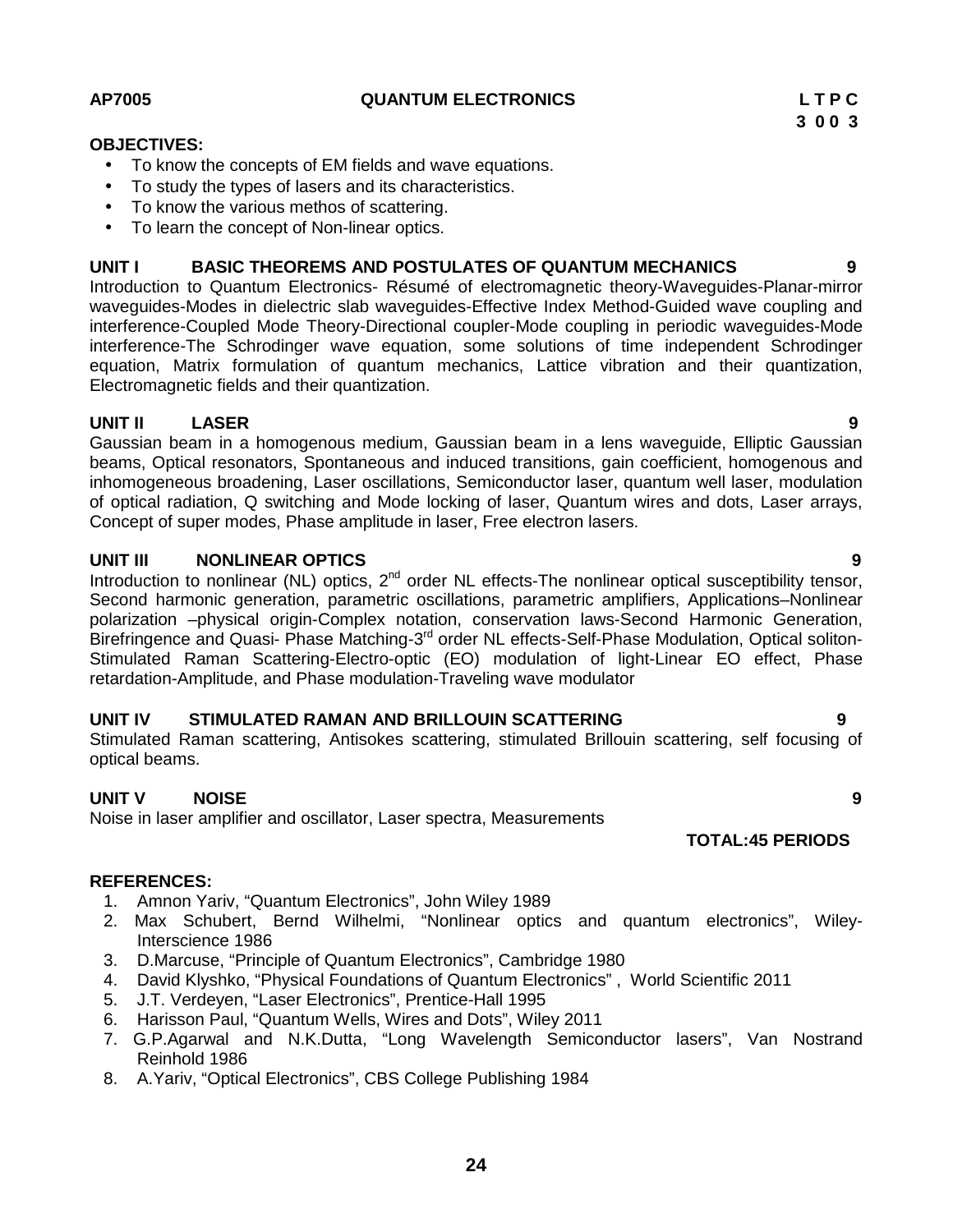**AP7005 QUANTUM ELECTRONICS**

| L | T | P | C |
|---|---|---|---|
| 3 | 0 | 0 | 3 |

**OBJECTIVES:**

- To know the concepts of EM fields and wave equations.
- To study the types of lasers and its characteristics.
- To know the various methos of scattering.
- To learn the concept of Non-linear optics.

**UNIT I BASIC THEOREMS AND POSTULATES OF QUANTUM MECHANICS 9**

Introduction to Quantum Electronics- Résumé of electromagnetic theory-Waveguides-Planar-mirror waveguides-Modes in dielectric slab waveguides-Effective Index Method-Guided wave coupling and interference-Coupled Mode Theory-Directional coupler-Mode coupling in periodic waveguides-Mode interference-The Schrodinger wave equation, some solutions of time independent Schrodinger equation, Matrix formulation of quantum mechanics, Lattice vibration and their quantization, Electromagnetic fields and their quantization.

**UNIT II LASER 9**

Gaussian beam in a homogenous medium, Gaussian beam in a lens waveguide, Elliptic Gaussian beams, Optical resonators, Spontaneous and induced transitions, gain coefficient, homogenous and inhomogeneous broadening, Laser oscillations, Semiconductor laser, quantum well laser, modulation of optical radiation, Q switching and Mode locking of laser, Quantum wires and dots, Laser arrays, Concept of super modes, Phase amplitude in laser, Free electron lasers.

**UNIT III NONLINEAR OPTICS 9**

Introduction to nonlinear (NL) optics, 2$^{nd}$ order NL effects-The nonlinear optical susceptibility tensor, Second harmonic generation, parametric oscillations, parametric amplifiers, Applications–Nonlinear polarization –physical origin-Complex notation, conservation laws-Second Harmonic Generation, Birefringence and Quasi- Phase Matching-3$^{rd}$ order NL effects-Self-Phase Modulation, Optical soliton-Stimulated Raman Scattering-Electro-optic (EO) modulation of light-Linear EO effect, Phase retardation-Amplitude, and Phase modulation-Traveling wave modulator

**UNIT IV STIMULATED RAMAN AND BRILLOUIN SCATTERING 9**

Stimulated Raman scattering, Antisokes scattering, stimulated Brillouin scattering, self focusing of optical beams.

**UNIT V NOISE 9**

Noise in laser amplifier and oscillator, Laser spectra, Measurements

**TOTAL:45 PERIODS**

**REFERENCES:**

1. Amnon Yariv, "Quantum Electronics", John Wiley 1989
2. Max Schubert, Bernd Wilhelmi, "Nonlinear optics and quantum electronics", Wiley-Interscience 1986
3. D.Marcuse, "Principle of Quantum Electronics", Cambridge 1980
4. David Klyshko, "Physical Foundations of Quantum Electronics" , World Scientific 2011
5. J.T. Verdeyen, "Laser Electronics", Prentice-Hall 1995
6. Harisson Paul, "Quantum Wells, Wires and Dots", Wiley 2011
7. G.P.Agarwal and N.K.Dutta, "Long Wavelength Semiconductor lasers", Van Nostrand Reinhold 1986
8. A.Yariv, "Optical Electronics", CBS College Publishing 1984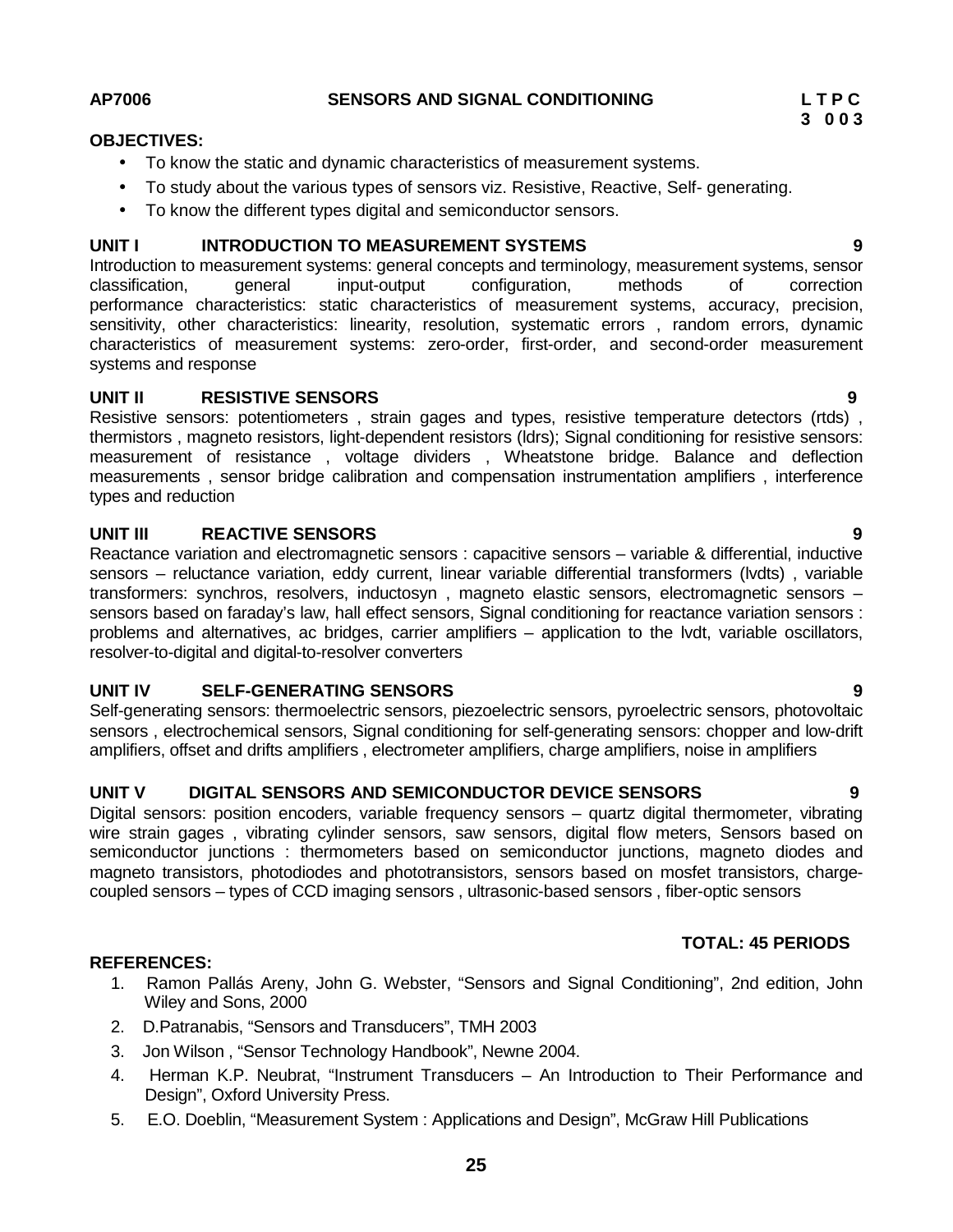**AP7006 SENSORS AND SIGNAL CONDITIONING**

**L T P C**
**3 0 0 3**

**OBJECTIVES:**

- To know the static and dynamic characteristics of measurement systems.
- To study about the various types of sensors viz. Resistive, Reactive, Self- generating.
- To know the different types digital and semiconductor sensors.

**UNIT I INTRODUCTION TO MEASUREMENT SYSTEMS 9**

Introduction to measurement systems: general concepts and terminology, measurement systems, sensor classification, general input-output configuration, methods of correction performance characteristics: static characteristics of measurement systems, accuracy, precision, sensitivity, other characteristics: linearity, resolution, systematic errors , random errors, dynamic characteristics of measurement systems: zero-order, first-order, and second-order measurement systems and response

**UNIT II RESISTIVE SENSORS 9**

Resistive sensors: potentiometers , strain gages and types, resistive temperature detectors (rtds) , thermistors , magneto resistors, light-dependent resistors (ldrs); Signal conditioning for resistive sensors: measurement of resistance , voltage dividers , Wheatstone bridge. Balance and deflection measurements , sensor bridge calibration and compensation instrumentation amplifiers , interference types and reduction

**UNIT III REACTIVE SENSORS 9**

Reactance variation and electromagnetic sensors : capacitive sensors – variable & differential, inductive sensors – reluctance variation, eddy current, linear variable differential transformers (lvdts) , variable transformers: synchros, resolvers, inductosyn , magneto elastic sensors, electromagnetic sensors – sensors based on faraday's law, hall effect sensors, Signal conditioning for reactance variation sensors : problems and alternatives, ac bridges, carrier amplifiers – application to the lvdt, variable oscillators, resolver-to-digital and digital-to-resolver converters

**UNIT IV SELF-GENERATING SENSORS 9**

Self-generating sensors: thermoelectric sensors, piezoelectric sensors, pyroelectric sensors, photovoltaic sensors , electrochemical sensors, Signal conditioning for self-generating sensors: chopper and low-drift amplifiers, offset and drifts amplifiers , electrometer amplifiers, charge amplifiers, noise in amplifiers

**UNIT V DIGITAL SENSORS AND SEMICONDUCTOR DEVICE SENSORS 9**

Digital sensors: position encoders, variable frequency sensors – quartz digital thermometer, vibrating wire strain gages , vibrating cylinder sensors, saw sensors, digital flow meters, Sensors based on semiconductor junctions : thermometers based on semiconductor junctions, magneto diodes and magneto transistors, photodiodes and phototransistors, sensors based on mosfet transistors, charge-coupled sensors – types of CCD imaging sensors , ultrasonic-based sensors , fiber-optic sensors

**TOTAL: 45 PERIODS**

**REFERENCES:**

1. Ramon Pallás Areny, John G. Webster, "Sensors and Signal Conditioning", 2nd edition, John Wiley and Sons, 2000
2. D.Patranabis, "Sensors and Transducers", TMH 2003
3. Jon Wilson , "Sensor Technology Handbook", Newne 2004.
4. Herman K.P. Neubrat, "Instrument Transducers – An Introduction to Their Performance and Design", Oxford University Press.
5. E.O. Doeblin, "Measurement System : Applications and Design", McGraw Hill Publications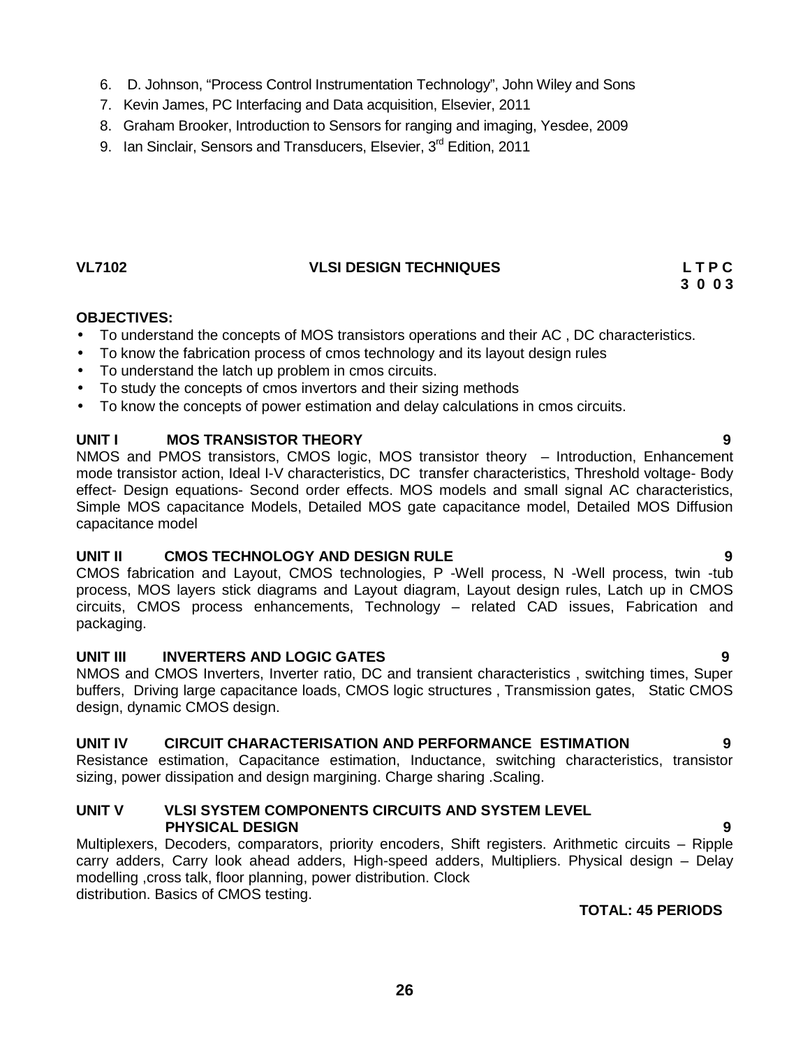6. D. Johnson, "Process Control Instrumentation Technology", John Wiley and Sons
7. Kevin James, PC Interfacing and Data acquisition, Elsevier, 2011
8. Graham Brooker, Introduction to Sensors for ranging and imaging, Yesdee, 2009
9. Ian Sinclair, Sensors and Transducers, Elsevier, 3rd Edition, 2011

## VL7102 VLSI DESIGN TECHNIQUES

**L T P C**
**3 0 0 3**

**OBJECTIVES:**

- To understand the concepts of MOS transistors operations and their AC , DC characteristics.
- To know the fabrication process of cmos technology and its layout design rules
- To understand the latch up problem in cmos circuits.
- To study the concepts of cmos invertors and their sizing methods
- To know the concepts of power estimation and delay calculations in cmos circuits.

**UNIT I MOS TRANSISTOR THEORY 9**

NMOS and PMOS transistors, CMOS logic, MOS transistor theory – Introduction, Enhancement mode transistor action, Ideal I-V characteristics, DC transfer characteristics, Threshold voltage- Body effect- Design equations- Second order effects. MOS models and small signal AC characteristics, Simple MOS capacitance Models, Detailed MOS gate capacitance model, Detailed MOS Diffusion capacitance model

**UNIT II CMOS TECHNOLOGY AND DESIGN RULE 9**

CMOS fabrication and Layout, CMOS technologies, P -Well process, N -Well process, twin -tub process, MOS layers stick diagrams and Layout diagram, Layout design rules, Latch up in CMOS circuits, CMOS process enhancements, Technology – related CAD issues, Fabrication and packaging.

**UNIT III INVERTERS AND LOGIC GATES 9**

NMOS and CMOS Inverters, Inverter ratio, DC and transient characteristics , switching times, Super buffers, Driving large capacitance loads, CMOS logic structures , Transmission gates, Static CMOS design, dynamic CMOS design.

**UNIT IV CIRCUIT CHARACTERISATION AND PERFORMANCE ESTIMATION 9**

Resistance estimation, Capacitance estimation, Inductance, switching characteristics, transistor sizing, power dissipation and design margining. Charge sharing .Scaling.

**UNIT V VLSI SYSTEM COMPONENTS CIRCUITS AND SYSTEM LEVEL PHYSICAL DESIGN 9**

Multiplexers, Decoders, comparators, priority encoders, Shift registers. Arithmetic circuits – Ripple carry adders, Carry look ahead adders, High-speed adders, Multipliers. Physical design – Delay modelling ,cross talk, floor planning, power distribution. Clock distribution. Basics of CMOS testing.

**TOTAL: 45 PERIODS**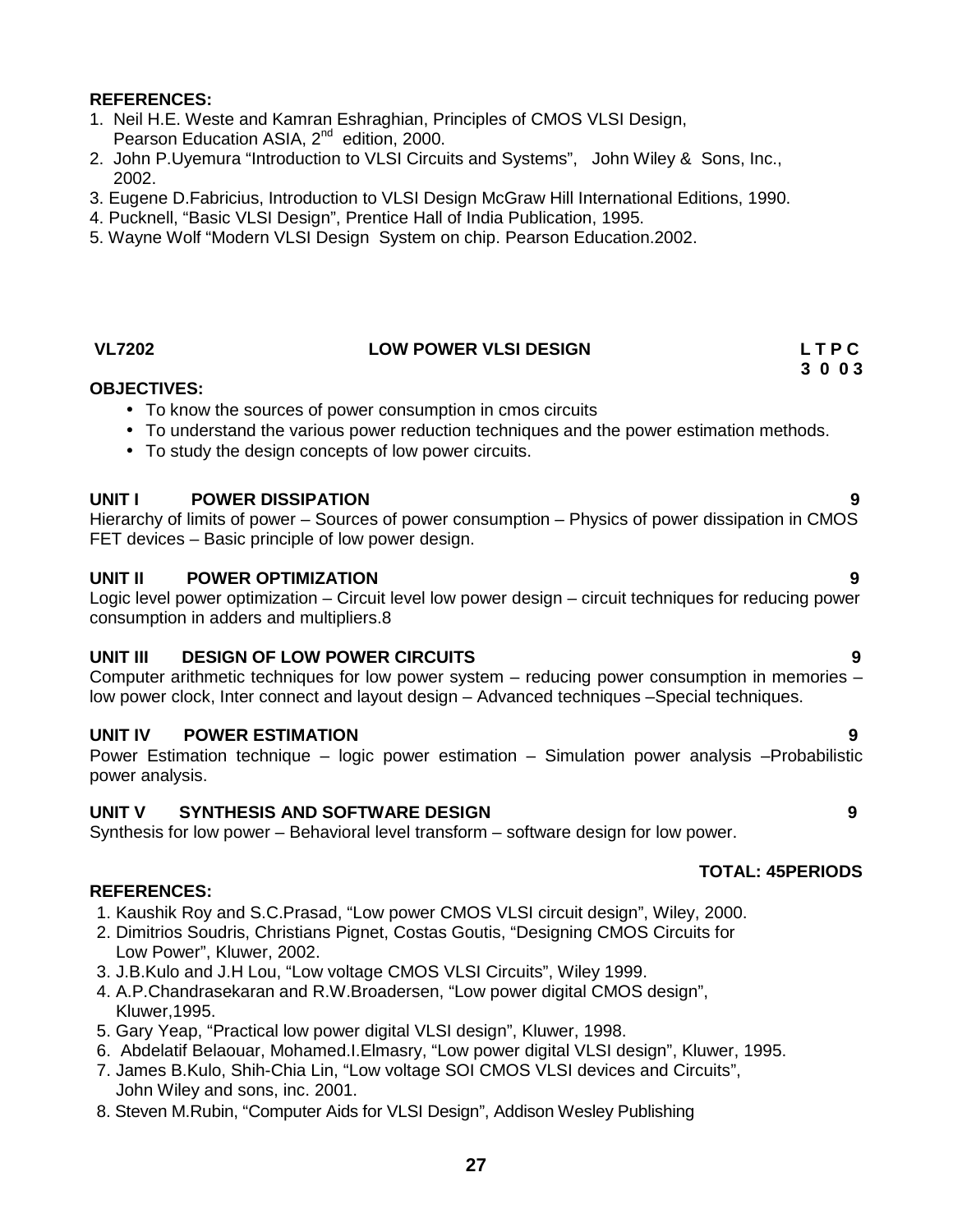**REFERENCES:**

1. Neil H.E. Weste and Kamran Eshraghian, Principles of CMOS VLSI Design, Pearson Education ASIA, 2nd edition, 2000.
2. John P.Uyemura "Introduction to VLSI Circuits and Systems", John Wiley & Sons, Inc., 2002.
3. Eugene D.Fabricius, Introduction to VLSI Design McGraw Hill International Editions, 1990.
4. Pucknell, "Basic VLSI Design", Prentice Hall of India Publication, 1995.
5. Wayne Wolf "Modern VLSI Design System on chip. Pearson Education.2002.

## VL7202 LOW POWER VLSI DESIGN

**L T P C**
**3 0 0 3**

**OBJECTIVES:**

- To know the sources of power consumption in cmos circuits
- To understand the various power reduction techniques and the power estimation methods.
- To study the design concepts of low power circuits.

**UNIT I POWER DISSIPATION** **9**

Hierarchy of limits of power – Sources of power consumption – Physics of power dissipation in CMOS FET devices – Basic principle of low power design.

**UNIT II POWER OPTIMIZATION** **9**

Logic level power optimization – Circuit level low power design – circuit techniques for reducing power consumption in adders and multipliers.8

**UNIT III DESIGN OF LOW POWER CIRCUITS** **9**

Computer arithmetic techniques for low power system – reducing power consumption in memories – low power clock, Inter connect and layout design – Advanced techniques –Special techniques.

**UNIT IV POWER ESTIMATION** **9**

Power Estimation technique – logic power estimation – Simulation power analysis –Probabilistic power analysis.

**UNIT V SYNTHESIS AND SOFTWARE DESIGN** **9**

Synthesis for low power – Behavioral level transform – software design for low power.

**TOTAL: 45PERIODS**

**REFERENCES:**

1. Kaushik Roy and S.C.Prasad, "Low power CMOS VLSI circuit design", Wiley, 2000.
2. Dimitrios Soudris, Christians Pignet, Costas Goutis, "Designing CMOS Circuits for Low Power", Kluwer, 2002.
3. J.B.Kulo and J.H Lou, "Low voltage CMOS VLSI Circuits", Wiley 1999.
4. A.P.Chandrasekaran and R.W.Broadersen, "Low power digital CMOS design", Kluwer,1995.
5. Gary Yeap, "Practical low power digital VLSI design", Kluwer, 1998.
6. Abdelatif Belaouar, Mohamed.I.Elmasry, "Low power digital VLSI design", Kluwer, 1995.
7. James B.Kulo, Shih-Chia Lin, "Low voltage SOI CMOS VLSI devices and Circuits", John Wiley and sons, inc. 2001.
8. Steven M.Rubin, "Computer Aids for VLSI Design", Addison Wesley Publishing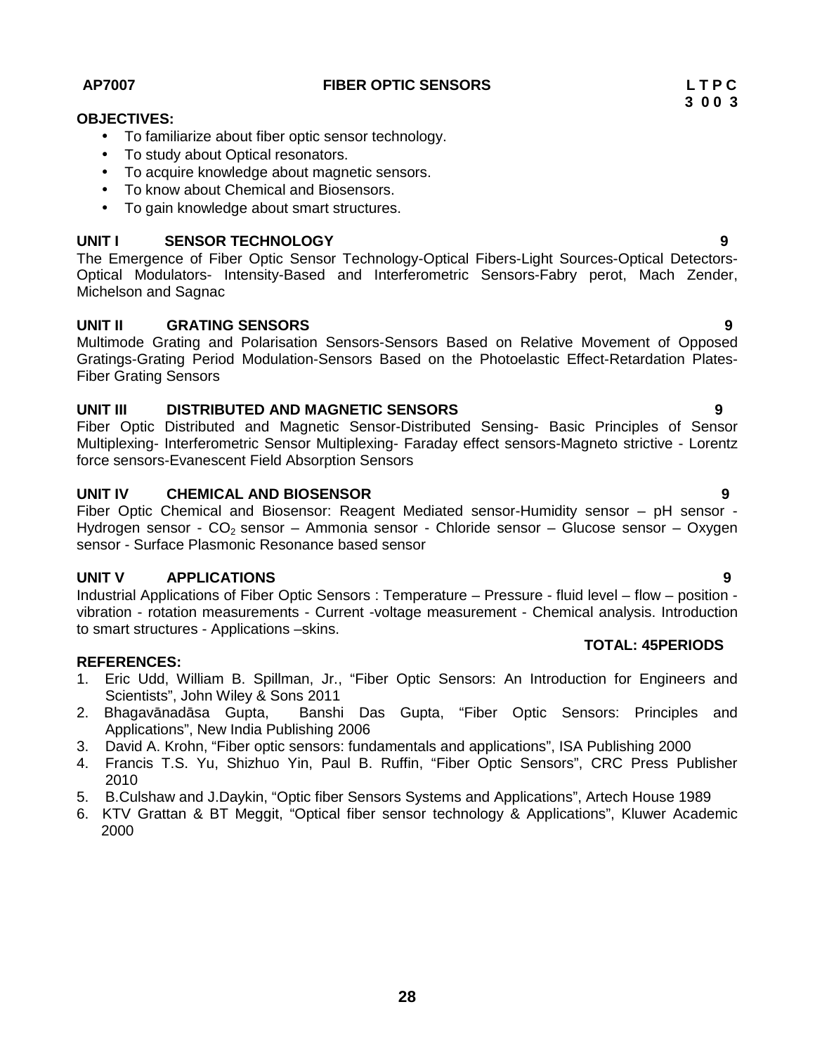**AP7007 FIBER OPTIC SENSORS L T P C**
**3 0 0 3**

**OBJECTIVES:**

- To familiarize about fiber optic sensor technology.
- To study about Optical resonators.
- To acquire knowledge about magnetic sensors.
- To know about Chemical and Biosensors.
- To gain knowledge about smart structures.

**UNIT I SENSOR TECHNOLOGY 9**

The Emergence of Fiber Optic Sensor Technology-Optical Fibers-Light Sources-Optical Detectors-Optical Modulators- Intensity-Based and Interferometric Sensors-Fabry perot, Mach Zender, Michelson and Sagnac

**UNIT II GRATING SENSORS 9**

Multimode Grating and Polarisation Sensors-Sensors Based on Relative Movement of Opposed Gratings-Grating Period Modulation-Sensors Based on the Photoelastic Effect-Retardation Plates-Fiber Grating Sensors

**UNIT III DISTRIBUTED AND MAGNETIC SENSORS 9**

Fiber Optic Distributed and Magnetic Sensor-Distributed Sensing- Basic Principles of Sensor Multiplexing- Interferometric Sensor Multiplexing- Faraday effect sensors-Magneto strictive - Lorentz force sensors-Evanescent Field Absorption Sensors

**UNIT IV CHEMICAL AND BIOSENSOR 9**

Fiber Optic Chemical and Biosensor: Reagent Mediated sensor-Humidity sensor – pH sensor - Hydrogen sensor - $CO_2$ sensor – Ammonia sensor - Chloride sensor – Glucose sensor – Oxygen sensor - Surface Plasmonic Resonance based sensor

**UNIT V APPLICATIONS 9**

Industrial Applications of Fiber Optic Sensors : Temperature – Pressure - fluid level – flow – position - vibration - rotation measurements - Current -voltage measurement - Chemical analysis. Introduction to smart structures - Applications –skins.

**TOTAL: 45PERIODS**

**REFERENCES:**

1. Eric Udd, William B. Spillman, Jr., “Fiber Optic Sensors: An Introduction for Engineers and Scientists”, John Wiley & Sons 2011
2. Bhagavānadāsa Gupta, Banshi Das Gupta, “Fiber Optic Sensors: Principles and Applications”, New India Publishing 2006
3. David A. Krohn, “Fiber optic sensors: fundamentals and applications”, ISA Publishing 2000
4. Francis T.S. Yu, Shizhuo Yin, Paul B. Ruffin, “Fiber Optic Sensors”, CRC Press Publisher 2010
5. B.Culshaw and J.Daykin, “Optic fiber Sensors Systems and Applications”, Artech House 1989
6. KTV Grattan & BT Meggit, “Optical fiber sensor technology & Applications”, Kluwer Academic 2000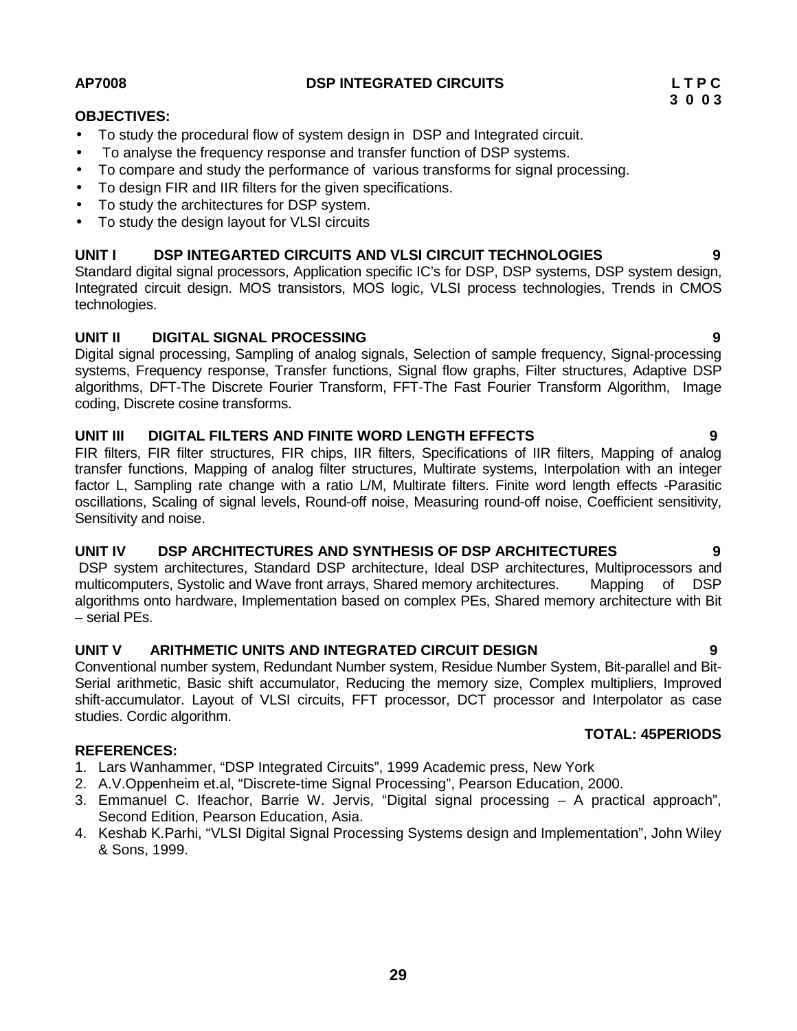**AP7008 DSP INTEGRATED CIRCUITS L T P C**
**3 0 0 3**

**OBJECTIVES:**

- To study the procedural flow of system design in DSP and Integrated circuit.
- To analyse the frequency response and transfer function of DSP systems.
- To compare and study the performance of various transforms for signal processing.
- To design FIR and IIR filters for the given specifications.
- To study the architectures for DSP system.
- To study the design layout for VLSI circuits

**UNIT I DSP INTEGARTED CIRCUITS AND VLSI CIRCUIT TECHNOLOGIES 9**

Standard digital signal processors, Application specific IC's for DSP, DSP systems, DSP system design, Integrated circuit design. MOS transistors, MOS logic, VLSI process technologies, Trends in CMOS technologies.

**UNIT II DIGITAL SIGNAL PROCESSING 9**

Digital signal processing, Sampling of analog signals, Selection of sample frequency, Signal-processing systems, Frequency response, Transfer functions, Signal flow graphs, Filter structures, Adaptive DSP algorithms, DFT-The Discrete Fourier Transform, FFT-The Fast Fourier Transform Algorithm, Image coding, Discrete cosine transforms.

**UNIT III DIGITAL FILTERS AND FINITE WORD LENGTH EFFECTS 9**

FIR filters, FIR filter structures, FIR chips, IIR filters, Specifications of IIR filters, Mapping of analog transfer functions, Mapping of analog filter structures, Multirate systems, Interpolation with an integer factor L, Sampling rate change with a ratio L/M, Multirate filters. Finite word length effects -Parasitic oscillations, Scaling of signal levels, Round-off noise, Measuring round-off noise, Coefficient sensitivity, Sensitivity and noise.

**UNIT IV DSP ARCHITECTURES AND SYNTHESIS OF DSP ARCHITECTURES 9**

DSP system architectures, Standard DSP architecture, Ideal DSP architectures, Multiprocessors and multicomputers, Systolic and Wave front arrays, Shared memory architectures. Mapping of DSP algorithms onto hardware, Implementation based on complex PEs, Shared memory architecture with Bit – serial PEs.

**UNIT V ARITHMETIC UNITS AND INTEGRATED CIRCUIT DESIGN 9**

Conventional number system, Redundant Number system, Residue Number System, Bit-parallel and Bit-Serial arithmetic, Basic shift accumulator, Reducing the memory size, Complex multipliers, Improved shift-accumulator. Layout of VLSI circuits, FFT processor, DCT processor and Interpolator as case studies. Cordic algorithm.

**TOTAL: 45PERIODS**

**REFERENCES:**

1. Lars Wanhammer, "DSP Integrated Circuits", 1999 Academic press, New York
2. A.V.Oppenheim et.al, "Discrete-time Signal Processing", Pearson Education, 2000.
3. Emmanuel C. Ifeachor, Barrie W. Jervis, "Digital signal processing – A practical approach", Second Edition, Pearson Education, Asia.
4. Keshab K.Parhi, "VLSI Digital Signal Processing Systems design and Implementation", John Wiley & Sons, 1999.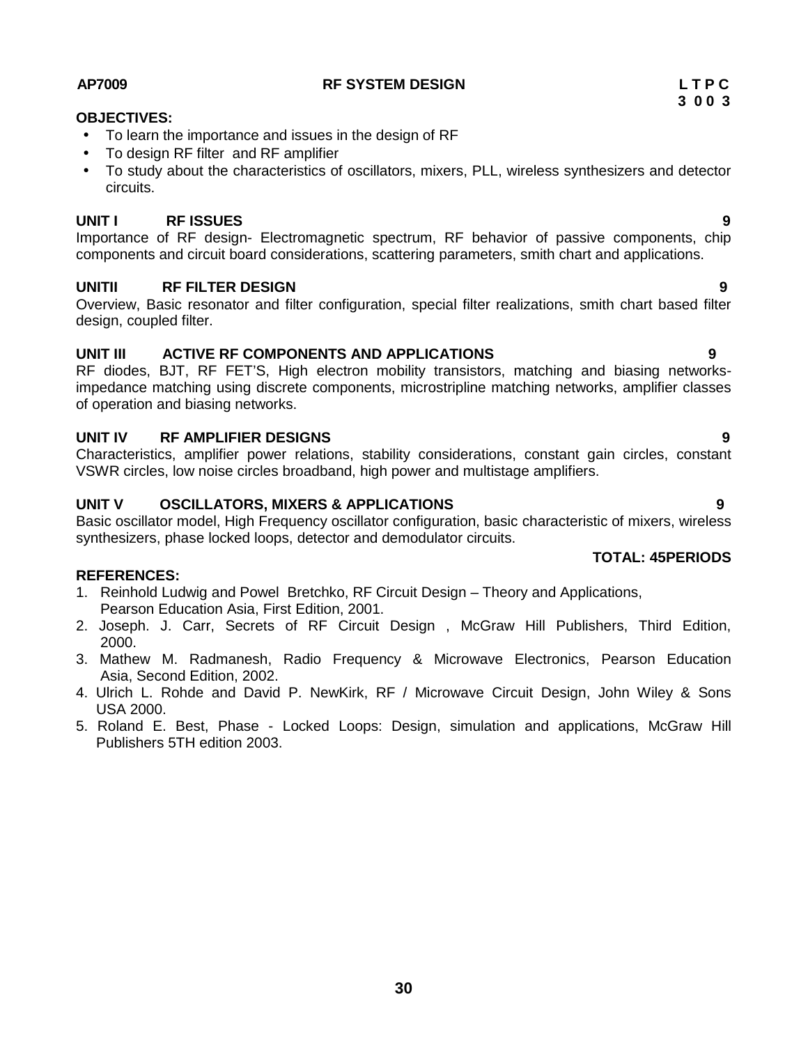**AP7009** **RF SYSTEM DESIGN** **L T P C**
**3 0 0 3**

**OBJECTIVES:**

- To learn the importance and issues in the design of RF
- To design RF filter and RF amplifier
- To study about the characteristics of oscillators, mixers, PLL, wireless synthesizers and detector circuits.

**UNIT I RF ISSUES** **9**

Importance of RF design- Electromagnetic spectrum, RF behavior of passive components, chip components and circuit board considerations, scattering parameters, smith chart and applications.

**UNITII RF FILTER DESIGN** **9**

Overview, Basic resonator and filter configuration, special filter realizations, smith chart based filter design, coupled filter.

**UNIT III ACTIVE RF COMPONENTS AND APPLICATIONS** **9**

RF diodes, BJT, RF FET'S, High electron mobility transistors, matching and biasing networks-impedance matching using discrete components, microstripline matching networks, amplifier classes of operation and biasing networks.

**UNIT IV RF AMPLIFIER DESIGNS** **9**

Characteristics, amplifier power relations, stability considerations, constant gain circles, constant VSWR circles, low noise circles broadband, high power and multistage amplifiers.

**UNIT V OSCILLATORS, MIXERS & APPLICATIONS** **9**

Basic oscillator model, High Frequency oscillator configuration, basic characteristic of mixers, wireless synthesizers, phase locked loops, detector and demodulator circuits.

**TOTAL: 45PERIODS**

**REFERENCES:**

1. Reinhold Ludwig and Powel Bretchko, RF Circuit Design – Theory and Applications, Pearson Education Asia, First Edition, 2001.
2. Joseph. J. Carr, Secrets of RF Circuit Design , McGraw Hill Publishers, Third Edition, 2000.
3. Mathew M. Radmanesh, Radio Frequency & Microwave Electronics, Pearson Education Asia, Second Edition, 2002.
4. Ulrich L. Rohde and David P. NewKirk, RF / Microwave Circuit Design, John Wiley & Sons USA 2000.
5. Roland E. Best, Phase - Locked Loops: Design, simulation and applications, McGraw Hill Publishers 5TH edition 2003.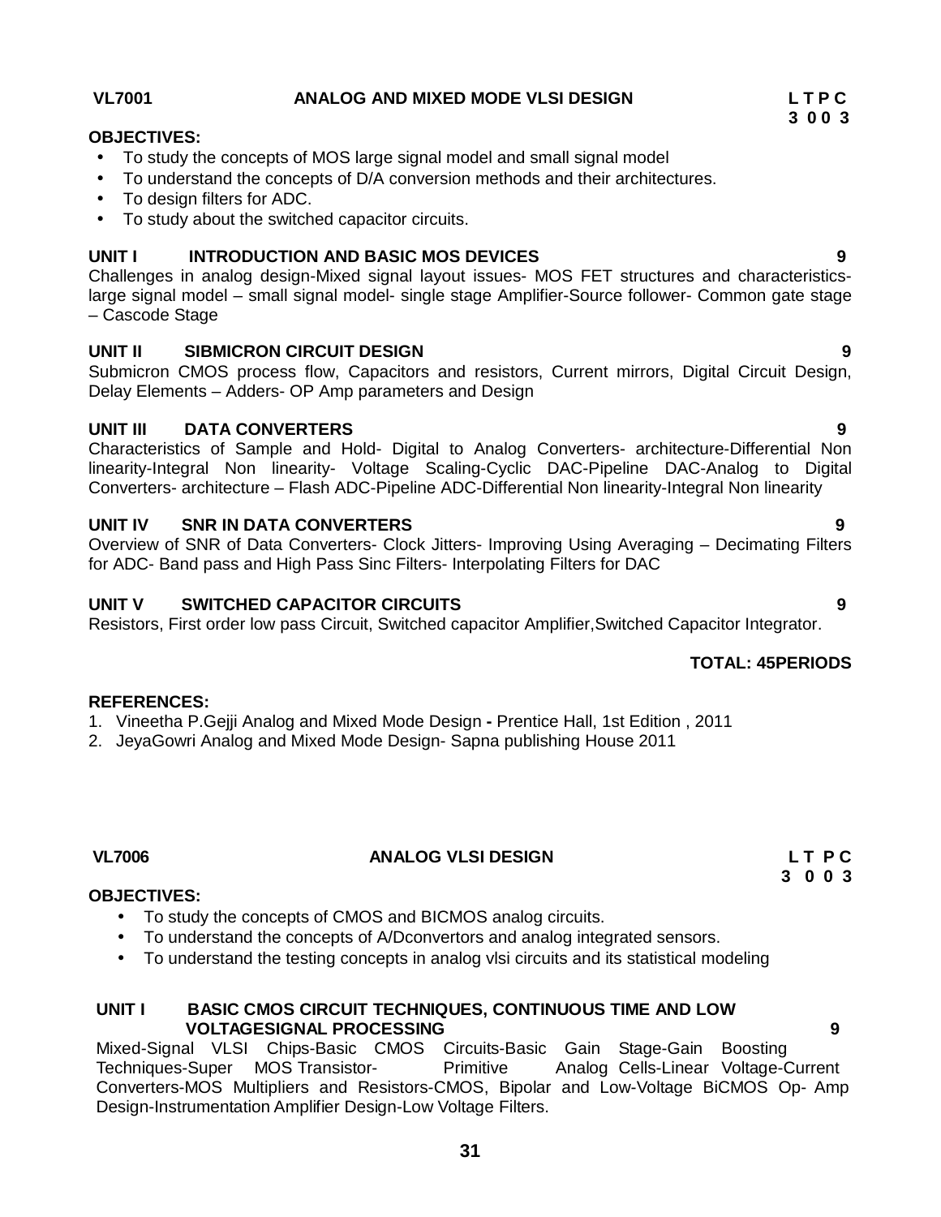**VL7001 ANALOG AND MIXED MODE VLSI DESIGN**

**L T P C**
**3 0 0 3**

**OBJECTIVES:**

- To study the concepts of MOS large signal model and small signal model
- To understand the concepts of D/A conversion methods and their architectures.
- To design filters for ADC.
- To study about the switched capacitor circuits.

**UNIT I INTRODUCTION AND BASIC MOS DEVICES 9**

Challenges in analog design-Mixed signal layout issues- MOS FET structures and characteristics-large signal model – small signal model- single stage Amplifier-Source follower- Common gate stage – Cascode Stage

**UNIT II SIBMICRON CIRCUIT DESIGN 9**

Submicron CMOS process flow, Capacitors and resistors, Current mirrors, Digital Circuit Design, Delay Elements – Adders- OP Amp parameters and Design

**UNIT III DATA CONVERTERS 9**

Characteristics of Sample and Hold- Digital to Analog Converters- architecture-Differential Non linearity-Integral Non linearity- Voltage Scaling-Cyclic DAC-Pipeline DAC-Analog to Digital Converters- architecture – Flash ADC-Pipeline ADC-Differential Non linearity-Integral Non linearity

**UNIT IV SNR IN DATA CONVERTERS 9**

Overview of SNR of Data Converters- Clock Jitters- Improving Using Averaging – Decimating Filters for ADC- Band pass and High Pass Sinc Filters- Interpolating Filters for DAC

**UNIT V SWITCHED CAPACITOR CIRCUITS 9**

Resistors, First order low pass Circuit, Switched capacitor Amplifier,Switched Capacitor Integrator.

**TOTAL: 45PERIODS**

**REFERENCES:**

1. Vineetha P.Gejji Analog and Mixed Mode Design **-** Prentice Hall, 1st Edition , 2011
2. JeyaGowri Analog and Mixed Mode Design- Sapna publishing House 2011

**VL7006 ANALOG VLSI DESIGN**

**L T P C**
**3 0 0 3**

**OBJECTIVES:**

- To study the concepts of CMOS and BICMOS analog circuits.
- To understand the concepts of A/Dconvertors and analog integrated sensors.
- To understand the testing concepts in analog vlsi circuits and its statistical modeling

**UNIT I BASIC CMOS CIRCUIT TECHNIQUES, CONTINUOUS TIME AND LOW VOLTAGESIGNAL PROCESSING 9**

Mixed-Signal VLSI Chips-Basic CMOS Circuits-Basic Gain Stage-Gain Boosting Techniques-Super MOS Transistor- Primitive Analog Cells-Linear Voltage-Current Converters-MOS Multipliers and Resistors-CMOS, Bipolar and Low-Voltage BiCMOS Op- Amp Design-Instrumentation Amplifier Design-Low Voltage Filters.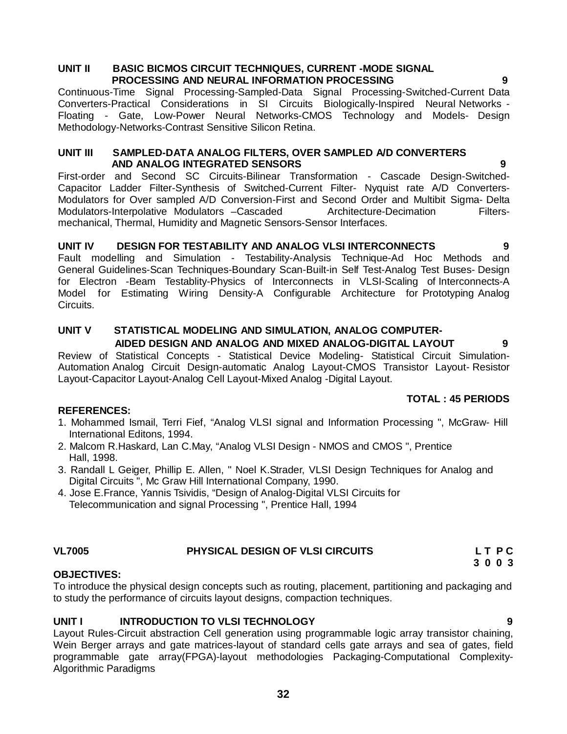**UNIT II BASIC BICMOS CIRCUIT TECHNIQUES, CURRENT -MODE SIGNAL PROCESSING AND NEURAL INFORMATION PROCESSING 9**

Continuous-Time Signal Processing-Sampled-Data Signal Processing-Switched-Current Data Converters-Practical Considerations in SI Circuits Biologically-Inspired Neural Networks - Floating - Gate, Low-Power Neural Networks-CMOS Technology and Models- Design Methodology-Networks-Contrast Sensitive Silicon Retina.

**UNIT III SAMPLED-DATA ANALOG FILTERS, OVER SAMPLED A/D CONVERTERS AND ANALOG INTEGRATED SENSORS 9**

First-order and Second SC Circuits-Bilinear Transformation - Cascade Design-Switched-Capacitor Ladder Filter-Synthesis of Switched-Current Filter- Nyquist rate A/D Converters-Modulators for Over sampled A/D Conversion-First and Second Order and Multibit Sigma- Delta Modulators-Interpolative Modulators –Cascaded Architecture-Decimation Filters-mechanical, Thermal, Humidity and Magnetic Sensors-Sensor Interfaces.

**UNIT IV DESIGN FOR TESTABILITY AND ANALOG VLSI INTERCONNECTS 9**

Fault modelling and Simulation - Testability-Analysis Technique-Ad Hoc Methods and General Guidelines-Scan Techniques-Boundary Scan-Built-in Self Test-Analog Test Buses- Design for Electron -Beam Testablity-Physics of Interconnects in VLSI-Scaling of Interconnects-A Model for Estimating Wiring Density-A Configurable Architecture for Prototyping Analog Circuits.

**UNIT V STATISTICAL MODELING AND SIMULATION, ANALOG COMPUTER-AIDED DESIGN AND ANALOG AND MIXED ANALOG-DIGITAL LAYOUT 9**

Review of Statistical Concepts - Statistical Device Modeling- Statistical Circuit Simulation-Automation Analog Circuit Design-automatic Analog Layout-CMOS Transistor Layout- Resistor Layout-Capacitor Layout-Analog Cell Layout-Mixed Analog -Digital Layout.

**TOTAL : 45 PERIODS**

**REFERENCES:**

1. Mohammed Ismail, Terri Fief, "Analog VLSI signal and Information Processing ", McGraw- Hill International Editons, 1994.
2. Malcom R.Haskard, Lan C.May, "Analog VLSI Design - NMOS and CMOS ", Prentice Hall, 1998.
3. Randall L Geiger, Phillip E. Allen, " Noel K.Strader, VLSI Design Techniques for Analog and Digital Circuits ", Mc Graw Hill International Company, 1990.
4. Jose E.France, Yannis Tsividis, "Design of Analog-Digital VLSI Circuits for Telecommunication and signal Processing ", Prentice Hall, 1994

## VL7005 PHYSICAL DESIGN OF VLSI CIRCUITS

| L | T | P | C |
|---|---|---|---|
| 3 | 0 | 0 | 3 |

**OBJECTIVES:**

To introduce the physical design concepts such as routing, placement, partitioning and packaging and to study the performance of circuits layout designs, compaction techniques.

**UNIT I INTRODUCTION TO VLSI TECHNOLOGY 9**

Layout Rules-Circuit abstraction Cell generation using programmable logic array transistor chaining, Wein Berger arrays and gate matrices-layout of standard cells gate arrays and sea of gates, field programmable gate array(FPGA)-layout methodologies Packaging-Computational Complexity-Algorithmic Paradigms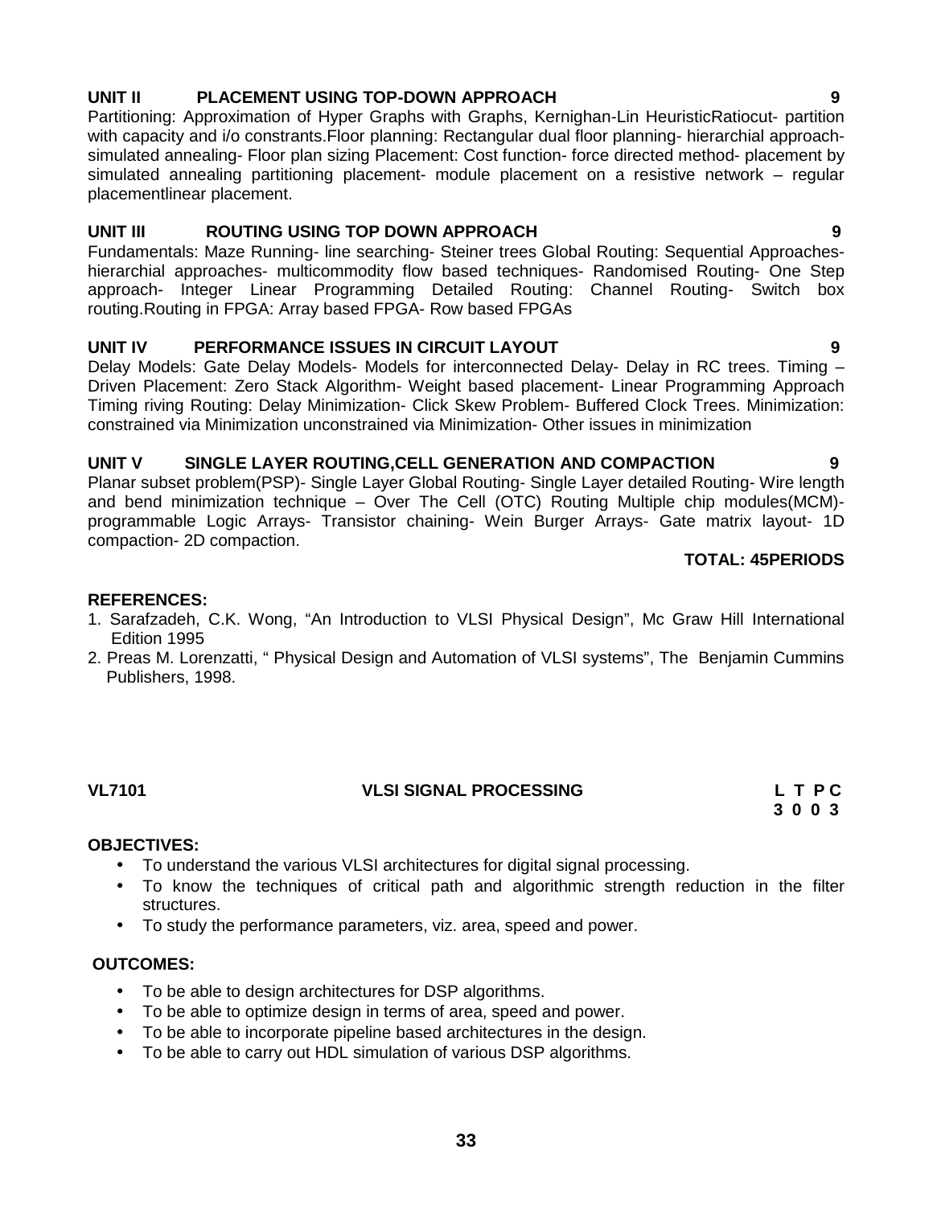**UNIT II PLACEMENT USING TOP-DOWN APPROACH 9**

Partitioning: Approximation of Hyper Graphs with Graphs, Kernighan-Lin HeuristicRatiocut- partition with capacity and i/o constrants.Floor planning: Rectangular dual floor planning- hierarchial approach- simulated annealing- Floor plan sizing Placement: Cost function- force directed method- placement by simulated annealing partitioning placement- module placement on a resistive network – regular placementlinear placement.

**UNIT III ROUTING USING TOP DOWN APPROACH 9**

Fundamentals: Maze Running- line searching- Steiner trees Global Routing: Sequential Approaches- hierarchial approaches- multicommodity flow based techniques- Randomised Routing- One Step approach- Integer Linear Programming Detailed Routing: Channel Routing- Switch box routing.Routing in FPGA: Array based FPGA- Row based FPGAs

**UNIT IV PERFORMANCE ISSUES IN CIRCUIT LAYOUT 9**

Delay Models: Gate Delay Models- Models for interconnected Delay- Delay in RC trees. Timing – Driven Placement: Zero Stack Algorithm- Weight based placement- Linear Programming Approach Timing riving Routing: Delay Minimization- Click Skew Problem- Buffered Clock Trees. Minimization: constrained via Minimization unconstrained via Minimization- Other issues in minimization

**UNIT V SINGLE LAYER ROUTING,CELL GENERATION AND COMPACTION 9**

Planar subset problem(PSP)- Single Layer Global Routing- Single Layer detailed Routing- Wire length and bend minimization technique – Over The Cell (OTC) Routing Multiple chip modules(MCM)- programmable Logic Arrays- Transistor chaining- Wein Burger Arrays- Gate matrix layout- 1D compaction- 2D compaction.

**TOTAL: 45PERIODS**

**REFERENCES:**

1. Sarafzadeh, C.K. Wong, "An Introduction to VLSI Physical Design", Mc Graw Hill International Edition 1995
2. Preas M. Lorenzatti, " Physical Design and Automation of VLSI systems", The Benjamin Cummins Publishers, 1998.

**VL7101 VLSI SIGNAL PROCESSING**

| L | T | P | C |
|---|---|---|---|
| 3 | 0 | 0 | 3 |

**OBJECTIVES:**

- To understand the various VLSI architectures for digital signal processing.
- To know the techniques of critical path and algorithmic strength reduction in the filter structures.
- To study the performance parameters, viz. area, speed and power.

**OUTCOMES:**

- To be able to design architectures for DSP algorithms.
- To be able to optimize design in terms of area, speed and power.
- To be able to incorporate pipeline based architectures in the design.
- To be able to carry out HDL simulation of various DSP algorithms.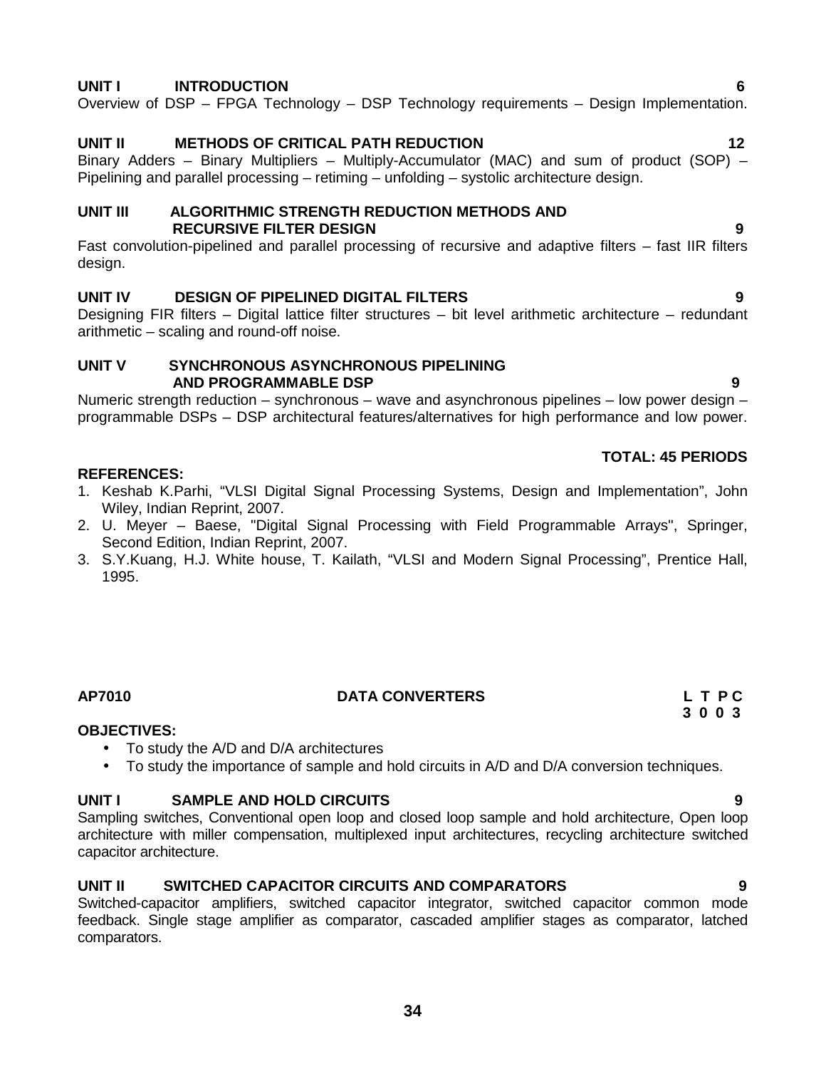**UNIT I INTRODUCTION 6**

Overview of DSP – FPGA Technology – DSP Technology requirements – Design Implementation.

**UNIT II METHODS OF CRITICAL PATH REDUCTION 12**

Binary Adders – Binary Multipliers – Multiply-Accumulator (MAC) and sum of product (SOP) – Pipelining and parallel processing – retiming – unfolding – systolic architecture design.

**UNIT III ALGORITHMIC STRENGTH REDUCTION METHODS AND RECURSIVE FILTER DESIGN 9**

Fast convolution-pipelined and parallel processing of recursive and adaptive filters – fast IIR filters design.

**UNIT IV DESIGN OF PIPELINED DIGITAL FILTERS 9**

Designing FIR filters – Digital lattice filter structures – bit level arithmetic architecture – redundant arithmetic – scaling and round-off noise.

**UNIT V SYNCHRONOUS ASYNCHRONOUS PIPELINING AND PROGRAMMABLE DSP 9**

Numeric strength reduction – synchronous – wave and asynchronous pipelines – low power design – programmable DSPs – DSP architectural features/alternatives for high performance and low power.

**TOTAL: 45 PERIODS**

**REFERENCES:**

1. Keshab K.Parhi, "VLSI Digital Signal Processing Systems, Design and Implementation", John Wiley, Indian Reprint, 2007.
2. U. Meyer – Baese, "Digital Signal Processing with Field Programmable Arrays", Springer, Second Edition, Indian Reprint, 2007.
3. S.Y.Kuang, H.J. White house, T. Kailath, "VLSI and Modern Signal Processing", Prentice Hall, 1995.

## AP7010 DATA CONVERTERS

| L | T | P | C |
|---|---|---|---|
| 3 | 0 | 0 | 3 |

**OBJECTIVES:**

- To study the A/D and D/A architectures
- To study the importance of sample and hold circuits in A/D and D/A conversion techniques.

**UNIT I SAMPLE AND HOLD CIRCUITS 9**

Sampling switches, Conventional open loop and closed loop sample and hold architecture, Open loop architecture with miller compensation, multiplexed input architectures, recycling architecture switched capacitor architecture.

**UNIT II SWITCHED CAPACITOR CIRCUITS AND COMPARATORS 9**

Switched-capacitor amplifiers, switched capacitor integrator, switched capacitor common mode feedback. Single stage amplifier as comparator, cascaded amplifier stages as comparator, latched comparators.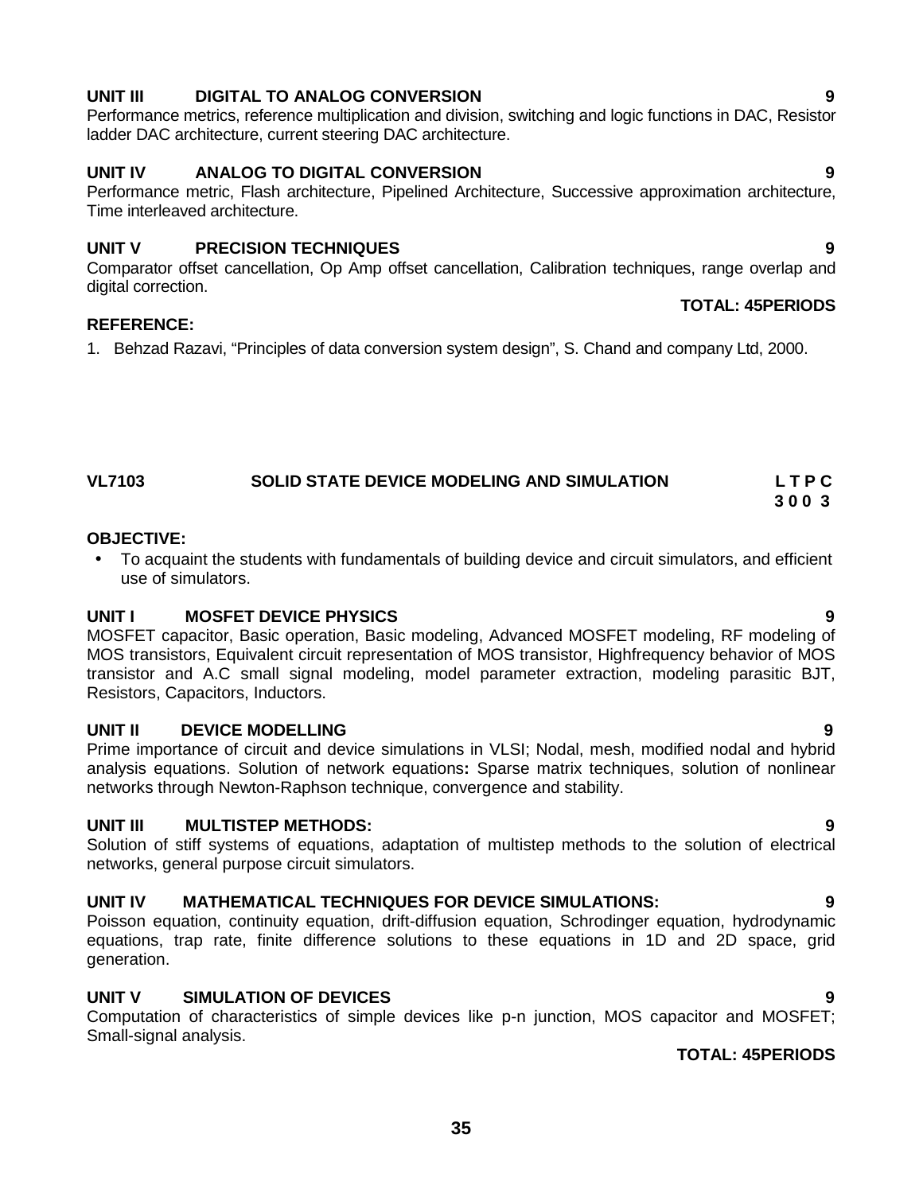**UNIT III DIGITAL TO ANALOG CONVERSION 9**

Performance metrics, reference multiplication and division, switching and logic functions in DAC, Resistor ladder DAC architecture, current steering DAC architecture.

**UNIT IV ANALOG TO DIGITAL CONVERSION 9**

Performance metric, Flash architecture, Pipelined Architecture, Successive approximation architecture, Time interleaved architecture.

**UNIT V PRECISION TECHNIQUES 9**

Comparator offset cancellation, Op Amp offset cancellation, Calibration techniques, range overlap and digital correction.

**TOTAL: 45PERIODS**

**REFERENCE:**

1. Behzad Razavi, “Principles of data conversion system design”, S. Chand and company Ltd, 2000.

## VL7103 SOLID STATE DEVICE MODELING AND SIMULATION

**L T P C**
**3 0 0 3**

**OBJECTIVE:**

- To acquaint the students with fundamentals of building device and circuit simulators, and efficient use of simulators.

**UNIT I MOSFET DEVICE PHYSICS 9**

MOSFET capacitor, Basic operation, Basic modeling, Advanced MOSFET modeling, RF modeling of MOS transistors, Equivalent circuit representation of MOS transistor, Highfrequency behavior of MOS transistor and A.C small signal modeling, model parameter extraction, modeling parasitic BJT, Resistors, Capacitors, Inductors.

**UNIT II DEVICE MODELLING 9**

Prime importance of circuit and device simulations in VLSI; Nodal, mesh, modified nodal and hybrid analysis equations. Solution of network equations**:** Sparse matrix techniques, solution of nonlinear networks through Newton-Raphson technique, convergence and stability.

**UNIT III MULTISTEP METHODS: 9**

Solution of stiff systems of equations, adaptation of multistep methods to the solution of electrical networks, general purpose circuit simulators.

**UNIT IV MATHEMATICAL TECHNIQUES FOR DEVICE SIMULATIONS: 9**

Poisson equation, continuity equation, drift-diffusion equation, Schrodinger equation, hydrodynamic equations, trap rate, finite difference solutions to these equations in 1D and 2D space, grid generation.

**UNIT V SIMULATION OF DEVICES 9**

Computation of characteristics of simple devices like p-n junction, MOS capacitor and MOSFET; Small-signal analysis.

**TOTAL: 45PERIODS**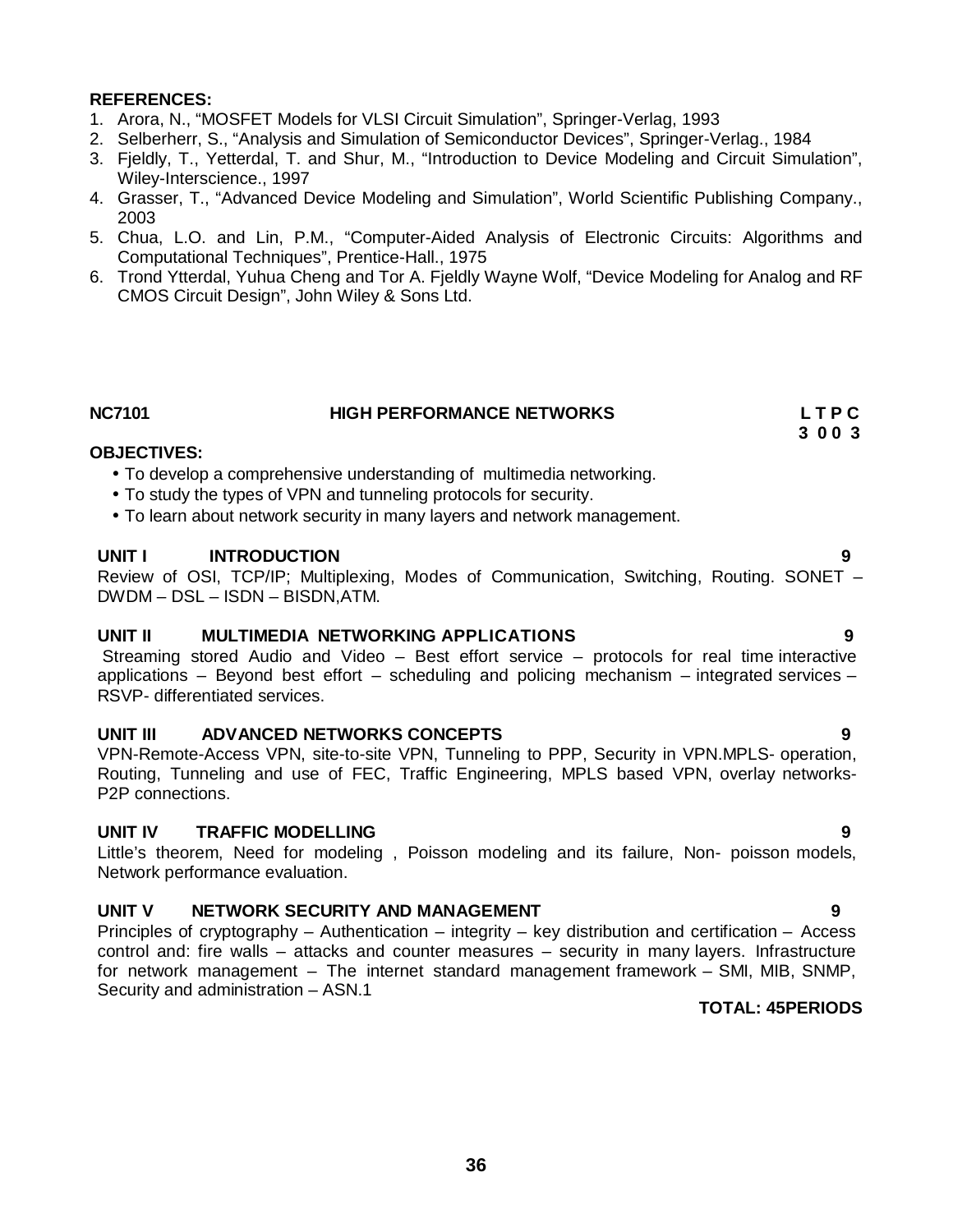**REFERENCES:**

1. Arora, N., "MOSFET Models for VLSI Circuit Simulation", Springer-Verlag, 1993
2. Selberherr, S., "Analysis and Simulation of Semiconductor Devices", Springer-Verlag., 1984
3. Fjeldly, T., Yetterdal, T. and Shur, M., "Introduction to Device Modeling and Circuit Simulation", Wiley-Interscience., 1997
4. Grasser, T., "Advanced Device Modeling and Simulation", World Scientific Publishing Company., 2003
5. Chua, L.O. and Lin, P.M., "Computer-Aided Analysis of Electronic Circuits: Algorithms and Computational Techniques", Prentice-Hall., 1975
6. Trond Ytterdal, Yuhua Cheng and Tor A. Fjeldly Wayne Wolf, "Device Modeling for Analog and RF CMOS Circuit Design", John Wiley & Sons Ltd.

**NC7101 HIGH PERFORMANCE NETWORKS** **L T P C**
**3 0 0 3**

**OBJECTIVES:**

- To develop a comprehensive understanding of multimedia networking.
- To study the types of VPN and tunneling protocols for security.
- To learn about network security in many layers and network management.

**UNIT I INTRODUCTION** **9**

Review of OSI, TCP/IP; Multiplexing, Modes of Communication, Switching, Routing. SONET – DWDM – DSL – ISDN – BISDN,ATM.

**UNIT II MULTIMEDIA NETWORKING APPLICATIONS** **9**

Streaming stored Audio and Video – Best effort service – protocols for real time interactive applications – Beyond best effort – scheduling and policing mechanism – integrated services – RSVP- differentiated services.

**UNIT III ADVANCED NETWORKS CONCEPTS** **9**

VPN-Remote-Access VPN, site-to-site VPN, Tunneling to PPP, Security in VPN.MPLS- operation, Routing, Tunneling and use of FEC, Traffic Engineering, MPLS based VPN, overlay networks-P2P connections.

**UNIT IV TRAFFIC MODELLING** **9**

Little's theorem, Need for modeling , Poisson modeling and its failure, Non- poisson models, Network performance evaluation.

**UNIT V NETWORK SECURITY AND MANAGEMENT** **9**

Principles of cryptography – Authentication – integrity – key distribution and certification – Access control and: fire walls – attacks and counter measures – security in many layers. Infrastructure for network management – The internet standard management framework – SMI, MIB, SNMP, Security and administration – ASN.1

**TOTAL: 45PERIODS**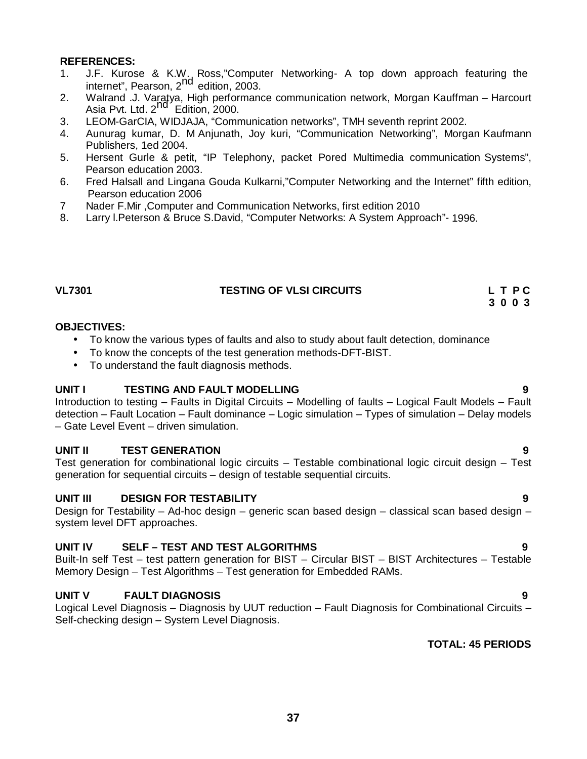**REFERENCES:**

1. J.F. Kurose & K.W. Ross,"Computer Networking- A top down approach featuring the internet", Pearson, 2nd edition, 2003.
2. Walrand .J. Varatya, High performance communication network, Morgan Kauffman – Harcourt Asia Pvt. Ltd. 2nd Edition, 2000.
3. LEOM-GarCIA, WIDJAJA, "Communication networks", TMH seventh reprint 2002.
4. Aunurag kumar, D. M Anjunath, Joy kuri, "Communication Networking", Morgan Kaufmann Publishers, 1ed 2004.
5. Hersent Gurle & petit, "IP Telephony, packet Pored Multimedia communication Systems", Pearson education 2003.
6. Fred Halsall and Lingana Gouda Kulkarni,"Computer Networking and the Internet" fifth edition, Pearson education 2006
7. Nader F.Mir ,Computer and Communication Networks, first edition 2010
8. Larry l.Peterson & Bruce S.David, "Computer Networks: A System Approach"- 1996.

## VL7301 TESTING OF VLSI CIRCUITS

| L | T | P | C |
|---|---|---|---|
| 3 | 0 | 0 | 3 |

**OBJECTIVES:**

- To know the various types of faults and also to study about fault detection, dominance
- To know the concepts of the test generation methods-DFT-BIST.
- To understand the fault diagnosis methods.

### UNIT I TESTING AND FAULT MODELLING — 9

Introduction to testing – Faults in Digital Circuits – Modelling of faults – Logical Fault Models – Fault detection – Fault Location – Fault dominance – Logic simulation – Types of simulation – Delay models – Gate Level Event – driven simulation.

### UNIT II TEST GENERATION — 9

Test generation for combinational logic circuits – Testable combinational logic circuit design – Test generation for sequential circuits – design of testable sequential circuits.

### UNIT III DESIGN FOR TESTABILITY — 9

Design for Testability – Ad-hoc design – generic scan based design – classical scan based design – system level DFT approaches.

### UNIT IV SELF – TEST AND TEST ALGORITHMS — 9

Built-In self Test – test pattern generation for BIST – Circular BIST – BIST Architectures – Testable Memory Design – Test Algorithms – Test generation for Embedded RAMs.

### UNIT V FAULT DIAGNOSIS — 9

Logical Level Diagnosis – Diagnosis by UUT reduction – Fault Diagnosis for Combinational Circuits – Self-checking design – System Level Diagnosis.

**TOTAL: 45 PERIODS**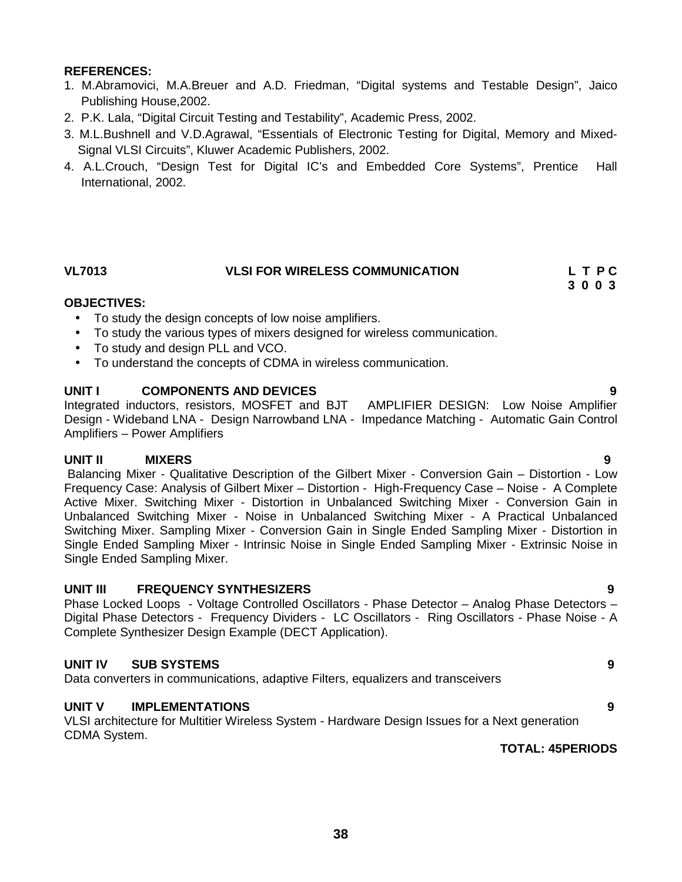**REFERENCES:**

1. M.Abramovici, M.A.Breuer and A.D. Friedman, “Digital systems and Testable Design”, Jaico Publishing House,2002.
2. P.K. Lala, “Digital Circuit Testing and Testability”, Academic Press, 2002.
3. M.L.Bushnell and V.D.Agrawal, “Essentials of Electronic Testing for Digital, Memory and Mixed-Signal VLSI Circuits”, Kluwer Academic Publishers, 2002.
4. A.L.Crouch, “Design Test for Digital IC’s and Embedded Core Systems”, Prentice Hall International, 2002.

## VL7013 VLSI FOR WIRELESS COMMUNICATION

| L | T | P | C |
|---|---|---|---|
| 3 | 0 | 0 | 3 |

**OBJECTIVES:**

- To study the design concepts of low noise amplifiers.
- To study the various types of mixers designed for wireless communication.
- To study and design PLL and VCO.
- To understand the concepts of CDMA in wireless communication.

**UNIT I COMPONENTS AND DEVICES** **9**

Integrated inductors, resistors, MOSFET and BJT AMPLIFIER DESIGN: Low Noise Amplifier Design - Wideband LNA - Design Narrowband LNA - Impedance Matching - Automatic Gain Control Amplifiers – Power Amplifiers

**UNIT II MIXERS** **9**

Balancing Mixer - Qualitative Description of the Gilbert Mixer - Conversion Gain – Distortion - Low Frequency Case: Analysis of Gilbert Mixer – Distortion - High-Frequency Case – Noise - A Complete Active Mixer. Switching Mixer - Distortion in Unbalanced Switching Mixer - Conversion Gain in Unbalanced Switching Mixer - Noise in Unbalanced Switching Mixer - A Practical Unbalanced Switching Mixer. Sampling Mixer - Conversion Gain in Single Ended Sampling Mixer - Distortion in Single Ended Sampling Mixer - Intrinsic Noise in Single Ended Sampling Mixer - Extrinsic Noise in Single Ended Sampling Mixer.

**UNIT III FREQUENCY SYNTHESIZERS** **9**

Phase Locked Loops - Voltage Controlled Oscillators - Phase Detector – Analog Phase Detectors – Digital Phase Detectors - Frequency Dividers - LC Oscillators - Ring Oscillators - Phase Noise - A Complete Synthesizer Design Example (DECT Application).

**UNIT IV SUB SYSTEMS** **9**

Data converters in communications, adaptive Filters, equalizers and transceivers

**UNIT V IMPLEMENTATIONS** **9**

VLSI architecture for Multitier Wireless System - Hardware Design Issues for a Next generation CDMA System.

**TOTAL: 45PERIODS**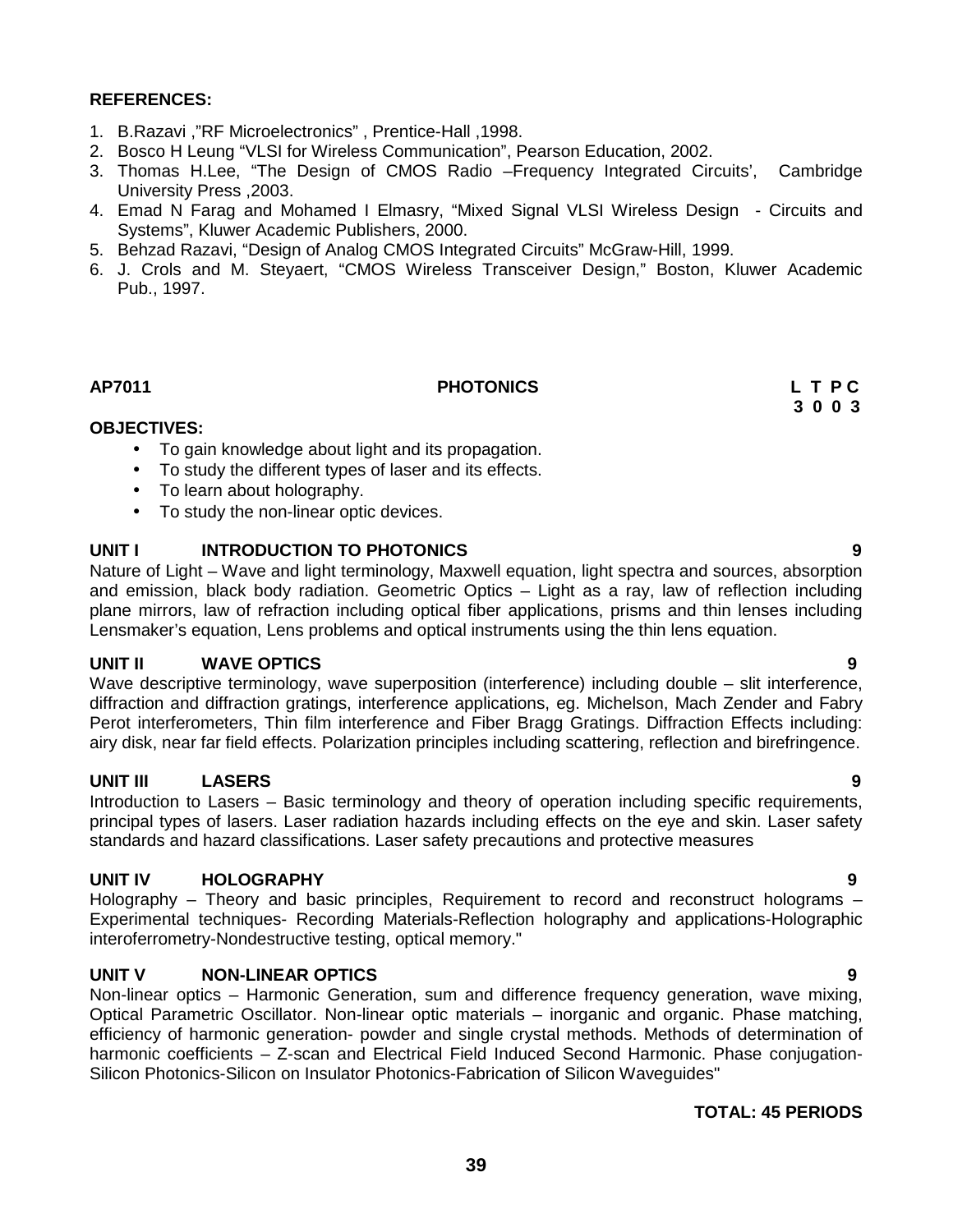**REFERENCES:**

1. B.Razavi ,"RF Microelectronics" , Prentice-Hall ,1998.
2. Bosco H Leung "VLSI for Wireless Communication", Pearson Education, 2002.
3. Thomas H.Lee, "The Design of CMOS Radio –Frequency Integrated Circuits', Cambridge University Press ,2003.
4. Emad N Farag and Mohamed I Elmasry, "Mixed Signal VLSI Wireless Design - Circuits and Systems", Kluwer Academic Publishers, 2000.
5. Behzad Razavi, "Design of Analog CMOS Integrated Circuits" McGraw-Hill, 1999.
6. J. Crols and M. Steyaert, "CMOS Wireless Transceiver Design," Boston, Kluwer Academic Pub., 1997.

## AP7011 PHOTONICS

| L | T | P | C |
|---|---|---|---|
| 3 | 0 | 0 | 3 |

**OBJECTIVES:**

- To gain knowledge about light and its propagation.
- To study the different types of laser and its effects.
- To learn about holography.
- To study the non-linear optic devices.

### UNIT I INTRODUCTION TO PHOTONICS 9

Nature of Light – Wave and light terminology, Maxwell equation, light spectra and sources, absorption and emission, black body radiation. Geometric Optics – Light as a ray, law of reflection including plane mirrors, law of refraction including optical fiber applications, prisms and thin lenses including Lensmaker's equation, Lens problems and optical instruments using the thin lens equation.

### UNIT II WAVE OPTICS 9

Wave descriptive terminology, wave superposition (interference) including double – slit interference, diffraction and diffraction gratings, interference applications, eg. Michelson, Mach Zender and Fabry Perot interferometers, Thin film interference and Fiber Bragg Gratings. Diffraction Effects including: airy disk, near far field effects. Polarization principles including scattering, reflection and birefringence.

### UNIT III LASERS 9

Introduction to Lasers – Basic terminology and theory of operation including specific requirements, principal types of lasers. Laser radiation hazards including effects on the eye and skin. Laser safety standards and hazard classifications. Laser safety precautions and protective measures

### UNIT IV HOLOGRAPHY 9

Holography – Theory and basic principles, Requirement to record and reconstruct holograms – Experimental techniques- Recording Materials-Reflection holography and applications-Holographic interoferrometry-Nondestructive testing, optical memory."

### UNIT V NON-LINEAR OPTICS 9

Non-linear optics – Harmonic Generation, sum and difference frequency generation, wave mixing, Optical Parametric Oscillator. Non-linear optic materials – inorganic and organic. Phase matching, efficiency of harmonic generation- powder and single crystal methods. Methods of determination of harmonic coefficients – Z-scan and Electrical Field Induced Second Harmonic. Phase conjugation-Silicon Photonics-Silicon on Insulator Photonics-Fabrication of Silicon Waveguides"

**TOTAL: 45 PERIODS**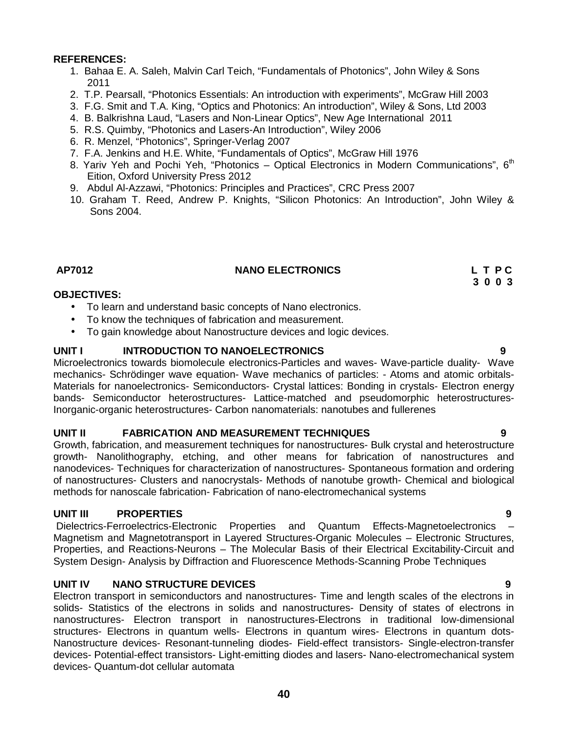**REFERENCES:**

1. Bahaa E. A. Saleh, Malvin Carl Teich, "Fundamentals of Photonics", John Wiley & Sons 2011
2. T.P. Pearsall, "Photonics Essentials: An introduction with experiments", McGraw Hill 2003
3. F.G. Smit and T.A. King, "Optics and Photonics: An introduction", Wiley & Sons, Ltd 2003
4. B. Balkrishna Laud, "Lasers and Non-Linear Optics", New Age International 2011
5. R.S. Quimby, "Photonics and Lasers-An Introduction", Wiley 2006
6. R. Menzel, "Photonics", Springer-Verlag 2007
7. F.A. Jenkins and H.E. White, "Fundamentals of Optics", McGraw Hill 1976
8. Yariv Yeh and Pochi Yeh, "Photonics – Optical Electronics in Modern Communications", 6th Eition, Oxford University Press 2012
9. Abdul Al-Azzawi, "Photonics: Principles and Practices", CRC Press 2007
10. Graham T. Reed, Andrew P. Knights, "Silicon Photonics: An Introduction", John Wiley & Sons 2004.

**AP7012 NANO ELECTRONICS L T P C**
**3 0 0 3**

**OBJECTIVES:**

- To learn and understand basic concepts of Nano electronics.
- To know the techniques of fabrication and measurement.
- To gain knowledge about Nanostructure devices and logic devices.

**UNIT I INTRODUCTION TO NANOELECTRONICS 9**

Microelectronics towards biomolecule electronics-Particles and waves- Wave-particle duality- Wave mechanics- Schrödinger wave equation- Wave mechanics of particles: - Atoms and atomic orbitals- Materials for nanoelectronics- Semiconductors- Crystal lattices: Bonding in crystals- Electron energy bands- Semiconductor heterostructures- Lattice-matched and pseudomorphic heterostructures- Inorganic-organic heterostructures- Carbon nanomaterials: nanotubes and fullerenes

**UNIT II FABRICATION AND MEASUREMENT TECHNIQUES 9**

Growth, fabrication, and measurement techniques for nanostructures- Bulk crystal and heterostructure growth- Nanolithography, etching, and other means for fabrication of nanostructures and nanodevices- Techniques for characterization of nanostructures- Spontaneous formation and ordering of nanostructures- Clusters and nanocrystals- Methods of nanotube growth- Chemical and biological methods for nanoscale fabrication- Fabrication of nano-electromechanical systems

**UNIT III PROPERTIES 9**

Dielectrics-Ferroelectrics-Electronic Properties and Quantum Effects-Magnetoelectronics – Magnetism and Magnetotransport in Layered Structures-Organic Molecules – Electronic Structures, Properties, and Reactions-Neurons – The Molecular Basis of their Electrical Excitability-Circuit and System Design- Analysis by Diffraction and Fluorescence Methods-Scanning Probe Techniques

**UNIT IV NANO STRUCTURE DEVICES 9**

Electron transport in semiconductors and nanostructures- Time and length scales of the electrons in solids- Statistics of the electrons in solids and nanostructures- Density of states of electrons in nanostructures- Electron transport in nanostructures-Electrons in traditional low-dimensional structures- Electrons in quantum wells- Electrons in quantum wires- Electrons in quantum dots- Nanostructure devices- Resonant-tunneling diodes- Field-effect transistors- Single-electron-transfer devices- Potential-effect transistors- Light-emitting diodes and lasers- Nano-electromechanical system devices- Quantum-dot cellular automata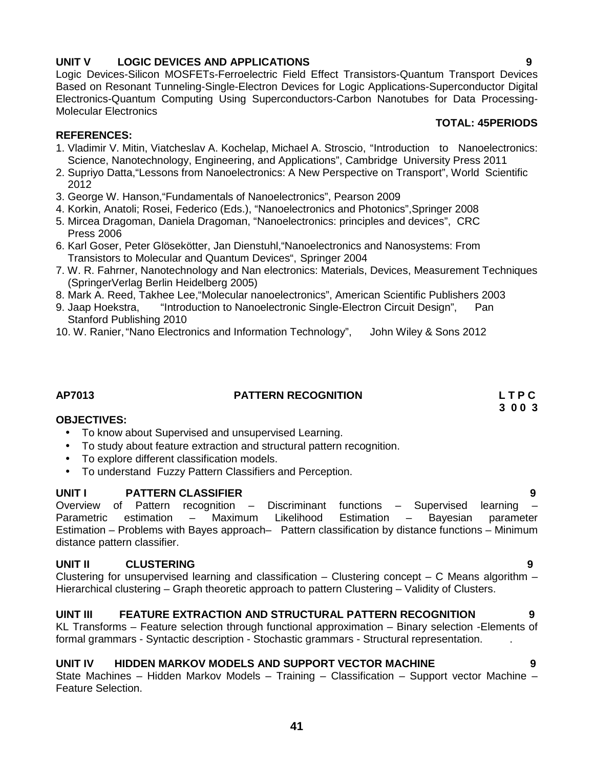**UNIT V LOGIC DEVICES AND APPLICATIONS 9**

Logic Devices-Silicon MOSFETs-Ferroelectric Field Effect Transistors-Quantum Transport Devices Based on Resonant Tunneling-Single-Electron Devices for Logic Applications-Superconductor Digital Electronics-Quantum Computing Using Superconductors-Carbon Nanotubes for Data Processing-Molecular Electronics

**TOTAL: 45PERIODS**

**REFERENCES:**

1. Vladimir V. Mitin, Viatcheslav A. Kochelap, Michael A. Stroscio, "Introduction to Nanoelectronics: Science, Nanotechnology, Engineering, and Applications", Cambridge University Press 2011
2. Supriyo Datta,"Lessons from Nanoelectronics: A New Perspective on Transport", World Scientific 2012
3. George W. Hanson,"Fundamentals of Nanoelectronics", Pearson 2009
4. Korkin, Anatoli; Rosei, Federico (Eds.), "Nanoelectronics and Photonics",Springer 2008
5. Mircea Dragoman, Daniela Dragoman, "Nanoelectronics: principles and devices", CRC Press 2006
6. Karl Goser, Peter Glösekötter, Jan Dienstuhl,"Nanoelectronics and Nanosystems: From Transistors to Molecular and Quantum Devices", Springer 2004
7. W. R. Fahrner, Nanotechnology and Nan electronics: Materials, Devices, Measurement Techniques (SpringerVerlag Berlin Heidelberg 2005)
8. Mark A. Reed, Takhee Lee,"Molecular nanoelectronics", American Scientific Publishers 2003
9. Jaap Hoekstra, "Introduction to Nanoelectronic Single-Electron Circuit Design", Pan Stanford Publishing 2010
10. W. Ranier, "Nano Electronics and Information Technology", John Wiley & Sons 2012

## AP7013 PATTERN RECOGNITION

**L T P C**
**3 0 0 3**

**OBJECTIVES:**

- To know about Supervised and unsupervised Learning.
- To study about feature extraction and structural pattern recognition.
- To explore different classification models.
- To understand Fuzzy Pattern Classifiers and Perception.

**UNIT I PATTERN CLASSIFIER 9**

Overview of Pattern recognition – Discriminant functions – Supervised learning – Parametric estimation – Maximum Likelihood Estimation – Bayesian parameter Estimation – Problems with Bayes approach– Pattern classification by distance functions – Minimum distance pattern classifier.

**UNIT II CLUSTERING 9**

Clustering for unsupervised learning and classification – Clustering concept – C Means algorithm – Hierarchical clustering – Graph theoretic approach to pattern Clustering – Validity of Clusters.

**UINT III FEATURE EXTRACTION AND STRUCTURAL PATTERN RECOGNITION 9**

KL Transforms – Feature selection through functional approximation – Binary selection -Elements of formal grammars - Syntactic description - Stochastic grammars - Structural representation.

**UNIT IV HIDDEN MARKOV MODELS AND SUPPORT VECTOR MACHINE 9**

State Machines – Hidden Markov Models – Training – Classification – Support vector Machine – Feature Selection.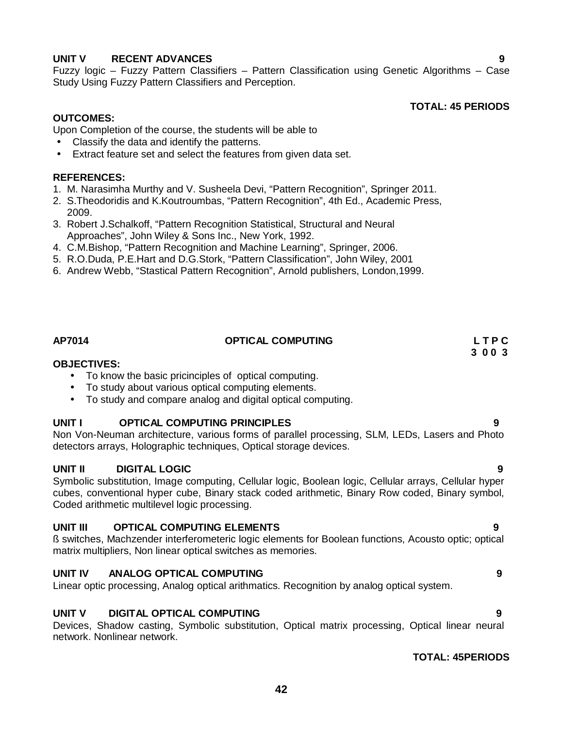### UNIT V RECENT ADVANCES 9

Fuzzy logic – Fuzzy Pattern Classifiers – Pattern Classification using Genetic Algorithms – Case Study Using Fuzzy Pattern Classifiers and Perception.

**TOTAL: 45 PERIODS**

**OUTCOMES:**

Upon Completion of the course, the students will be able to

- Classify the data and identify the patterns.
- Extract feature set and select the features from given data set.

**REFERENCES:**

1. M. Narasimha Murthy and V. Susheela Devi, "Pattern Recognition", Springer 2011.
2. S.Theodoridis and K.Koutroumbas, "Pattern Recognition", 4th Ed., Academic Press, 2009.
3. Robert J.Schalkoff, "Pattern Recognition Statistical, Structural and Neural Approaches", John Wiley & Sons Inc., New York, 1992.
4. C.M.Bishop, "Pattern Recognition and Machine Learning", Springer, 2006.
5. R.O.Duda, P.E.Hart and D.G.Stork, "Pattern Classification", John Wiley, 2001
6. Andrew Webb, "Stastical Pattern Recognition", Arnold publishers, London,1999.

## AP7014 OPTICAL COMPUTING

**L T P C**
**3 0 0 3**

**OBJECTIVES:**

- To know the basic pricinciples of optical computing.
- To study about various optical computing elements.
- To study and compare analog and digital optical computing.

### UNIT I OPTICAL COMPUTING PRINCIPLES 9

Non Von-Neuman architecture, various forms of parallel processing, SLM, LEDs, Lasers and Photo detectors arrays, Holographic techniques, Optical storage devices.

### UNIT II DIGITAL LOGIC 9

Symbolic substitution, Image computing, Cellular logic, Boolean logic, Cellular arrays, Cellular hyper cubes, conventional hyper cube, Binary stack coded arithmetic, Binary Row coded, Binary symbol, Coded arithmetic multilevel logic processing.

### UNIT III OPTICAL COMPUTING ELEMENTS 9

ß switches, Machzender interferometeric logic elements for Boolean functions, Acousto optic; optical matrix multipliers, Non linear optical switches as memories.

### UNIT IV ANALOG OPTICAL COMPUTING 9

Linear optic processing, Analog optical arithmatics. Recognition by analog optical system.

### UNIT V DIGITAL OPTICAL COMPUTING 9

Devices, Shadow casting, Symbolic substitution, Optical matrix processing, Optical linear neural network. Nonlinear network.

**TOTAL: 45PERIODS**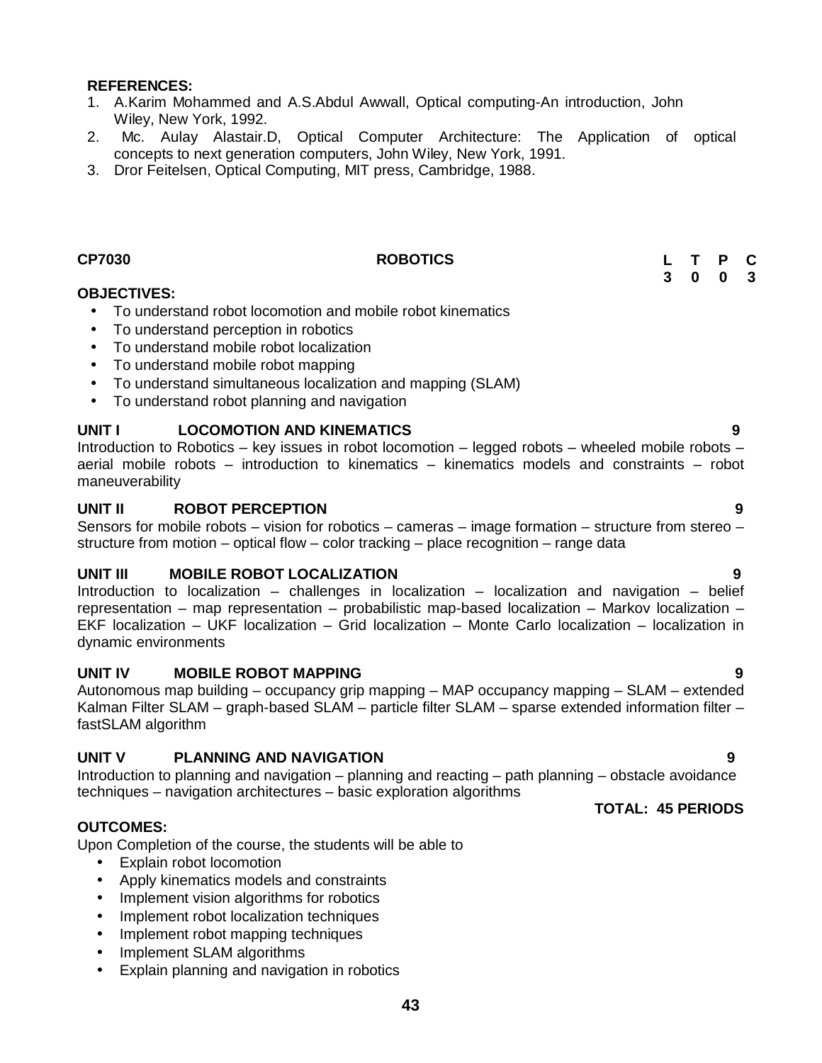**REFERENCES:**

1. A.Karim Mohammed and A.S.Abdul Awwall, Optical computing-An introduction, John Wiley, New York, 1992.
2. Mc. Aulay Alastair.D, Optical Computer Architecture: The Application of optical concepts to next generation computers, John Wiley, New York, 1991.
3. Dror Feitelsen, Optical Computing, MIT press, Cambridge, 1988.

| **CP7030** | **ROBOTICS** | **L** | **T** | **P** | **C** |
|---|---|---|---|---|---|
| | | **3** | **0** | **0** | **3** |

**OBJECTIVES:**

- To understand robot locomotion and mobile robot kinematics
- To understand perception in robotics
- To understand mobile robot localization
- To understand mobile robot mapping
- To understand simultaneous localization and mapping (SLAM)
- To understand robot planning and navigation

**UNIT I LOCOMOTION AND KINEMATICS 9**

Introduction to Robotics – key issues in robot locomotion – legged robots – wheeled mobile robots – aerial mobile robots – introduction to kinematics – kinematics models and constraints – robot maneuverability

**UNIT II ROBOT PERCEPTION 9**

Sensors for mobile robots – vision for robotics – cameras – image formation – structure from stereo – structure from motion – optical flow – color tracking – place recognition – range data

**UNIT III MOBILE ROBOT LOCALIZATION 9**

Introduction to localization – challenges in localization – localization and navigation – belief representation – map representation – probabilistic map-based localization – Markov localization – EKF localization – UKF localization – Grid localization – Monte Carlo localization – localization in dynamic environments

**UNIT IV MOBILE ROBOT MAPPING 9**

Autonomous map building – occupancy grip mapping – MAP occupancy mapping – SLAM – extended Kalman Filter SLAM – graph-based SLAM – particle filter SLAM – sparse extended information filter – fastSLAM algorithm

**UNIT V PLANNING AND NAVIGATION 9**

Introduction to planning and navigation – planning and reacting – path planning – obstacle avoidance techniques – navigation architectures – basic exploration algorithms

**TOTAL: 45 PERIODS**

**OUTCOMES:**

Upon Completion of the course, the students will be able to

- Explain robot locomotion
- Apply kinematics models and constraints
- Implement vision algorithms for robotics
- Implement robot localization techniques
- Implement robot mapping techniques
- Implement SLAM algorithms
- Explain planning and navigation in robotics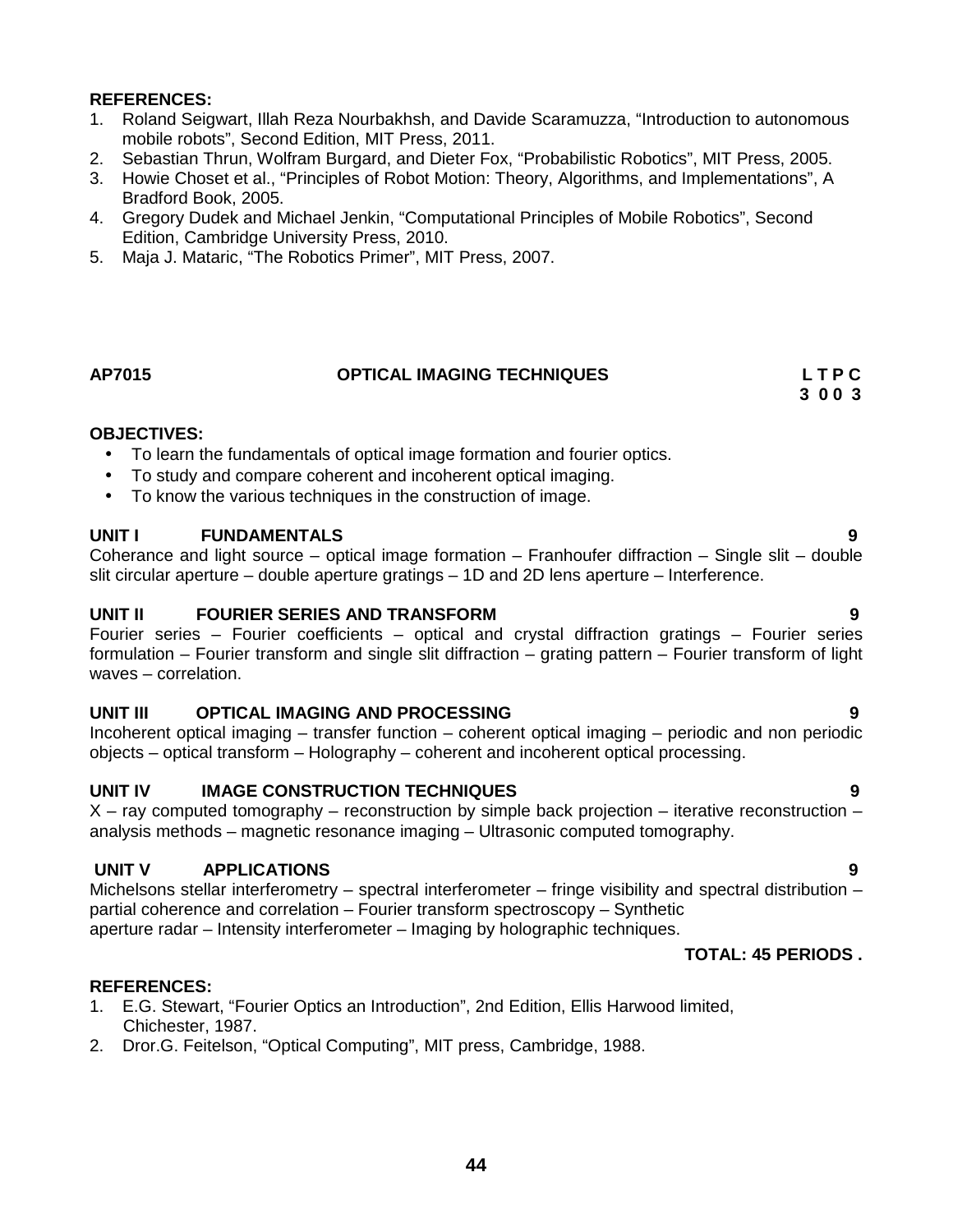**REFERENCES:**

1. Roland Seigwart, Illah Reza Nourbakhsh, and Davide Scaramuzza, "Introduction to autonomous mobile robots", Second Edition, MIT Press, 2011.
2. Sebastian Thrun, Wolfram Burgard, and Dieter Fox, "Probabilistic Robotics", MIT Press, 2005.
3. Howie Choset et al., "Principles of Robot Motion: Theory, Algorithms, and Implementations", A Bradford Book, 2005.
4. Gregory Dudek and Michael Jenkin, "Computational Principles of Mobile Robotics", Second Edition, Cambridge University Press, 2010.
5. Maja J. Mataric, "The Robotics Primer", MIT Press, 2007.

## AP7015 OPTICAL IMAGING TECHNIQUES

**L T P C**
**3 0 0 3**

**OBJECTIVES:**

- To learn the fundamentals of optical image formation and fourier optics.
- To study and compare coherent and incoherent optical imaging.
- To know the various techniques in the construction of image.

**UNIT I FUNDAMENTALS 9**

Coherance and light source – optical image formation – Franhoufer diffraction – Single slit – double slit circular aperture – double aperture gratings – 1D and 2D lens aperture – Interference.

**UNIT II FOURIER SERIES AND TRANSFORM 9**

Fourier series – Fourier coefficients – optical and crystal diffraction gratings – Fourier series formulation – Fourier transform and single slit diffraction – grating pattern – Fourier transform of light waves – correlation.

**UNIT III OPTICAL IMAGING AND PROCESSING 9**

Incoherent optical imaging – transfer function – coherent optical imaging – periodic and non periodic objects – optical transform – Holography – coherent and incoherent optical processing.

**UNIT IV IMAGE CONSTRUCTION TECHNIQUES 9**

X – ray computed tomography – reconstruction by simple back projection – iterative reconstruction – analysis methods – magnetic resonance imaging – Ultrasonic computed tomography.

**UNIT V APPLICATIONS 9**

Michelsons stellar interferometry – spectral interferometer – fringe visibility and spectral distribution – partial coherence and correlation – Fourier transform spectroscopy – Synthetic aperture radar – Intensity interferometer – Imaging by holographic techniques.

**TOTAL: 45 PERIODS .**

**REFERENCES:**

1. E.G. Stewart, "Fourier Optics an Introduction", 2nd Edition, Ellis Harwood limited, Chichester, 1987.
2. Dror.G. Feitelson, "Optical Computing", MIT press, Cambridge, 1988.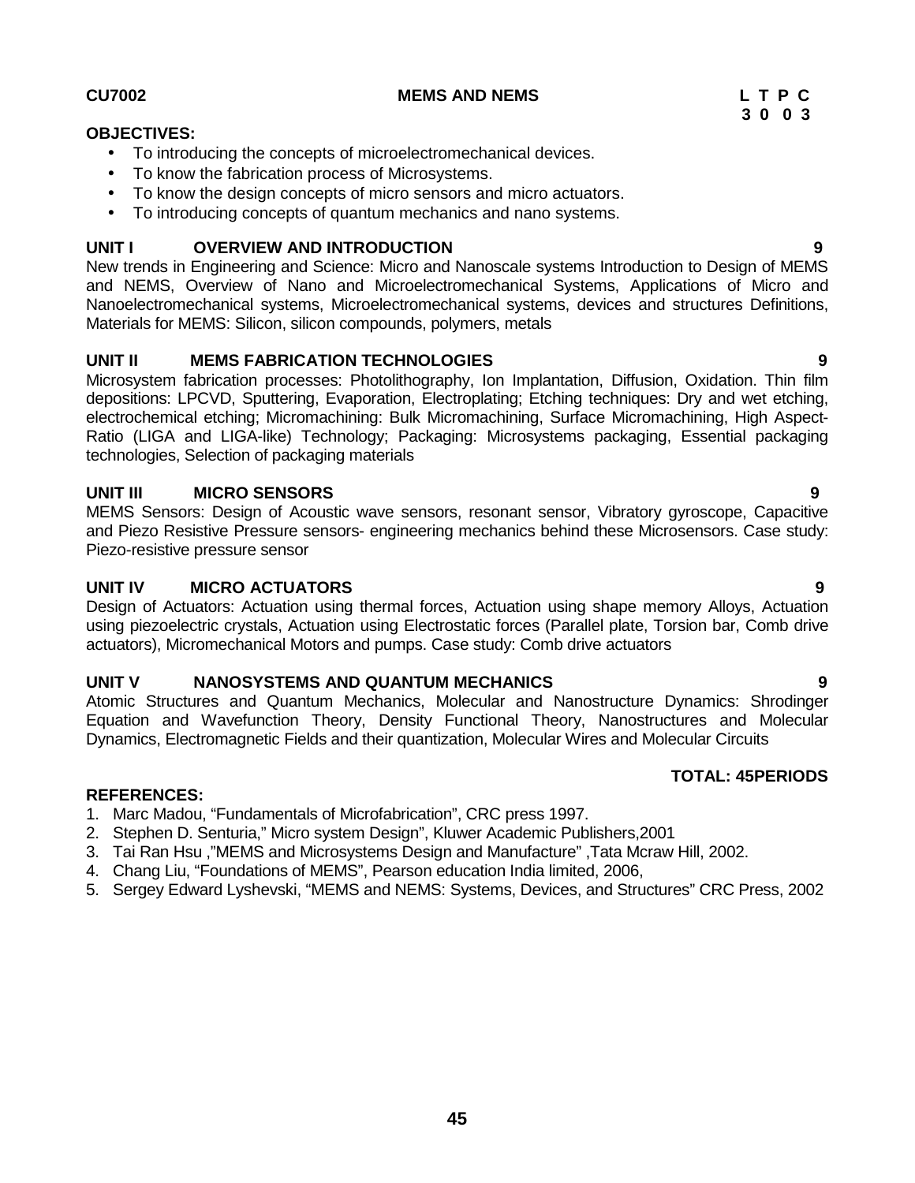**CU7002** **MEMS AND NEMS** **L T P C**
**3 0 0 3**

**OBJECTIVES:**

- To introducing the concepts of microelectromechanical devices.
- To know the fabrication process of Microsystems.
- To know the design concepts of micro sensors and micro actuators.
- To introducing concepts of quantum mechanics and nano systems.

**UNIT I OVERVIEW AND INTRODUCTION 9**

New trends in Engineering and Science: Micro and Nanoscale systems Introduction to Design of MEMS and NEMS, Overview of Nano and Microelectromechanical Systems, Applications of Micro and Nanoelectromechanical systems, Microelectromechanical systems, devices and structures Definitions, Materials for MEMS: Silicon, silicon compounds, polymers, metals

**UNIT II MEMS FABRICATION TECHNOLOGIES 9**

Microsystem fabrication processes: Photolithography, Ion Implantation, Diffusion, Oxidation. Thin film depositions: LPCVD, Sputtering, Evaporation, Electroplating; Etching techniques: Dry and wet etching, electrochemical etching; Micromachining: Bulk Micromachining, Surface Micromachining, High Aspect-Ratio (LIGA and LIGA-like) Technology; Packaging: Microsystems packaging, Essential packaging technologies, Selection of packaging materials

**UNIT III MICRO SENSORS 9**

MEMS Sensors: Design of Acoustic wave sensors, resonant sensor, Vibratory gyroscope, Capacitive and Piezo Resistive Pressure sensors- engineering mechanics behind these Microsensors. Case study: Piezo-resistive pressure sensor

**UNIT IV MICRO ACTUATORS 9**

Design of Actuators: Actuation using thermal forces, Actuation using shape memory Alloys, Actuation using piezoelectric crystals, Actuation using Electrostatic forces (Parallel plate, Torsion bar, Comb drive actuators), Micromechanical Motors and pumps. Case study: Comb drive actuators

**UNIT V NANOSYSTEMS AND QUANTUM MECHANICS 9**

Atomic Structures and Quantum Mechanics, Molecular and Nanostructure Dynamics: Shrodinger Equation and Wavefunction Theory, Density Functional Theory, Nanostructures and Molecular Dynamics, Electromagnetic Fields and their quantization, Molecular Wires and Molecular Circuits

**TOTAL: 45PERIODS**

**REFERENCES:**

1. Marc Madou, “Fundamentals of Microfabrication”, CRC press 1997.
2. Stephen D. Senturia,” Micro system Design”, Kluwer Academic Publishers,2001
3. Tai Ran Hsu ,”MEMS and Microsystems Design and Manufacture” ,Tata Mcraw Hill, 2002.
4. Chang Liu, “Foundations of MEMS”, Pearson education India limited, 2006,
5. Sergey Edward Lyshevski, “MEMS and NEMS: Systems, Devices, and Structures” CRC Press, 2002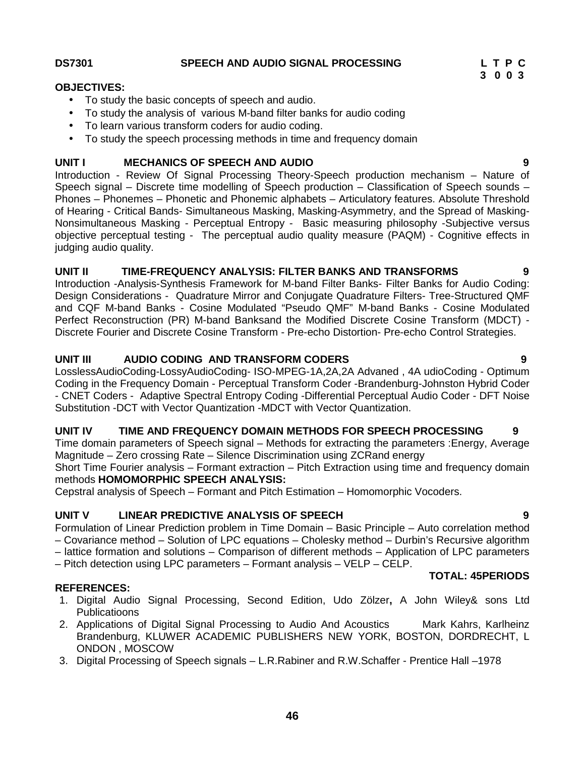**DS7301 SPEECH AND AUDIO SIGNAL PROCESSING**

| L | T | P | C |
|---|---|---|---|
| 3 | 0 | 0 | 3 |

**OBJECTIVES:**

- To study the basic concepts of speech and audio.
- To study the analysis of various M-band filter banks for audio coding
- To learn various transform coders for audio coding.
- To study the speech processing methods in time and frequency domain

**UNIT I MECHANICS OF SPEECH AND AUDIO 9**

Introduction - Review Of Signal Processing Theory-Speech production mechanism – Nature of Speech signal – Discrete time modelling of Speech production – Classification of Speech sounds – Phones – Phonemes – Phonetic and Phonemic alphabets – Articulatory features. Absolute Threshold of Hearing - Critical Bands- Simultaneous Masking, Masking-Asymmetry, and the Spread of Masking- Nonsimultaneous Masking - Perceptual Entropy - Basic measuring philosophy -Subjective versus objective perceptual testing - The perceptual audio quality measure (PAQM) - Cognitive effects in judging audio quality.

**UNIT II TIME-FREQUENCY ANALYSIS: FILTER BANKS AND TRANSFORMS 9**

Introduction -Analysis-Synthesis Framework for M-band Filter Banks- Filter Banks for Audio Coding: Design Considerations - Quadrature Mirror and Conjugate Quadrature Filters- Tree-Structured QMF and CQF M-band Banks - Cosine Modulated "Pseudo QMF" M-band Banks - Cosine Modulated Perfect Reconstruction (PR) M-band Banksand the Modified Discrete Cosine Transform (MDCT) - Discrete Fourier and Discrete Cosine Transform - Pre-echo Distortion- Pre-echo Control Strategies.

**UNIT III AUDIO CODING AND TRANSFORM CODERS 9**

LosslessAudioCoding-LossyAudioCoding- ISO-MPEG-1A,2A,2A Advaned , 4A udioCoding - Optimum Coding in the Frequency Domain - Perceptual Transform Coder -Brandenburg-Johnston Hybrid Coder - CNET Coders - Adaptive Spectral Entropy Coding -Differential Perceptual Audio Coder - DFT Noise Substitution -DCT with Vector Quantization -MDCT with Vector Quantization.

**UNIT IV TIME AND FREQUENCY DOMAIN METHODS FOR SPEECH PROCESSING 9**

Time domain parameters of Speech signal – Methods for extracting the parameters :Energy, Average Magnitude – Zero crossing Rate – Silence Discrimination using ZCRand energy

Short Time Fourier analysis – Formant extraction – Pitch Extraction using time and frequency domain methods **HOMOMORPHIC SPEECH ANALYSIS:**

Cepstral analysis of Speech – Formant and Pitch Estimation – Homomorphic Vocoders.

**UNIT V LINEAR PREDICTIVE ANALYSIS OF SPEECH 9**

Formulation of Linear Prediction problem in Time Domain – Basic Principle – Auto correlation method – Covariance method – Solution of LPC equations – Cholesky method – Durbin's Recursive algorithm – lattice formation and solutions – Comparison of different methods – Application of LPC parameters – Pitch detection using LPC parameters – Formant analysis – VELP – CELP.

**TOTAL: 45PERIODS**

**REFERENCES:**

1. Digital Audio Signal Processing, Second Edition, Udo Zölzer**,** A John Wiley& sons Ltd Publicatioons
2. Applications of Digital Signal Processing to Audio And Acoustics Mark Kahrs, Karlheinz Brandenburg, KLUWER ACADEMIC PUBLISHERS NEW YORK, BOSTON, DORDRECHT, L ONDON , MOSCOW
3. Digital Processing of Speech signals – L.R.Rabiner and R.W.Schaffer - Prentice Hall –1978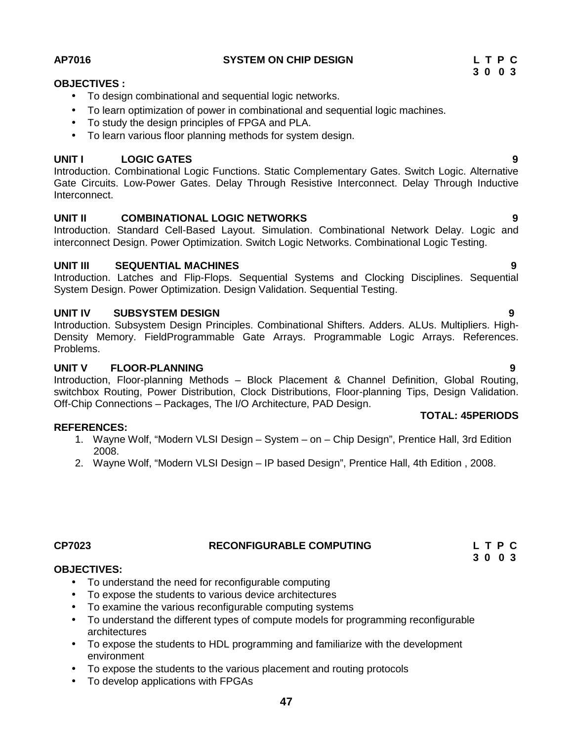**AP7016 SYSTEM ON CHIP DESIGN**

| L | T | P | C |
|---|---|---|---|
| 3 | 0 | 0 | 3 |

**OBJECTIVES :**

- To design combinational and sequential logic networks.
- To learn optimization of power in combinational and sequential logic machines.
- To study the design principles of FPGA and PLA.
- To learn various floor planning methods for system design.

**UNIT I LOGIC GATES 9**

Introduction. Combinational Logic Functions. Static Complementary Gates. Switch Logic. Alternative Gate Circuits. Low-Power Gates. Delay Through Resistive Interconnect. Delay Through Inductive Interconnect.

**UNIT II COMBINATIONAL LOGIC NETWORKS 9**

Introduction. Standard Cell-Based Layout. Simulation. Combinational Network Delay. Logic and interconnect Design. Power Optimization. Switch Logic Networks. Combinational Logic Testing.

**UNIT III SEQUENTIAL MACHINES 9**

Introduction. Latches and Flip-Flops. Sequential Systems and Clocking Disciplines. Sequential System Design. Power Optimization. Design Validation. Sequential Testing.

**UNIT IV SUBSYSTEM DESIGN 9**

Introduction. Subsystem Design Principles. Combinational Shifters. Adders. ALUs. Multipliers. High-Density Memory. FieldProgrammable Gate Arrays. Programmable Logic Arrays. References. Problems.

**UNIT V FLOOR-PLANNING 9**

Introduction, Floor-planning Methods – Block Placement & Channel Definition, Global Routing, switchbox Routing, Power Distribution, Clock Distributions, Floor-planning Tips, Design Validation. Off-Chip Connections – Packages, The I/O Architecture, PAD Design.

**TOTAL: 45PERIODS**

**REFERENCES:**

1. Wayne Wolf, "Modern VLSI Design – System – on – Chip Design", Prentice Hall, 3rd Edition 2008.
2. Wayne Wolf, "Modern VLSI Design – IP based Design", Prentice Hall, 4th Edition , 2008.

**CP7023 RECONFIGURABLE COMPUTING**

| L | T | P | C |
|---|---|---|---|
| 3 | 0 | 0 | 3 |

**OBJECTIVES:**

- To understand the need for reconfigurable computing
- To expose the students to various device architectures
- To examine the various reconfigurable computing systems
- To understand the different types of compute models for programming reconfigurable architectures
- To expose the students to HDL programming and familiarize with the development environment
- To expose the students to the various placement and routing protocols
- To develop applications with FPGAs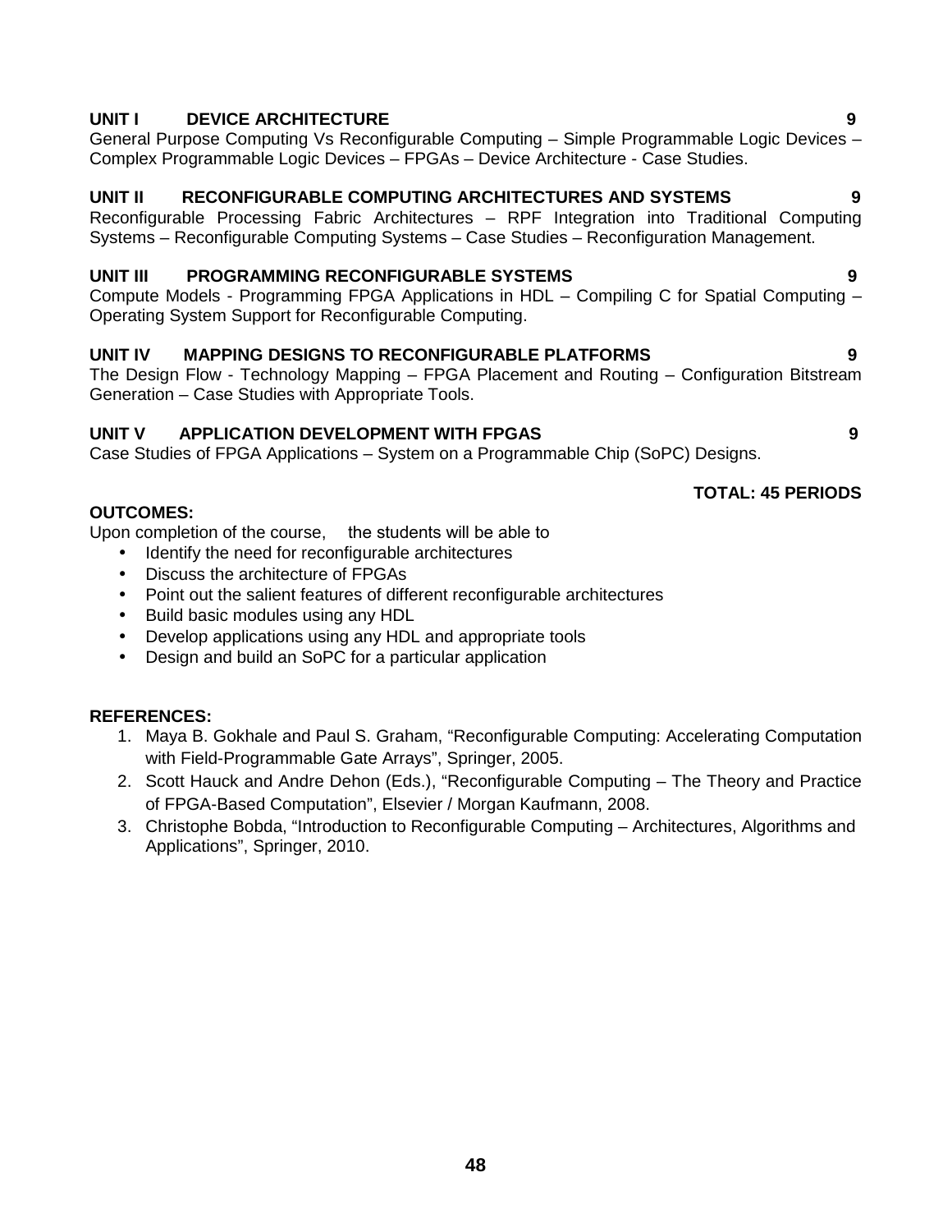**UNIT I DEVICE ARCHITECTURE 9**

General Purpose Computing Vs Reconfigurable Computing – Simple Programmable Logic Devices – Complex Programmable Logic Devices – FPGAs – Device Architecture - Case Studies.

**UNIT II RECONFIGURABLE COMPUTING ARCHITECTURES AND SYSTEMS 9**

Reconfigurable Processing Fabric Architectures – RPF Integration into Traditional Computing Systems – Reconfigurable Computing Systems – Case Studies – Reconfiguration Management.

**UNIT III PROGRAMMING RECONFIGURABLE SYSTEMS 9**

Compute Models - Programming FPGA Applications in HDL – Compiling C for Spatial Computing – Operating System Support for Reconfigurable Computing.

**UNIT IV MAPPING DESIGNS TO RECONFIGURABLE PLATFORMS 9**

The Design Flow - Technology Mapping – FPGA Placement and Routing – Configuration Bitstream Generation – Case Studies with Appropriate Tools.

**UNIT V APPLICATION DEVELOPMENT WITH FPGAS 9**

Case Studies of FPGA Applications – System on a Programmable Chip (SoPC) Designs.

**TOTAL: 45 PERIODS**

**OUTCOMES:**

Upon completion of the course, the students will be able to

- Identify the need for reconfigurable architectures
- Discuss the architecture of FPGAs
- Point out the salient features of different reconfigurable architectures
- Build basic modules using any HDL
- Develop applications using any HDL and appropriate tools
- Design and build an SoPC for a particular application

**REFERENCES:**

1. Maya B. Gokhale and Paul S. Graham, "Reconfigurable Computing: Accelerating Computation with Field-Programmable Gate Arrays", Springer, 2005.
2. Scott Hauck and Andre Dehon (Eds.), "Reconfigurable Computing – The Theory and Practice of FPGA-Based Computation", Elsevier / Morgan Kaufmann, 2008.
3. Christophe Bobda, "Introduction to Reconfigurable Computing – Architectures, Algorithms and Applications", Springer, 2010.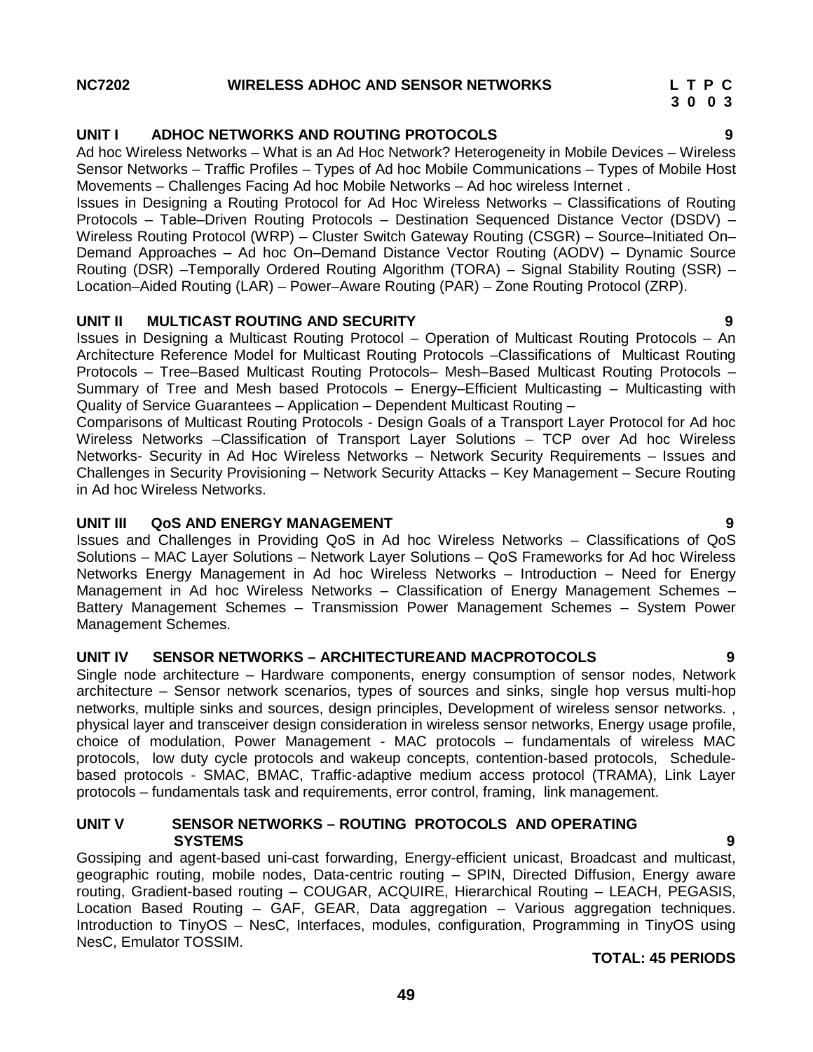**NC7202 WIRELESS ADHOC AND SENSOR NETWORKS**

| L | T | P | C |
|---|---|---|---|
| 3 | 0 | 0 | 3 |

### UNIT I ADHOC NETWORKS AND ROUTING PROTOCOLS 9

Ad hoc Wireless Networks – What is an Ad Hoc Network? Heterogeneity in Mobile Devices – Wireless Sensor Networks – Traffic Profiles – Types of Ad hoc Mobile Communications – Types of Mobile Host Movements – Challenges Facing Ad hoc Mobile Networks – Ad hoc wireless Internet .

Issues in Designing a Routing Protocol for Ad Hoc Wireless Networks – Classifications of Routing Protocols – Table–Driven Routing Protocols – Destination Sequenced Distance Vector (DSDV) – Wireless Routing Protocol (WRP) – Cluster Switch Gateway Routing (CSGR) – Source–Initiated On–Demand Approaches – Ad hoc On–Demand Distance Vector Routing (AODV) – Dynamic Source Routing (DSR) –Temporally Ordered Routing Algorithm (TORA) – Signal Stability Routing (SSR) – Location–Aided Routing (LAR) – Power–Aware Routing (PAR) – Zone Routing Protocol (ZRP).

### UNIT II MULTICAST ROUTING AND SECURITY 9

Issues in Designing a Multicast Routing Protocol – Operation of Multicast Routing Protocols – An Architecture Reference Model for Multicast Routing Protocols –Classifications of Multicast Routing Protocols – Tree–Based Multicast Routing Protocols– Mesh–Based Multicast Routing Protocols – Summary of Tree and Mesh based Protocols – Energy–Efficient Multicasting – Multicasting with Quality of Service Guarantees – Application – Dependent Multicast Routing –

Comparisons of Multicast Routing Protocols - Design Goals of a Transport Layer Protocol for Ad hoc Wireless Networks –Classification of Transport Layer Solutions – TCP over Ad hoc Wireless Networks- Security in Ad Hoc Wireless Networks – Network Security Requirements – Issues and Challenges in Security Provisioning – Network Security Attacks – Key Management – Secure Routing in Ad hoc Wireless Networks.

### UNIT III QoS AND ENERGY MANAGEMENT 9

Issues and Challenges in Providing QoS in Ad hoc Wireless Networks – Classifications of QoS Solutions – MAC Layer Solutions – Network Layer Solutions – QoS Frameworks for Ad hoc Wireless Networks Energy Management in Ad hoc Wireless Networks – Introduction – Need for Energy Management in Ad hoc Wireless Networks – Classification of Energy Management Schemes – Battery Management Schemes – Transmission Power Management Schemes – System Power Management Schemes.

### UNIT IV SENSOR NETWORKS – ARCHITECTUREAND MACPROTOCOLS 9

Single node architecture – Hardware components, energy consumption of sensor nodes, Network architecture – Sensor network scenarios, types of sources and sinks, single hop versus multi-hop networks, multiple sinks and sources, design principles, Development of wireless sensor networks. , physical layer and transceiver design consideration in wireless sensor networks, Energy usage profile, choice of modulation, Power Management - MAC protocols – fundamentals of wireless MAC protocols, low duty cycle protocols and wakeup concepts, contention-based protocols, Schedule-based protocols - SMAC, BMAC, Traffic-adaptive medium access protocol (TRAMA), Link Layer protocols – fundamentals task and requirements, error control, framing, link management.

### UNIT V SENSOR NETWORKS – ROUTING PROTOCOLS AND OPERATING SYSTEMS 9

Gossiping and agent-based uni-cast forwarding, Energy-efficient unicast, Broadcast and multicast, geographic routing, mobile nodes, Data-centric routing – SPIN, Directed Diffusion, Energy aware routing, Gradient-based routing – COUGAR, ACQUIRE, Hierarchical Routing – LEACH, PEGASIS, Location Based Routing – GAF, GEAR, Data aggregation – Various aggregation techniques. Introduction to TinyOS – NesC, Interfaces, modules, configuration, Programming in TinyOS using NesC, Emulator TOSSIM.

**TOTAL: 45 PERIODS**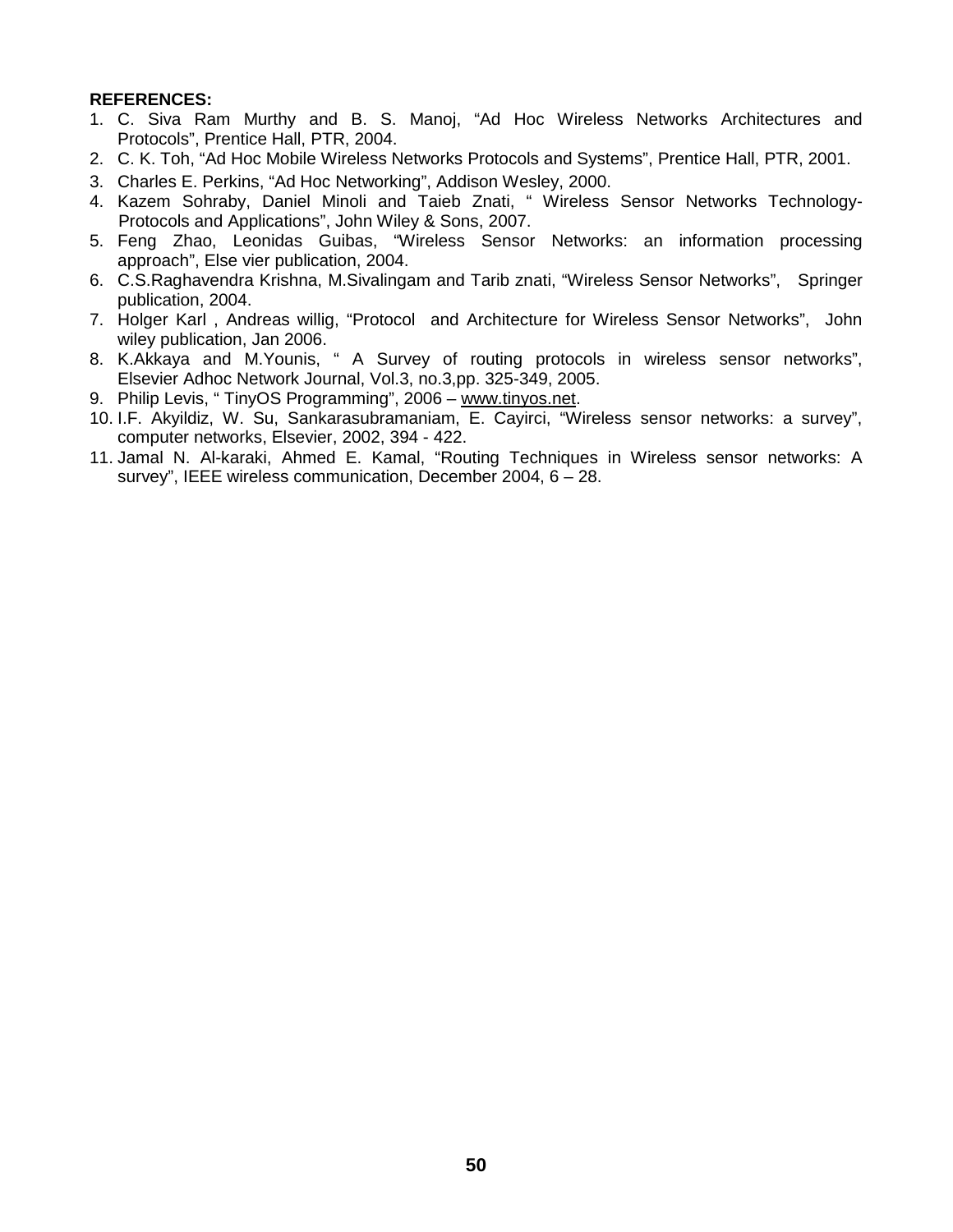**REFERENCES:**

1. C. Siva Ram Murthy and B. S. Manoj, “Ad Hoc Wireless Networks Architectures and Protocols”, Prentice Hall, PTR, 2004.
2. C. K. Toh, “Ad Hoc Mobile Wireless Networks Protocols and Systems”, Prentice Hall, PTR, 2001.
3. Charles E. Perkins, “Ad Hoc Networking”, Addison Wesley, 2000.
4. Kazem Sohraby, Daniel Minoli and Taieb Znati, “ Wireless Sensor Networks Technology-Protocols and Applications”, John Wiley & Sons, 2007.
5. Feng Zhao, Leonidas Guibas, “Wireless Sensor Networks: an information processing approach”, Else vier publication, 2004.
6. C.S.Raghavendra Krishna, M.Sivalingam and Tarib znati, “Wireless Sensor Networks”, Springer publication, 2004.
7. Holger Karl , Andreas willig, “Protocol and Architecture for Wireless Sensor Networks”, John wiley publication, Jan 2006.
8. K.Akkaya and M.Younis, “ A Survey of routing protocols in wireless sensor networks”, Elsevier Adhoc Network Journal, Vol.3, no.3,pp. 325-349, 2005.
9. Philip Levis, “ TinyOS Programming”, 2006 – www.tinyos.net.
10. I.F. Akyildiz, W. Su, Sankarasubramaniam, E. Cayirci, “Wireless sensor networks: a survey”, computer networks, Elsevier, 2002, 394 - 422.
11. Jamal N. Al-karaki, Ahmed E. Kamal, “Routing Techniques in Wireless sensor networks: A survey”, IEEE wireless communication, December 2004, 6 – 28.